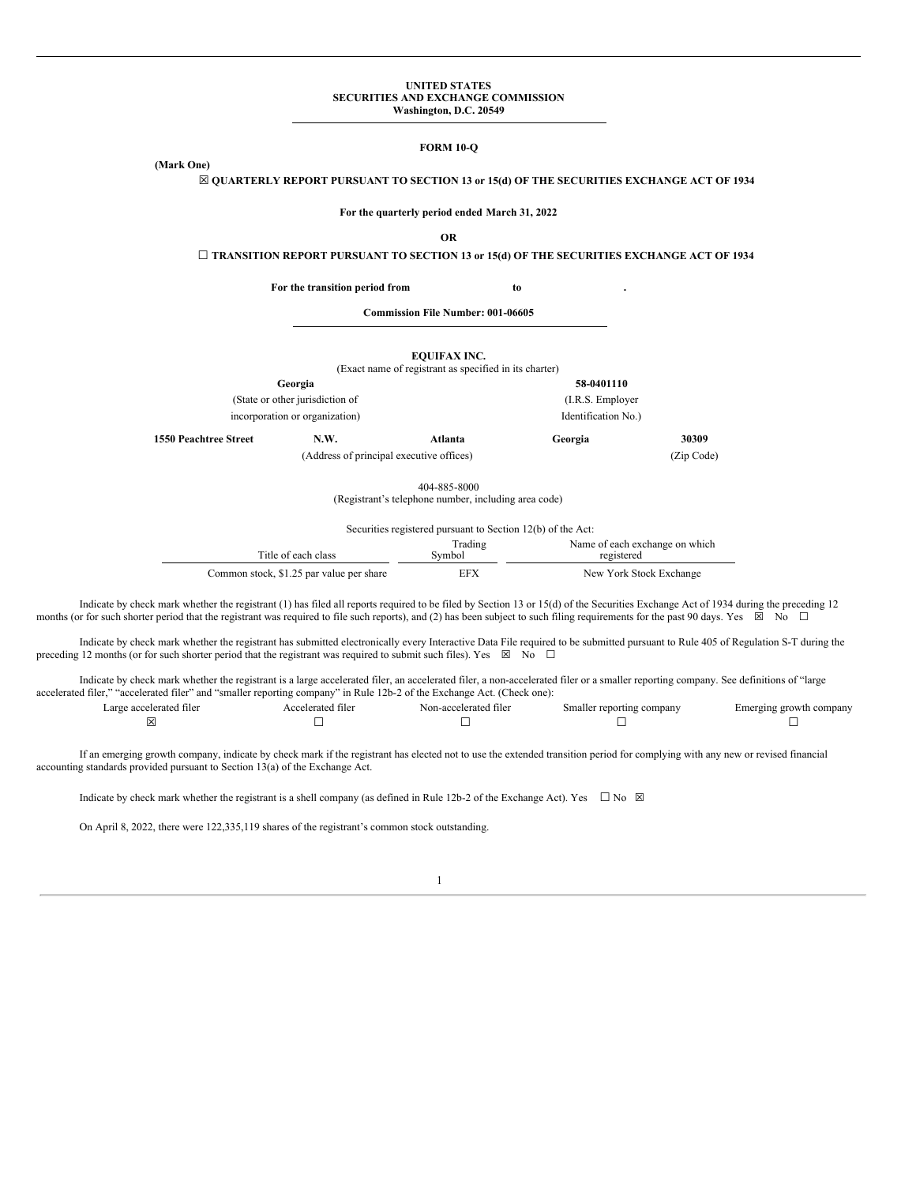**UNITED STATES**
**SECURITIES AND EXCHANGE COMMISSION**
**Washington, D.C. 20549**

**FORM 10-Q**

**(Mark One)**

☒ **QUARTERLY REPORT PURSUANT TO SECTION 13 or 15(d) OF THE SECURITIES EXCHANGE ACT OF 1934**

**For the quarterly period ended March 31, 2022**

**OR**

☐ **TRANSITION REPORT PURSUANT TO SECTION 13 or 15(d) OF THE SECURITIES EXCHANGE ACT OF 1934**

**For the transition period from to .**

**Commission File Number: 001-06605**

**EQUIFAX INC.**
(Exact name of registrant as specified in its charter)

| **Georgia** | **58-0401110** |
|---|---|
| (State or other jurisdiction of incorporation or organization) | (I.R.S. Employer Identification No.) |

| **1550 Peachtree Street** | **N.W.** | **Atlanta** | **Georgia** | **30309** |
|---|---|---|---|---|
| | (Address of principal executive offices) | | | (Zip Code) |

404-885-8000
(Registrant's telephone number, including area code)

Securities registered pursuant to Section 12(b) of the Act:

| Title of each class | Trading Symbol | Name of each exchange on which registered |
|---|---|---|
| Common stock, $1.25 par value per share | EFX | New York Stock Exchange |

Indicate by check mark whether the registrant (1) has filed all reports required to be filed by Section 13 or 15(d) of the Securities Exchange Act of 1934 during the preceding 12 months (or for such shorter period that the registrant was required to file such reports), and (2) has been subject to such filing requirements for the past 90 days. Yes ☒ No ☐

Indicate by check mark whether the registrant has submitted electronically every Interactive Data File required to be submitted pursuant to Rule 405 of Regulation S-T during the preceding 12 months (or for such shorter period that the registrant was required to submit such files). Yes ☒ No ☐

Indicate by check mark whether the registrant is a large accelerated filer, an accelerated filer, a non-accelerated filer or a smaller reporting company. See definitions of "large accelerated filer," "accelerated filer" and "smaller reporting company" in Rule 12b-2 of the Exchange Act. (Check one):

| Large accelerated filer | Accelerated filer | Non-accelerated filer | Smaller reporting company | Emerging growth company |
|---|---|---|---|---|
| ☒ | ☐ | ☐ | ☐ | ☐ |

If an emerging growth company, indicate by check mark if the registrant has elected not to use the extended transition period for complying with any new or revised financial accounting standards provided pursuant to Section 13(a) of the Exchange Act.

Indicate by check mark whether the registrant is a shell company (as defined in Rule 12b-2 of the Exchange Act). Yes ☐ No ☒

On April 8, 2022, there were 122,335,119 shares of the registrant's common stock outstanding.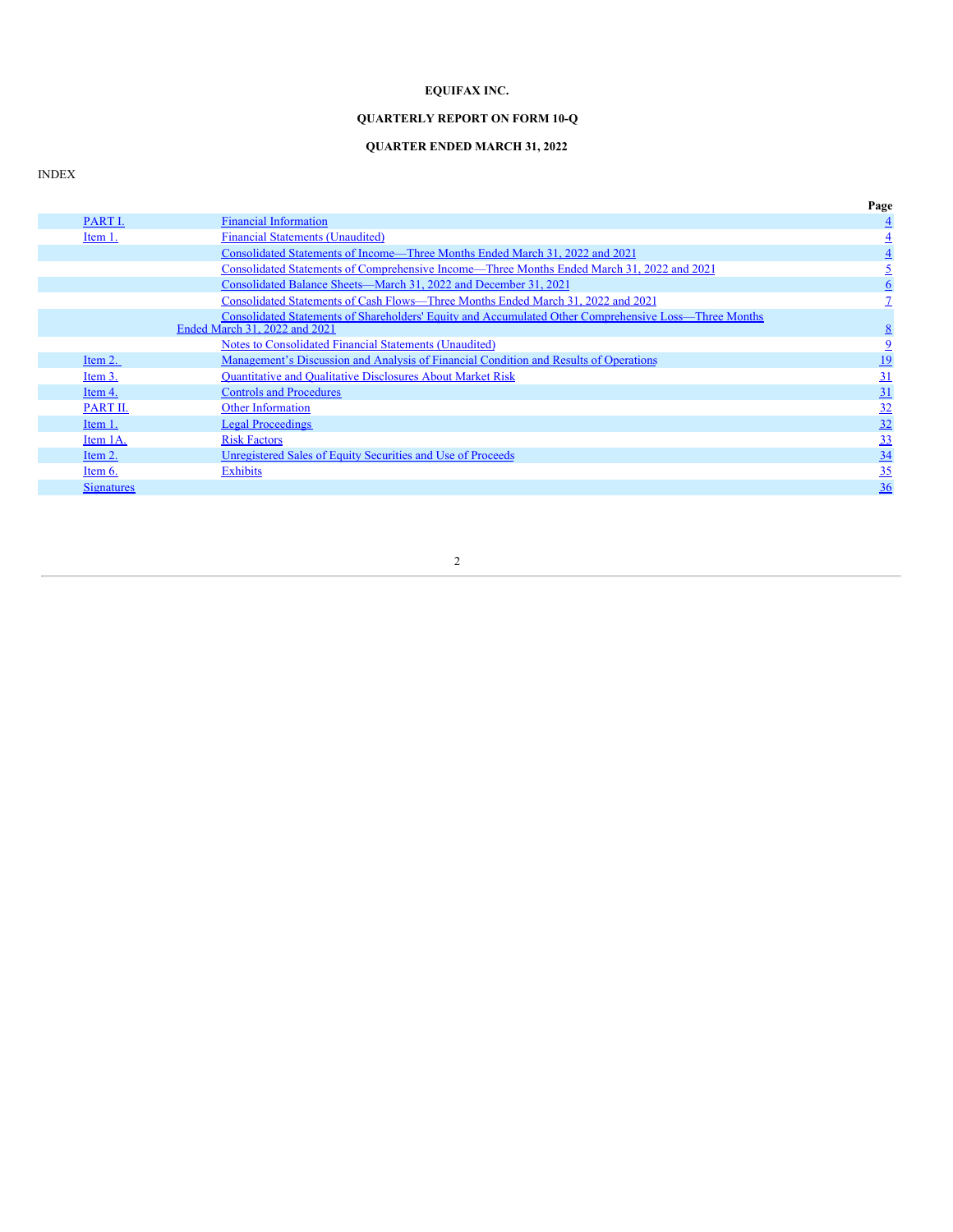**EQUIFAX INC.**

**QUARTERLY REPORT ON FORM 10-Q**

**QUARTER ENDED MARCH 31, 2022**

INDEX

| | | Page |
|---|---|---|
| PART I. | Financial Information | 4 |
| Item 1. | Financial Statements (Unaudited) | 4 |
| | Consolidated Statements of Income—Three Months Ended March 31, 2022 and 2021 | 4 |
| | Consolidated Statements of Comprehensive Income—Three Months Ended March 31, 2022 and 2021 | 5 |
| | Consolidated Balance Sheets—March 31, 2022 and December 31, 2021 | 6 |
| | Consolidated Statements of Cash Flows—Three Months Ended March 31, 2022 and 2021 | 7 |
| | Consolidated Statements of Shareholders' Equity and Accumulated Other Comprehensive Loss—Three Months Ended March 31, 2022 and 2021 | 8 |
| | Notes to Consolidated Financial Statements (Unaudited) | 9 |
| Item 2. | Management's Discussion and Analysis of Financial Condition and Results of Operations | 19 |
| Item 3. | Quantitative and Qualitative Disclosures About Market Risk | 31 |
| Item 4. | Controls and Procedures | 31 |
| PART II. | Other Information | 32 |
| Item 1. | Legal Proceedings | 32 |
| Item 1A. | Risk Factors | 33 |
| Item 2. | Unregistered Sales of Equity Securities and Use of Proceeds | 34 |
| Item 6. | Exhibits | 35 |
| Signatures | | 36 |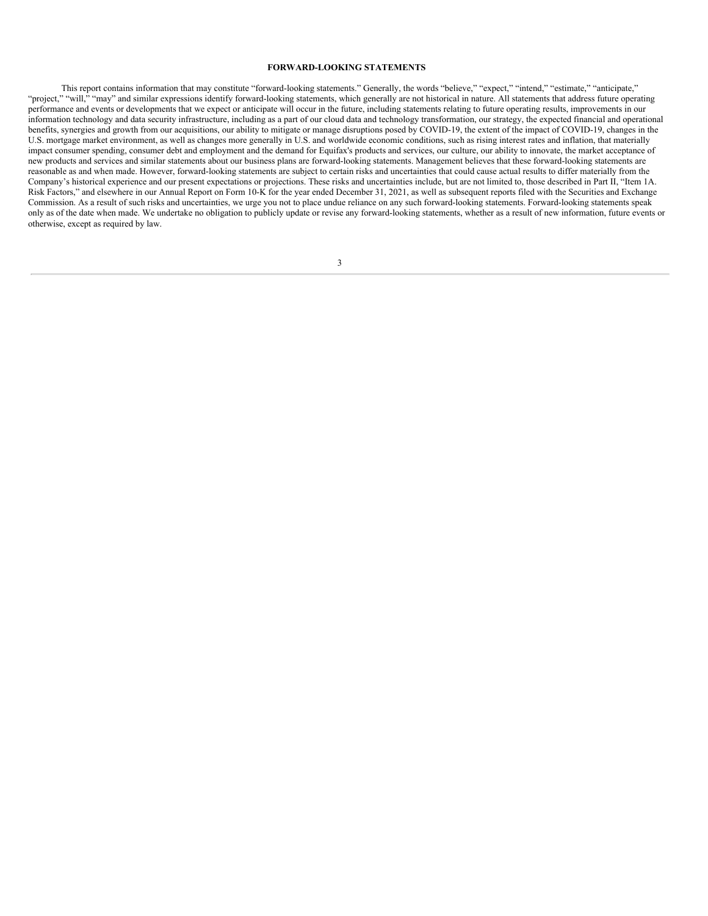## FORWARD-LOOKING STATEMENTS

This report contains information that may constitute "forward-looking statements." Generally, the words "believe," "expect," "intend," "estimate," "anticipate," "project," "will," "may" and similar expressions identify forward-looking statements, which generally are not historical in nature. All statements that address future operating performance and events or developments that we expect or anticipate will occur in the future, including statements relating to future operating results, improvements in our information technology and data security infrastructure, including as a part of our cloud data and technology transformation, our strategy, the expected financial and operational benefits, synergies and growth from our acquisitions, our ability to mitigate or manage disruptions posed by COVID-19, the extent of the impact of COVID-19, changes in the U.S. mortgage market environment, as well as changes more generally in U.S. and worldwide economic conditions, such as rising interest rates and inflation, that materially impact consumer spending, consumer debt and employment and the demand for Equifax's products and services, our culture, our ability to innovate, the market acceptance of new products and services and similar statements about our business plans are forward-looking statements. Management believes that these forward-looking statements are reasonable as and when made. However, forward-looking statements are subject to certain risks and uncertainties that could cause actual results to differ materially from the Company's historical experience and our present expectations or projections. These risks and uncertainties include, but are not limited to, those described in Part II, "Item 1A. Risk Factors," and elsewhere in our Annual Report on Form 10-K for the year ended December 31, 2021, as well as subsequent reports filed with the Securities and Exchange Commission. As a result of such risks and uncertainties, we urge you not to place undue reliance on any such forward-looking statements. Forward-looking statements speak only as of the date when made. We undertake no obligation to publicly update or revise any forward-looking statements, whether as a result of new information, future events or otherwise, except as required by law.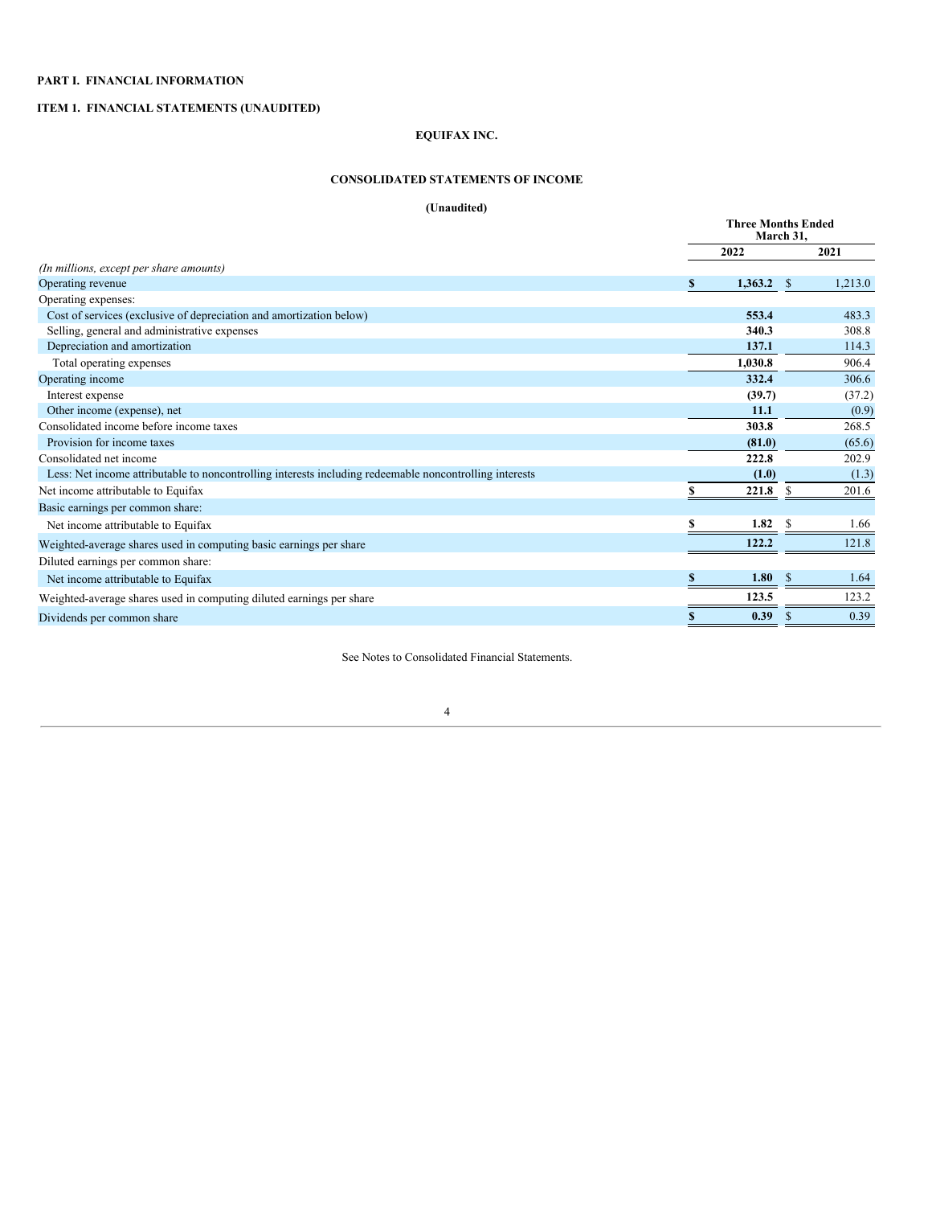**PART I. FINANCIAL INFORMATION**

**ITEM 1. FINANCIAL STATEMENTS (UNAUDITED)**

**EQUIFAX INC.**

**CONSOLIDATED STATEMENTS OF INCOME**

**(Unaudited)**

| | Three Months Ended March 31, | |
|---|---|---|
| | **2022** | **2021** |
| *(In millions, except per share amounts)* | | |
| Operating revenue | **$ 1,363.2** | $ 1,213.0 |
| Operating expenses: | | |
| Cost of services (exclusive of depreciation and amortization below) | **553.4** | 483.3 |
| Selling, general and administrative expenses | **340.3** | 308.8 |
| Depreciation and amortization | **137.1** | 114.3 |
| Total operating expenses | **1,030.8** | 906.4 |
| Operating income | **332.4** | 306.6 |
| Interest expense | **(39.7)** | (37.2) |
| Other income (expense), net | **11.1** | (0.9) |
| Consolidated income before income taxes | **303.8** | 268.5 |
| Provision for income taxes | **(81.0)** | (65.6) |
| Consolidated net income | **222.8** | 202.9 |
| Less: Net income attributable to noncontrolling interests including redeemable noncontrolling interests | **(1.0)** | (1.3) |
| Net income attributable to Equifax | **$ 221.8** | $ 201.6 |
| Basic earnings per common share: | | |
| Net income attributable to Equifax | **$ 1.82** | $ 1.66 |
| Weighted-average shares used in computing basic earnings per share | **122.2** | 121.8 |
| Diluted earnings per common share: | | |
| Net income attributable to Equifax | **$ 1.80** | $ 1.64 |
| Weighted-average shares used in computing diluted earnings per share | **123.5** | 123.2 |
| Dividends per common share | **$ 0.39** | $ 0.39 |

See Notes to Consolidated Financial Statements.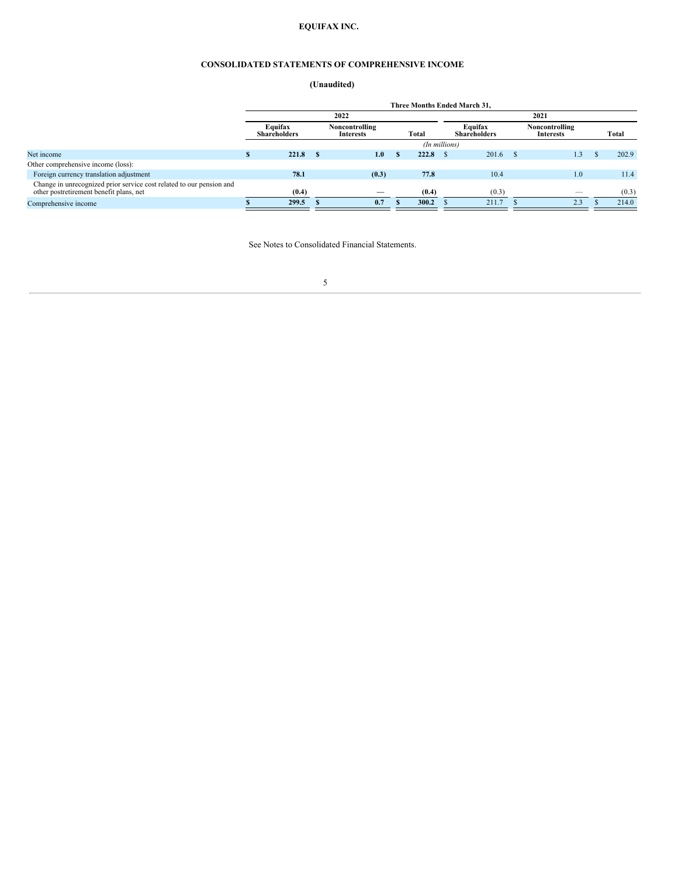# EQUIFAX INC.

## CONSOLIDATED STATEMENTS OF COMPREHENSIVE INCOME

### (Unaudited)

| | Three Months Ended March 31, | | | | | |
|---|---|---|---|---|---|---|
| | 2022 | | | 2021 | | |
| | Equifax Shareholders | Noncontrolling Interests | Total | Equifax Shareholders | Noncontrolling Interests | Total |
| | *(In millions)* | | | | | |
| Net income | **$ 221.8** | **$ 1.0** | **$ 222.8** | $ 201.6 | $ 1.3 | $ 202.9 |
| Other comprehensive income (loss): | | | | | | |
| Foreign currency translation adjustment | **78.1** | **(0.3)** | **77.8** | 10.4 | 1.0 | 11.4 |
| Change in unrecognized prior service cost related to our pension and other postretirement benefit plans, net | **(0.4)** | **—** | **(0.4)** | (0.3) | — | (0.3) |
| Comprehensive income | **$ 299.5** | **$ 0.7** | **$ 300.2** | $ 211.7 | $ 2.3 | $ 214.0 |

See Notes to Consolidated Financial Statements.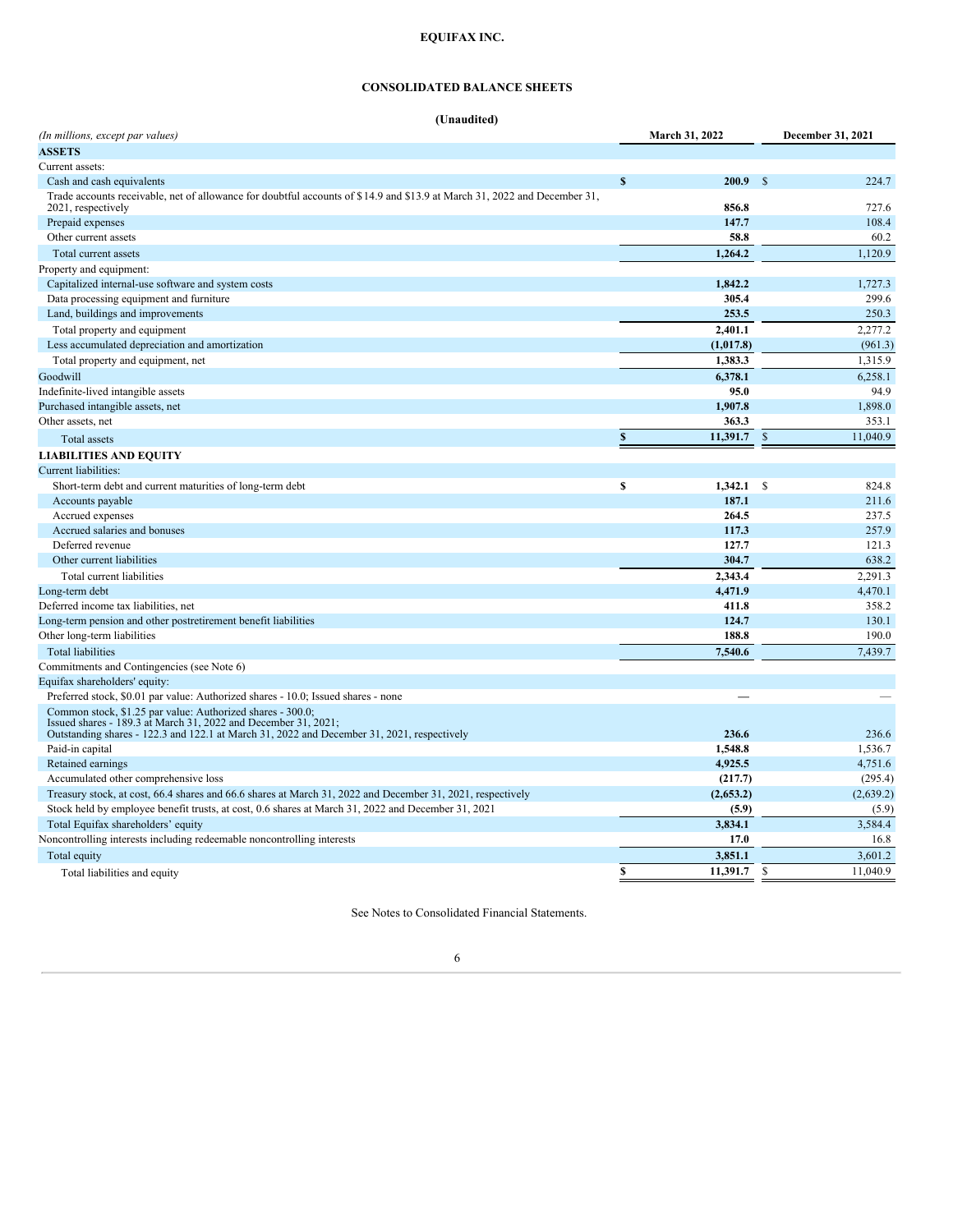# EQUIFAX INC.

## CONSOLIDATED BALANCE SHEETS

**(Unaudited)**

| *(In millions, except par values)* | March 31, 2022 | December 31, 2021 |
|---|---|---|
| **ASSETS** | | |
| Current assets: | | |
| Cash and cash equivalents | $ 200.9 | $ 224.7 |
| Trade accounts receivable, net of allowance for doubtful accounts of $14.9 and $13.9 at March 31, 2022 and December 31, 2021, respectively | 856.8 | 727.6 |
| Prepaid expenses | 147.7 | 108.4 |
| Other current assets | 58.8 | 60.2 |
| Total current assets | 1,264.2 | 1,120.9 |
| Property and equipment: | | |
| Capitalized internal-use software and system costs | 1,842.2 | 1,727.3 |
| Data processing equipment and furniture | 305.4 | 299.6 |
| Land, buildings and improvements | 253.5 | 250.3 |
| Total property and equipment | 2,401.1 | 2,277.2 |
| Less accumulated depreciation and amortization | (1,017.8) | (961.3) |
| Total property and equipment, net | 1,383.3 | 1,315.9 |
| Goodwill | 6,378.1 | 6,258.1 |
| Indefinite-lived intangible assets | 95.0 | 94.9 |
| Purchased intangible assets, net | 1,907.8 | 1,898.0 |
| Other assets, net | 363.3 | 353.1 |
| Total assets | $ 11,391.7 | $ 11,040.9 |
| **LIABILITIES AND EQUITY** | | |
| Current liabilities: | | |
| Short-term debt and current maturities of long-term debt | $ 1,342.1 | $ 824.8 |
| Accounts payable | 187.1 | 211.6 |
| Accrued expenses | 264.5 | 237.5 |
| Accrued salaries and bonuses | 117.3 | 257.9 |
| Deferred revenue | 127.7 | 121.3 |
| Other current liabilities | 304.7 | 638.2 |
| Total current liabilities | 2,343.4 | 2,291.3 |
| Long-term debt | 4,471.9 | 4,470.1 |
| Deferred income tax liabilities, net | 411.8 | 358.2 |
| Long-term pension and other postretirement benefit liabilities | 124.7 | 130.1 |
| Other long-term liabilities | 188.8 | 190.0 |
| Total liabilities | 7,540.6 | 7,439.7 |
| Commitments and Contingencies (see Note 6) | | |
| Equifax shareholders' equity: | | |
| Preferred stock, $0.01 par value: Authorized shares - 10.0; Issued shares - none | — | — |
| Common stock, $1.25 par value: Authorized shares - 300.0; Issued shares - 189.3 at March 31, 2022 and December 31, 2021; Outstanding shares - 122.3 and 122.1 at March 31, 2022 and December 31, 2021, respectively | 236.6 | 236.6 |
| Paid-in capital | 1,548.8 | 1,536.7 |
| Retained earnings | 4,925.5 | 4,751.6 |
| Accumulated other comprehensive loss | (217.7) | (295.4) |
| Treasury stock, at cost, 66.4 shares and 66.6 shares at March 31, 2022 and December 31, 2021, respectively | (2,653.2) | (2,639.2) |
| Stock held by employee benefit trusts, at cost, 0.6 shares at March 31, 2022 and December 31, 2021 | (5.9) | (5.9) |
| Total Equifax shareholders' equity | 3,834.1 | 3,584.4 |
| Noncontrolling interests including redeemable noncontrolling interests | 17.0 | 16.8 |
| Total equity | 3,851.1 | 3,601.2 |
| Total liabilities and equity | $ 11,391.7 | $ 11,040.9 |

See Notes to Consolidated Financial Statements.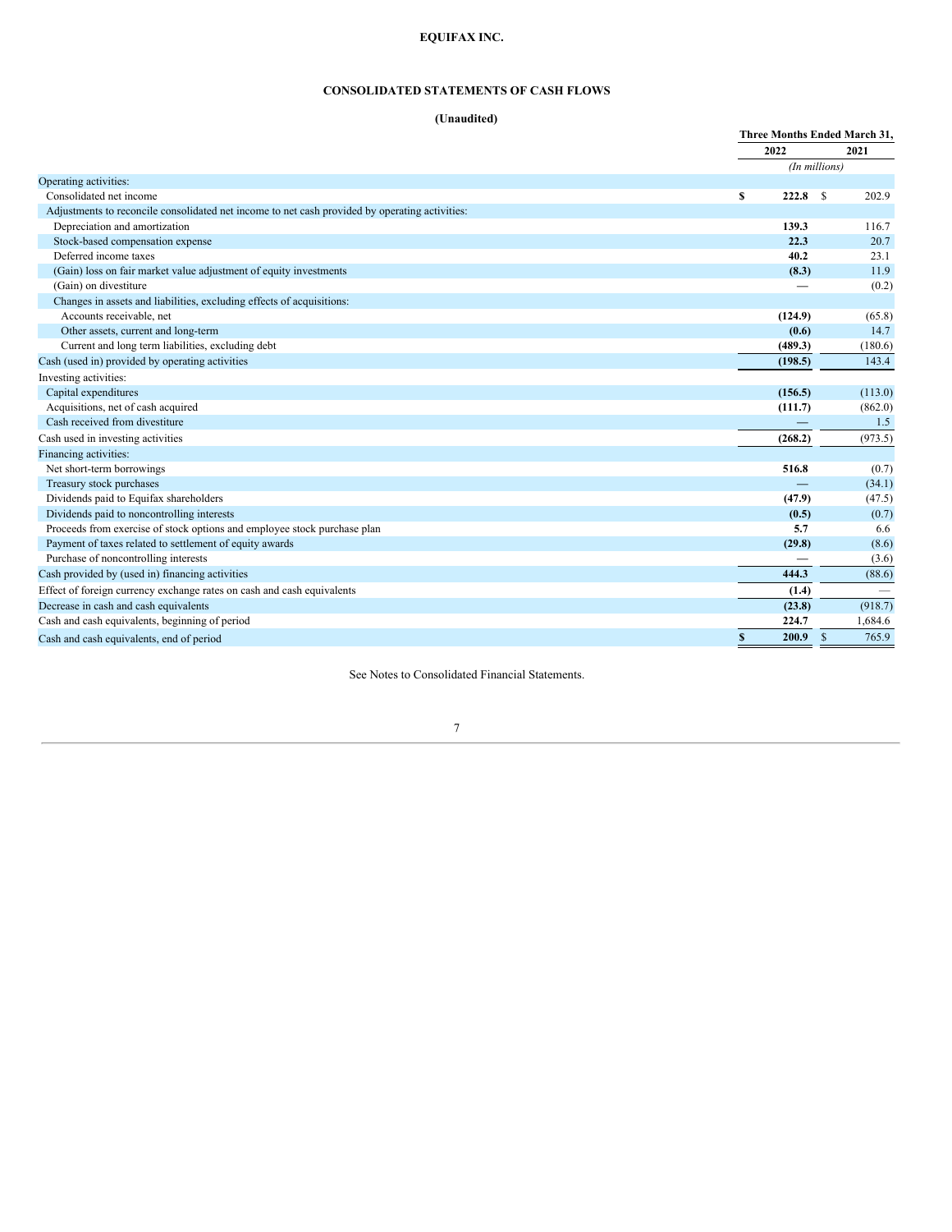# EQUIFAX INC.

## CONSOLIDATED STATEMENTS OF CASH FLOWS

**(Unaudited)**

| | Three Months Ended March 31, | |
|---|---|---|
| | **2022** | **2021** |
| | *(In millions)* | |
| Operating activities: | | |
| Consolidated net income | **$ 222.8** | $ 202.9 |
| Adjustments to reconcile consolidated net income to net cash provided by operating activities: | | |
| Depreciation and amortization | **139.3** | 116.7 |
| Stock-based compensation expense | **22.3** | 20.7 |
| Deferred income taxes | **40.2** | 23.1 |
| (Gain) loss on fair market value adjustment of equity investments | **(8.3)** | 11.9 |
| (Gain) on divestiture | — | (0.2) |
| Changes in assets and liabilities, excluding effects of acquisitions: | | |
| Accounts receivable, net | **(124.9)** | (65.8) |
| Other assets, current and long-term | **(0.6)** | 14.7 |
| Current and long term liabilities, excluding debt | **(489.3)** | (180.6) |
| Cash (used in) provided by operating activities | **(198.5)** | 143.4 |
| Investing activities: | | |
| Capital expenditures | **(156.5)** | (113.0) |
| Acquisitions, net of cash acquired | **(111.7)** | (862.0) |
| Cash received from divestiture | — | 1.5 |
| Cash used in investing activities | **(268.2)** | (973.5) |
| Financing activities: | | |
| Net short-term borrowings | **516.8** | (0.7) |
| Treasury stock purchases | — | (34.1) |
| Dividends paid to Equifax shareholders | **(47.9)** | (47.5) |
| Dividends paid to noncontrolling interests | **(0.5)** | (0.7) |
| Proceeds from exercise of stock options and employee stock purchase plan | **5.7** | 6.6 |
| Payment of taxes related to settlement of equity awards | **(29.8)** | (8.6) |
| Purchase of noncontrolling interests | — | (3.6) |
| Cash provided by (used in) financing activities | **444.3** | (88.6) |
| Effect of foreign currency exchange rates on cash and cash equivalents | **(1.4)** | — |
| Decrease in cash and cash equivalents | **(23.8)** | (918.7) |
| Cash and cash equivalents, beginning of period | **224.7** | 1,684.6 |
| Cash and cash equivalents, end of period | **$ 200.9** | $ 765.9 |

See Notes to Consolidated Financial Statements.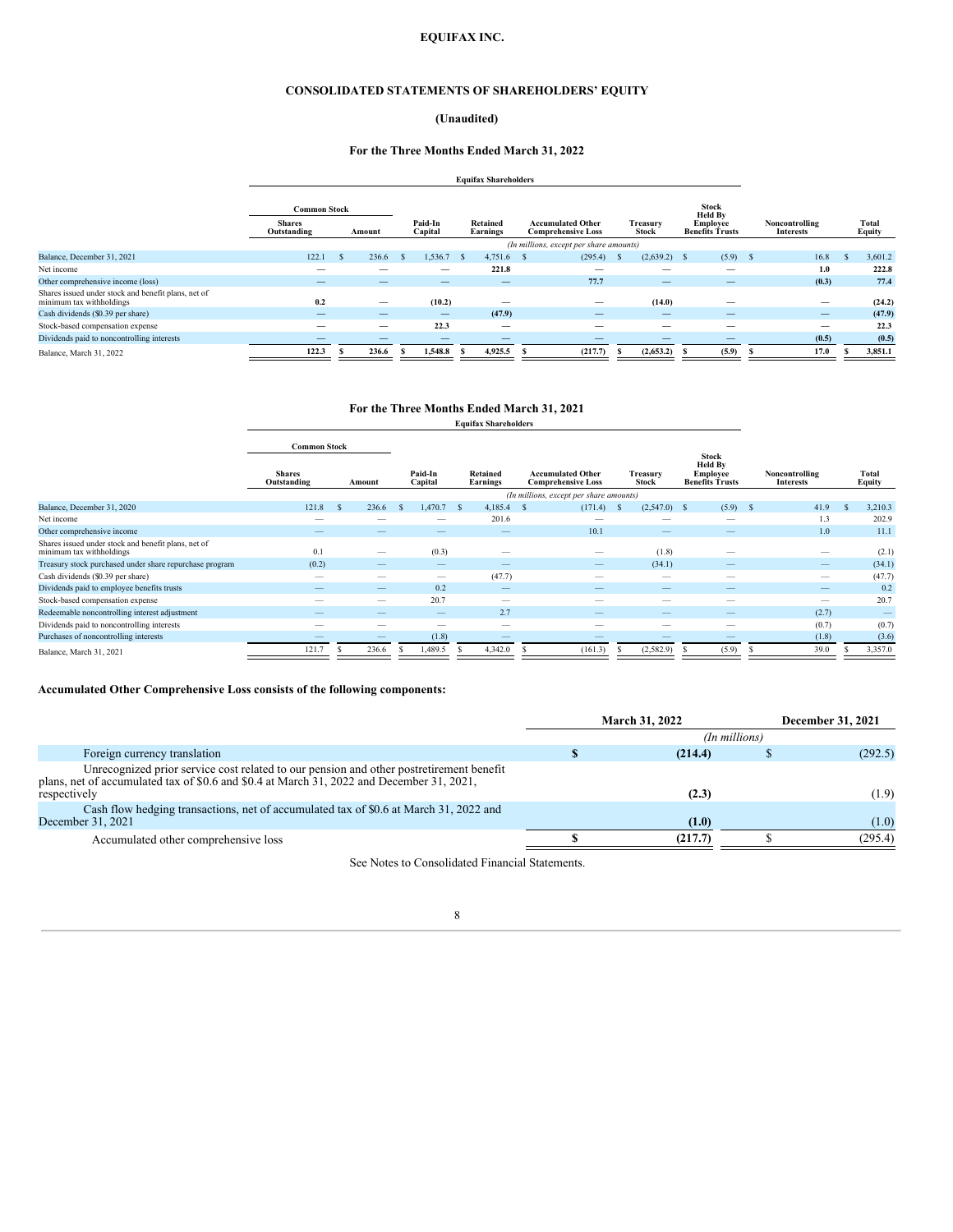# EQUIFAX INC.

## CONSOLIDATED STATEMENTS OF SHAREHOLDERS' EQUITY

### (Unaudited)

### For the Three Months Ended March 31, 2022

| | Equifax Shareholders | | | | | | | | Noncontrolling Interests | Total Equity |
|---|---|---|---|---|---|---|---|---|---|---|
| | Common Stock | | Paid-In Capital | Retained Earnings | Accumulated Other Comprehensive Loss | Treasury Stock | Stock Held By Employee Benefits Trusts | | | |
| | Shares Outstanding | Amount | | | | | | | | |
| | *(In millions, except per share amounts)* | | | | | | | | | |
| Balance, December 31, 2021 | 122.1 | $ 236.6 | $ 1,536.7 | $ 4,751.6 | $ (295.4) | $ (2,639.2) | $ (5.9) | | $ 16.8 | $ 3,601.2 |
| Net income | — | — | — | 221.8 | — | — | — | | 1.0 | 222.8 |
| Other comprehensive income (loss) | — | — | — | — | 77.7 | — | — | | (0.3) | 77.4 |
| Shares issued under stock and benefit plans, net of minimum tax withholdings | 0.2 | — | (10.2) | — | — | (14.0) | — | | — | (24.2) |
| Cash dividends ($0.39 per share) | — | — | — | (47.9) | — | — | — | | — | (47.9) |
| Stock-based compensation expense | — | — | 22.3 | — | — | — | — | | — | 22.3 |
| Dividends paid to noncontrolling interests | — | — | — | — | — | — | — | | (0.5) | (0.5) |
| Balance, March 31, 2022 | 122.3 | $ 236.6 | $ 1,548.8 | $ 4,925.5 | $ (217.7) | $ (2,653.2) | $ (5.9) | | $ 17.0 | $ 3,851.1 |

### For the Three Months Ended March 31, 2021

| | Equifax Shareholders | | | | | | | | Noncontrolling Interests | Total Equity |
|---|---|---|---|---|---|---|---|---|---|---|
| | Common Stock | | Paid-In Capital | Retained Earnings | Accumulated Other Comprehensive Loss | Treasury Stock | Stock Held By Employee Benefits Trusts | | | |
| | Shares Outstanding | Amount | | | | | | | | |
| | *(In millions, except per share amounts)* | | | | | | | | | |
| Balance, December 31, 2020 | 121.8 | $ 236.6 | $ 1,470.7 | $ 4,185.4 | $ (171.4) | $ (2,547.0) | $ (5.9) | | $ 41.9 | $ 3,210.3 |
| Net income | — | — | — | 201.6 | — | — | — | | 1.3 | 202.9 |
| Other comprehensive income | — | — | — | — | 10.1 | — | — | | 1.0 | 11.1 |
| Shares issued under stock and benefit plans, net of minimum tax withholdings | 0.1 | — | (0.3) | — | — | (1.8) | — | | — | (2.1) |
| Treasury stock purchased under share repurchase program | (0.2) | — | — | — | — | (34.1) | — | | — | (34.1) |
| Cash dividends ($0.39 per share) | — | — | — | (47.7) | — | — | — | | — | (47.7) |
| Dividends paid to employee benefits trusts | — | — | 0.2 | — | — | — | — | | — | 0.2 |
| Stock-based compensation expense | — | — | 20.7 | — | — | — | — | | — | 20.7 |
| Redeemable noncontrolling interest adjustment | — | — | — | 2.7 | — | — | — | | (2.7) | — |
| Dividends paid to noncontrolling interests | — | — | — | — | — | — | — | | (0.7) | (0.7) |
| Purchases of noncontrolling interests | — | — | (1.8) | — | — | — | — | | (1.8) | (3.6) |
| Balance, March 31, 2021 | 121.7 | $ 236.6 | $ 1,489.5 | $ 4,342.0 | $ (161.3) | $ (2,582.9) | $ (5.9) | | $ 39.0 | $ 3,357.0 |

**Accumulated Other Comprehensive Loss consists of the following components:**

| | March 31, 2022 | December 31, 2021 |
|---|---|---|
| | *(In millions)* | |
| Foreign currency translation | $ (214.4) | $ (292.5) |
| Unrecognized prior service cost related to our pension and other postretirement benefit plans, net of accumulated tax of $0.6 and $0.4 at March 31, 2022 and December 31, 2021, respectively | (2.3) | (1.9) |
| Cash flow hedging transactions, net of accumulated tax of $0.6 at March 31, 2022 and December 31, 2021 | (1.0) | (1.0) |
| Accumulated other comprehensive loss | $ (217.7) | $ (295.4) |

See Notes to Consolidated Financial Statements.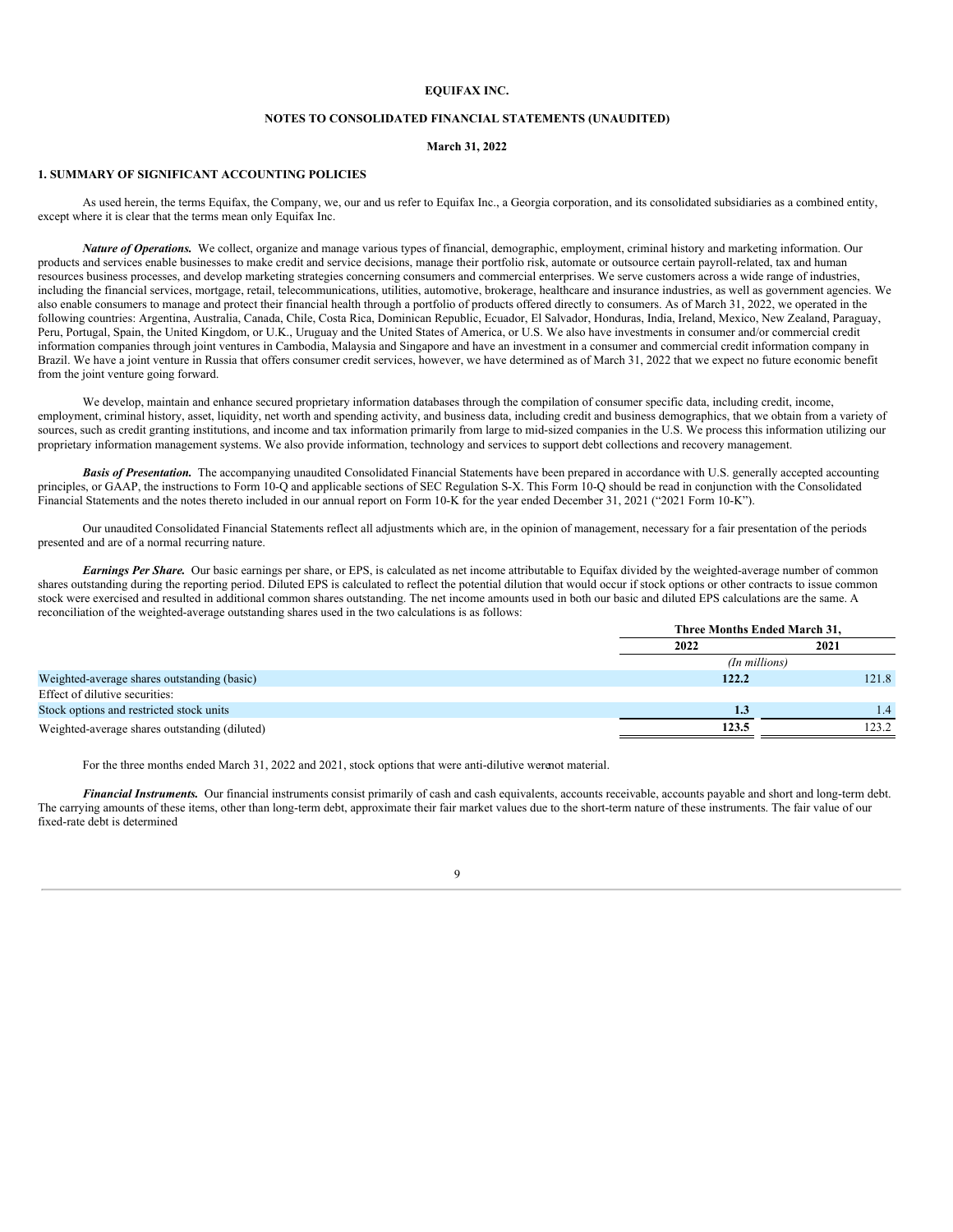**EQUIFAX INC.**

**NOTES TO CONSOLIDATED FINANCIAL STATEMENTS (UNAUDITED)**

**March 31, 2022**

## 1. SUMMARY OF SIGNIFICANT ACCOUNTING POLICIES

As used herein, the terms Equifax, the Company, we, our and us refer to Equifax Inc., a Georgia corporation, and its consolidated subsidiaries as a combined entity, except where it is clear that the terms mean only Equifax Inc.

***Nature of Operations.*** We collect, organize and manage various types of financial, demographic, employment, criminal history and marketing information. Our products and services enable businesses to make credit and service decisions, manage their portfolio risk, automate or outsource certain payroll-related, tax and human resources business processes, and develop marketing strategies concerning consumers and commercial enterprises. We serve customers across a wide range of industries, including the financial services, mortgage, retail, telecommunications, utilities, automotive, brokerage, healthcare and insurance industries, as well as government agencies. We also enable consumers to manage and protect their financial health through a portfolio of products offered directly to consumers. As of March 31, 2022, we operated in the following countries: Argentina, Australia, Canada, Chile, Costa Rica, Dominican Republic, Ecuador, El Salvador, Honduras, India, Ireland, Mexico, New Zealand, Paraguay, Peru, Portugal, Spain, the United Kingdom, or U.K., Uruguay and the United States of America, or U.S. We also have investments in consumer and/or commercial credit information companies through joint ventures in Cambodia, Malaysia and Singapore and have an investment in a consumer and commercial credit information company in Brazil. We have a joint venture in Russia that offers consumer credit services, however, we have determined as of March 31, 2022 that we expect no future economic benefit from the joint venture going forward.

We develop, maintain and enhance secured proprietary information databases through the compilation of consumer specific data, including credit, income, employment, criminal history, asset, liquidity, net worth and spending activity, and business data, including credit and business demographics, that we obtain from a variety of sources, such as credit granting institutions, and income and tax information primarily from large to mid-sized companies in the U.S. We process this information utilizing our proprietary information management systems. We also provide information, technology and services to support debt collections and recovery management.

***Basis of Presentation.*** The accompanying unaudited Consolidated Financial Statements have been prepared in accordance with U.S. generally accepted accounting principles, or GAAP, the instructions to Form 10-Q and applicable sections of SEC Regulation S-X. This Form 10-Q should be read in conjunction with the Consolidated Financial Statements and the notes thereto included in our annual report on Form 10-K for the year ended December 31, 2021 ("2021 Form 10-K").

Our unaudited Consolidated Financial Statements reflect all adjustments which are, in the opinion of management, necessary for a fair presentation of the periods presented and are of a normal recurring nature.

***Earnings Per Share.*** Our basic earnings per share, or EPS, is calculated as net income attributable to Equifax divided by the weighted-average number of common shares outstanding during the reporting period. Diluted EPS is calculated to reflect the potential dilution that would occur if stock options or other contracts to issue common stock were exercised and resulted in additional common shares outstanding. The net income amounts used in both our basic and diluted EPS calculations are the same. A reconciliation of the weighted-average outstanding shares used in the two calculations is as follows:

| | Three Months Ended March 31, | |
|---|---|---|
| | **2022** | **2021** |
| | *(In millions)* | |
| Weighted-average shares outstanding (basic) | **122.2** | 121.8 |
| Effect of dilutive securities: | | |
| Stock options and restricted stock units | **1.3** | 1.4 |
| Weighted-average shares outstanding (diluted) | **123.5** | 123.2 |

For the three months ended March 31, 2022 and 2021, stock options that were anti-dilutive werenot material.

***Financial Instruments.*** Our financial instruments consist primarily of cash and cash equivalents, accounts receivable, accounts payable and short and long-term debt. The carrying amounts of these items, other than long-term debt, approximate their fair market values due to the short-term nature of these instruments. The fair value of our fixed-rate debt is determined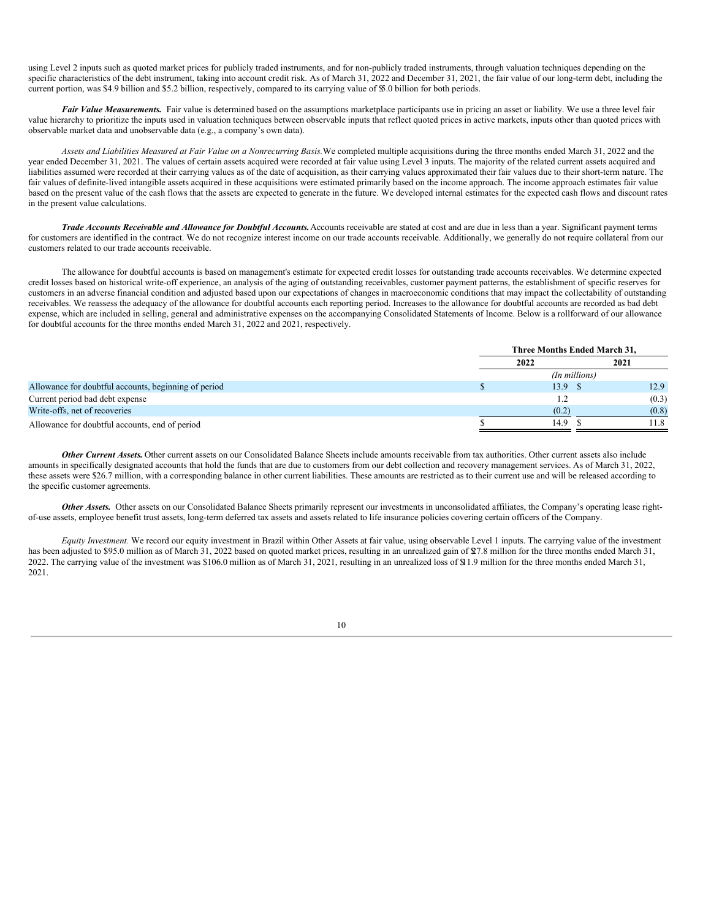using Level 2 inputs such as quoted market prices for publicly traded instruments, and for non-publicly traded instruments, through valuation techniques depending on the specific characteristics of the debt instrument, taking into account credit risk. As of March 31, 2022 and December 31, 2021, the fair value of our long-term debt, including the current portion, was $4.9 billion and $5.2 billion, respectively, compared to its carrying value of $5.0 billion for both periods.

***Fair Value Measurements.*** Fair value is determined based on the assumptions marketplace participants use in pricing an asset or liability. We use a three level fair value hierarchy to prioritize the inputs used in valuation techniques between observable inputs that reflect quoted prices in active markets, inputs other than quoted prices with observable market data and unobservable data (e.g., a company's own data).

*Assets and Liabilities Measured at Fair Value on a Nonrecurring Basis.* We completed multiple acquisitions during the three months ended March 31, 2022 and the year ended December 31, 2021. The values of certain assets acquired were recorded at fair value using Level 3 inputs. The majority of the related current assets acquired and liabilities assumed were recorded at their carrying values as of the date of acquisition, as their carrying values approximated their fair values due to their short-term nature. The fair values of definite-lived intangible assets acquired in these acquisitions were estimated primarily based on the income approach. The income approach estimates fair value based on the present value of the cash flows that the assets are expected to generate in the future. We developed internal estimates for the expected cash flows and discount rates in the present value calculations.

***Trade Accounts Receivable and Allowance for Doubtful Accounts.*** Accounts receivable are stated at cost and are due in less than a year. Significant payment terms for customers are identified in the contract. We do not recognize interest income on our trade accounts receivable. Additionally, we generally do not require collateral from our customers related to our trade accounts receivable.

The allowance for doubtful accounts is based on management's estimate for expected credit losses for outstanding trade accounts receivables. We determine expected credit losses based on historical write-off experience, an analysis of the aging of outstanding receivables, customer payment patterns, the establishment of specific reserves for customers in an adverse financial condition and adjusted based upon our expectations of changes in macroeconomic conditions that may impact the collectability of outstanding receivables. We reassess the adequacy of the allowance for doubtful accounts each reporting period. Increases to the allowance for doubtful accounts are recorded as bad debt expense, which are included in selling, general and administrative expenses on the accompanying Consolidated Statements of Income. Below is a rollforward of our allowance for doubtful accounts for the three months ended March 31, 2022 and 2021, respectively.

| | Three Months Ended March 31, | |
|---|---|---|
| | 2022 | 2021 |
| | (In millions) | |
| Allowance for doubtful accounts, beginning of period | $ 13.9 | $ 12.9 |
| Current period bad debt expense | 1.2 | (0.3) |
| Write-offs, net of recoveries | (0.2) | (0.8) |
| Allowance for doubtful accounts, end of period | $ 14.9 | $ 11.8 |

***Other Current Assets.*** Other current assets on our Consolidated Balance Sheets include amounts receivable from tax authorities. Other current assets also include amounts in specifically designated accounts that hold the funds that are due to customers from our debt collection and recovery management services. As of March 31, 2022, these assets were $26.7 million, with a corresponding balance in other current liabilities. These amounts are restricted as to their current use and will be released according to the specific customer agreements.

***Other Assets.*** Other assets on our Consolidated Balance Sheets primarily represent our investments in unconsolidated affiliates, the Company's operating lease right-of-use assets, employee benefit trust assets, long-term deferred tax assets and assets related to life insurance policies covering certain officers of the Company.

*Equity Investment.* We record our equity investment in Brazil within Other Assets at fair value, using observable Level 1 inputs. The carrying value of the investment has been adjusted to $95.0 million as of March 31, 2022 based on quoted market prices, resulting in an unrealized gain of $27.8 million for the three months ended March 31, 2022. The carrying value of the investment was $106.0 million as of March 31, 2021, resulting in an unrealized loss of $11.9 million for the three months ended March 31, 2021.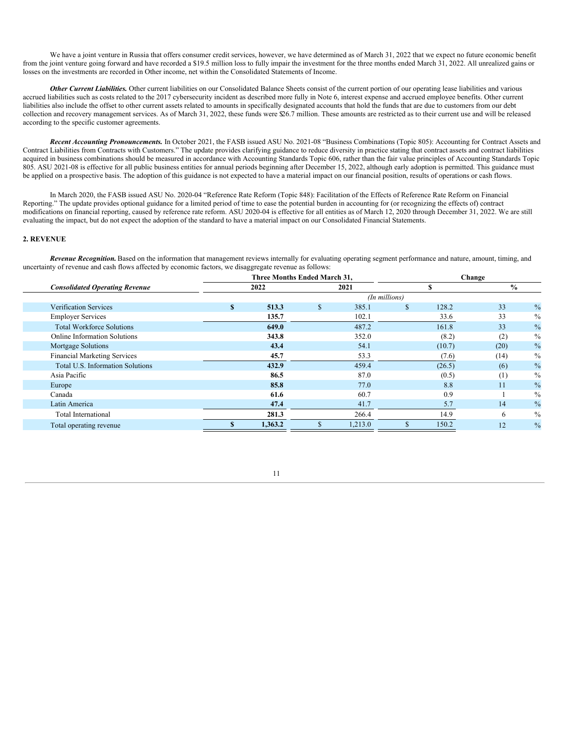We have a joint venture in Russia that offers consumer credit services, however, we have determined as of March 31, 2022 that we expect no future economic benefit from the joint venture going forward and have recorded a $19.5 million loss to fully impair the investment for the three months ended March 31, 2022. All unrealized gains or losses on the investments are recorded in Other income, net within the Consolidated Statements of Income.

***Other Current Liabilities.*** Other current liabilities on our Consolidated Balance Sheets consist of the current portion of our operating lease liabilities and various accrued liabilities such as costs related to the 2017 cybersecurity incident as described more fully in Note 6, interest expense and accrued employee benefits. Other current liabilities also include the offset to other current assets related to amounts in specifically designated accounts that hold the funds that are due to customers from our debt collection and recovery management services. As of March 31, 2022, these funds were $26.7 million. These amounts are restricted as to their current use and will be released according to the specific customer agreements.

***Recent Accounting Pronouncements.*** In October 2021, the FASB issued ASU No. 2021-08 "Business Combinations (Topic 805): Accounting for Contract Assets and Contract Liabilities from Contracts with Customers." The update provides clarifying guidance to reduce diversity in practice stating that contract assets and contract liabilities acquired in business combinations should be measured in accordance with Accounting Standards Topic 606, rather than the fair value principles of Accounting Standards Topic 805. ASU 2021-08 is effective for all public business entities for annual periods beginning after December 15, 2022, although early adoption is permitted. This guidance must be applied on a prospective basis. The adoption of this guidance is not expected to have a material impact on our financial position, results of operations or cash flows.

In March 2020, the FASB issued ASU No. 2020-04 "Reference Rate Reform (Topic 848): Facilitation of the Effects of Reference Rate Reform on Financial Reporting." The update provides optional guidance for a limited period of time to ease the potential burden in accounting for (or recognizing the effects of) contract modifications on financial reporting, caused by reference rate reform. ASU 2020-04 is effective for all entities as of March 12, 2020 through December 31, 2022. We are still evaluating the impact, but do not expect the adoption of the standard to have a material impact on our Consolidated Financial Statements.

**2. REVENUE**

***Revenue Recognition.*** Based on the information that management reviews internally for evaluating operating segment performance and nature, amount, timing, and uncertainty of revenue and cash flows affected by economic factors, we disaggregate revenue as follows:

| | Three Months Ended March 31, | | Change | |
|---|---|---|---|---|
| ***Consolidated Operating Revenue*** | **2022** | **2021** | **$** | **%** |
| | *(In millions)* | | | |
| Verification Services | **$ 513.3** | $ 385.1 | $ 128.2 | 33 % |
| Employer Services | **135.7** | 102.1 | 33.6 | 33 % |
| Total Workforce Solutions | **649.0** | 487.2 | 161.8 | 33 % |
| Online Information Solutions | **343.8** | 352.0 | (8.2) | (2) % |
| Mortgage Solutions | **43.4** | 54.1 | (10.7) | (20) % |
| Financial Marketing Services | **45.7** | 53.3 | (7.6) | (14) % |
| Total U.S. Information Solutions | **432.9** | 459.4 | (26.5) | (6) % |
| Asia Pacific | **86.5** | 87.0 | (0.5) | (1) % |
| Europe | **85.8** | 77.0 | 8.8 | 11 % |
| Canada | **61.6** | 60.7 | 0.9 | 1 % |
| Latin America | **47.4** | 41.7 | 5.7 | 14 % |
| Total International | **281.3** | 266.4 | 14.9 | 6 % |
| Total operating revenue | **$ 1,363.2** | $ 1,213.0 | $ 150.2 | 12 % |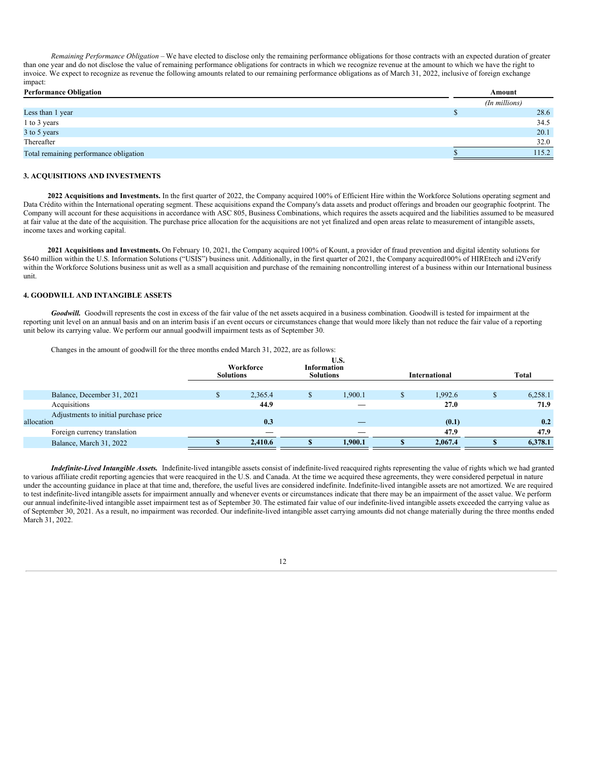*Remaining Performance Obligation* – We have elected to disclose only the remaining performance obligations for those contracts with an expected duration of greater than one year and do not disclose the value of remaining performance obligations for contracts in which we recognize revenue at the amount to which we have the right to invoice. We expect to recognize as revenue the following amounts related to our remaining performance obligations as of March 31, 2022, inclusive of foreign exchange impact:

| Performance Obligation | Amount |
|---|---|
| | *(In millions)* |
| Less than 1 year | $ 28.6 |
| 1 to 3 years | 34.5 |
| 3 to 5 years | 20.1 |
| Thereafter | 32.0 |
| Total remaining performance obligation | $ 115.2 |

**3. ACQUISITIONS AND INVESTMENTS**

**2022 Acquisitions and Investments.** In the first quarter of 2022, the Company acquired 100% of Efficient Hire within the Workforce Solutions operating segment and Data Crédito within the International operating segment. These acquisitions expand the Company's data assets and product offerings and broaden our geographic footprint. The Company will account for these acquisitions in accordance with ASC 805, Business Combinations, which requires the assets acquired and the liabilities assumed to be measured at fair value at the date of the acquisition. The purchase price allocation for the acquisitions are not yet finalized and open areas relate to measurement of intangible assets, income taxes and working capital.

**2021 Acquisitions and Investments.** On February 10, 2021, the Company acquired 100% of Kount, a provider of fraud prevention and digital identity solutions for $640 million within the U.S. Information Solutions ("USIS") business unit. Additionally, in the first quarter of 2021, the Company acquired100% of HIREtech and i2Verify within the Workforce Solutions business unit as well as a small acquisition and purchase of the remaining noncontrolling interest of a business within our International business unit.

**4. GOODWILL AND INTANGIBLE ASSETS**

***Goodwill.*** Goodwill represents the cost in excess of the fair value of the net assets acquired in a business combination. Goodwill is tested for impairment at the reporting unit level on an annual basis and on an interim basis if an event occurs or circumstances change that would more likely than not reduce the fair value of a reporting unit below its carrying value. We perform our annual goodwill impairment tests as of September 30.

Changes in the amount of goodwill for the three months ended March 31, 2022, are as follows:

| | Workforce Solutions | U.S. Information Solutions | International | Total |
|---|---|---|---|---|
| Balance, December 31, 2021 | $ 2,365.4 | $ 1,900.1 | $ 1,992.6 | $ 6,258.1 |
| Acquisitions | **44.9** | — | **27.0** | **71.9** |
| Adjustments to initial purchase price allocation | **0.3** | — | **(0.1)** | **0.2** |
| Foreign currency translation | — | — | **47.9** | **47.9** |
| Balance, March 31, 2022 | **$ 2,410.6** | **$ 1,900.1** | **$ 2,067.4** | **$ 6,378.1** |

***Indefinite-Lived Intangible Assets.*** Indefinite-lived intangible assets consist of indefinite-lived reacquired rights representing the value of rights which we had granted to various affiliate credit reporting agencies that were reacquired in the U.S. and Canada. At the time we acquired these agreements, they were considered perpetual in nature under the accounting guidance in place at that time and, therefore, the useful lives are considered indefinite. Indefinite-lived intangible assets are not amortized. We are required to test indefinite-lived intangible assets for impairment annually and whenever events or circumstances indicate that there may be an impairment of the asset value. We perform our annual indefinite-lived intangible asset impairment test as of September 30. The estimated fair value of our indefinite-lived intangible assets exceeded the carrying value as of September 30, 2021. As a result, no impairment was recorded. Our indefinite-lived intangible asset carrying amounts did not change materially during the three months ended March 31, 2022.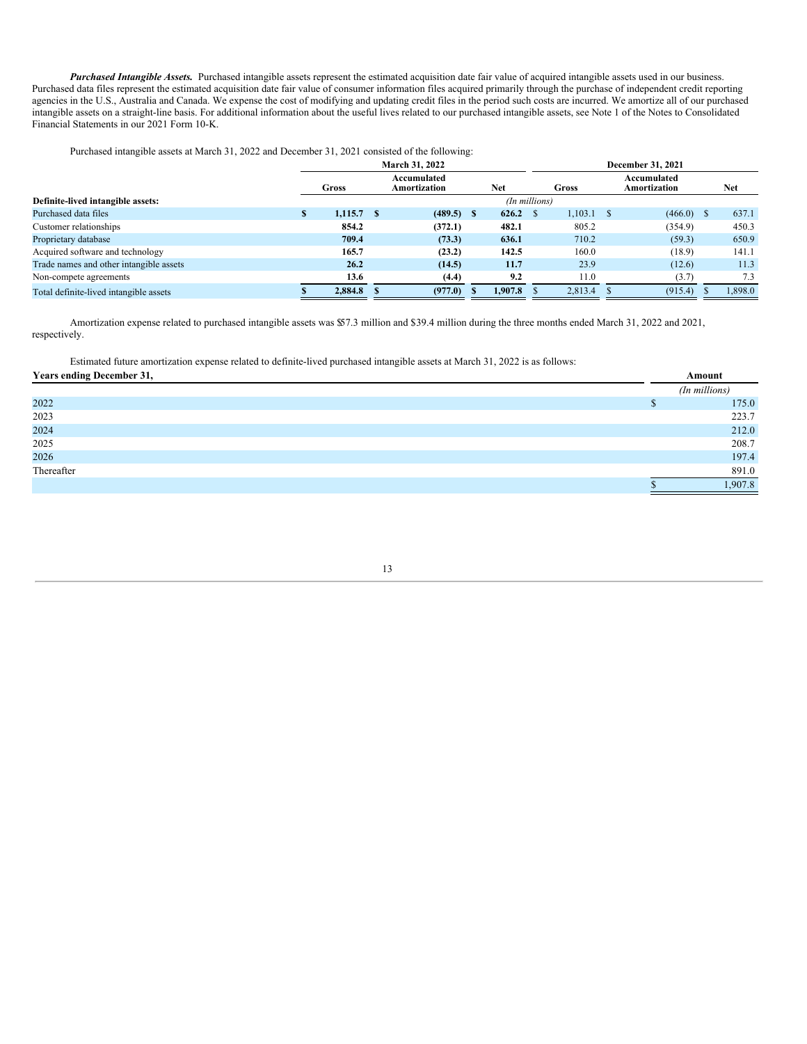***Purchased Intangible Assets.*** Purchased intangible assets represent the estimated acquisition date fair value of acquired intangible assets used in our business. Purchased data files represent the estimated acquisition date fair value of consumer information files acquired primarily through the purchase of independent credit reporting agencies in the U.S., Australia and Canada. We expense the cost of modifying and updating credit files in the period such costs are incurred. We amortize all of our purchased intangible assets on a straight-line basis. For additional information about the useful lives related to our purchased intangible assets, see Note 1 of the Notes to Consolidated Financial Statements in our 2021 Form 10-K.

Purchased intangible assets at March 31, 2022 and December 31, 2021 consisted of the following:

| | March 31, 2022 | | | December 31, 2021 | | |
|---|---|---|---|---|---|---|
| | Gross | Accumulated Amortization | Net | Gross | Accumulated Amortization | Net |
| | | | (In millions) | | | |
| **Definite-lived intangible assets:** | | | | | | |
| Purchased data files | $ 1,115.7 | $ (489.5) | $ 626.2 | $ 1,103.1 | $ (466.0) | $ 637.1 |
| Customer relationships | 854.2 | (372.1) | 482.1 | 805.2 | (354.9) | 450.3 |
| Proprietary database | 709.4 | (73.3) | 636.1 | 710.2 | (59.3) | 650.9 |
| Acquired software and technology | 165.7 | (23.2) | 142.5 | 160.0 | (18.9) | 141.1 |
| Trade names and other intangible assets | 26.2 | (14.5) | 11.7 | 23.9 | (12.6) | 11.3 |
| Non-compete agreements | 13.6 | (4.4) | 9.2 | 11.0 | (3.7) | 7.3 |
| Total definite-lived intangible assets | $ 2,884.8 | $ (977.0) | $ 1,907.8 | $ 2,813.4 | $ (915.4) | $ 1,898.0 |

Amortization expense related to purchased intangible assets was $57.3 million and $39.4 million during the three months ended March 31, 2022 and 2021, respectively.

Estimated future amortization expense related to definite-lived purchased intangible assets at March 31, 2022 is as follows:

| Years ending December 31, | Amount |
|---|---|
| | (In millions) |
| 2022 | $ 175.0 |
| 2023 | 223.7 |
| 2024 | 212.0 |
| 2025 | 208.7 |
| 2026 | 197.4 |
| Thereafter | 891.0 |
| | $ 1,907.8 |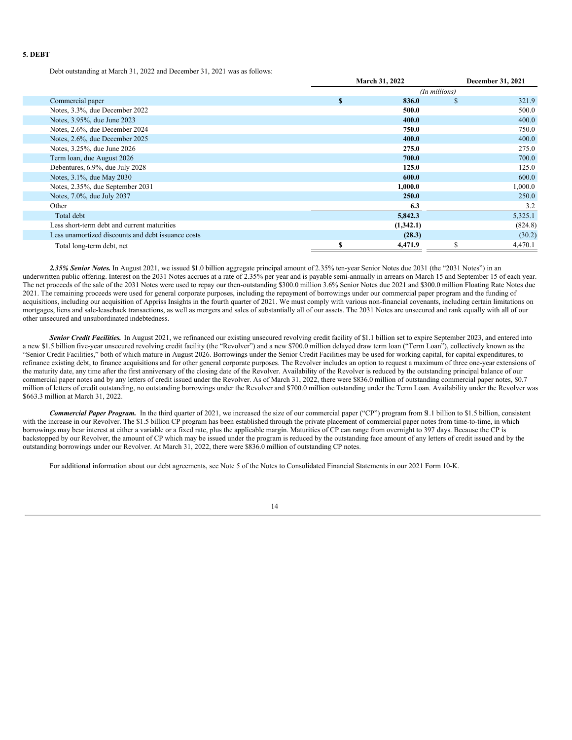## 5. DEBT

Debt outstanding at March 31, 2022 and December 31, 2021 was as follows:

| | March 31, 2022 | December 31, 2021 |
|---|---|---|
| | *(In millions)* | |
| Commercial paper | **$ 836.0** | $ 321.9 |
| Notes, 3.3%, due December 2022 | **500.0** | 500.0 |
| Notes, 3.95%, due June 2023 | **400.0** | 400.0 |
| Notes, 2.6%, due December 2024 | **750.0** | 750.0 |
| Notes, 2.6%, due December 2025 | **400.0** | 400.0 |
| Notes, 3.25%, due June 2026 | **275.0** | 275.0 |
| Term loan, due August 2026 | **700.0** | 700.0 |
| Debentures, 6.9%, due July 2028 | **125.0** | 125.0 |
| Notes, 3.1%, due May 2030 | **600.0** | 600.0 |
| Notes, 2.35%, due September 2031 | **1,000.0** | 1,000.0 |
| Notes, 7.0%, due July 2037 | **250.0** | 250.0 |
| Other | **6.3** | 3.2 |
| Total debt | **5,842.3** | 5,325.1 |
| Less short-term debt and current maturities | **(1,342.1)** | (824.8) |
| Less unamortized discounts and debt issuance costs | **(28.3)** | (30.2) |
| Total long-term debt, net | **$ 4,471.9** | $ 4,470.1 |

***2.35% Senior Notes.*** In August 2021, we issued $1.0 billion aggregate principal amount of 2.35% ten-year Senior Notes due 2031 (the "2031 Notes") in an underwritten public offering. Interest on the 2031 Notes accrues at a rate of 2.35% per year and is payable semi-annually in arrears on March 15 and September 15 of each year. The net proceeds of the sale of the 2031 Notes were used to repay our then-outstanding $300.0 million 3.6% Senior Notes due 2021 and $300.0 million Floating Rate Notes due 2021. The remaining proceeds were used for general corporate purposes, including the repayment of borrowings under our commercial paper program and the funding of acquisitions, including our acquisition of Appriss Insights in the fourth quarter of 2021. We must comply with various non-financial covenants, including certain limitations on mortgages, liens and sale-leaseback transactions, as well as mergers and sales of substantially all of our assets. The 2031 Notes are unsecured and rank equally with all of our other unsecured and unsubordinated indebtedness.

***Senior Credit Facilities.*** In August 2021, we refinanced our existing unsecured revolving credit facility of $1.1 billion set to expire September 2023, and entered into a new $1.5 billion five-year unsecured revolving credit facility (the "Revolver") and a new $700.0 million delayed draw term loan ("Term Loan"), collectively known as the "Senior Credit Facilities," both of which mature in August 2026. Borrowings under the Senior Credit Facilities may be used for working capital, for capital expenditures, to refinance existing debt, to finance acquisitions and for other general corporate purposes. The Revolver includes an option to request a maximum of three one-year extensions of the maturity date, any time after the first anniversary of the closing date of the Revolver. Availability of the Revolver is reduced by the outstanding principal balance of our commercial paper notes and by any letters of credit issued under the Revolver. As of March 31, 2022, there were $836.0 million of outstanding commercial paper notes, $0.7 million of letters of credit outstanding, no outstanding borrowings under the Revolver and $700.0 million outstanding under the Term Loan. Availability under the Revolver was $663.3 million at March 31, 2022.

***Commercial Paper Program.*** In the third quarter of 2021, we increased the size of our commercial paper ("CP") program from $1.1 billion to $1.5 billion, consistent with the increase in our Revolver. The $1.5 billion CP program has been established through the private placement of commercial paper notes from time-to-time, in which borrowings may bear interest at either a variable or a fixed rate, plus the applicable margin. Maturities of CP can range from overnight to 397 days. Because the CP is backstopped by our Revolver, the amount of CP which may be issued under the program is reduced by the outstanding face amount of any letters of credit issued and by the outstanding borrowings under our Revolver. At March 31, 2022, there were $836.0 million of outstanding CP notes.

For additional information about our debt agreements, see Note 5 of the Notes to Consolidated Financial Statements in our 2021 Form 10-K.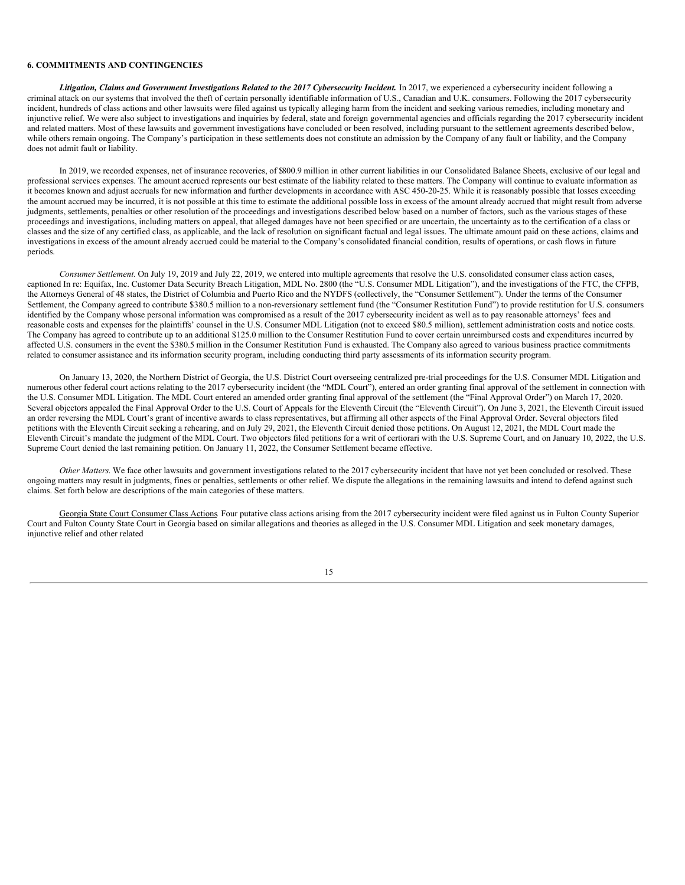## 6. COMMITMENTS AND CONTINGENCIES

***Litigation, Claims and Government Investigations Related to the 2017 Cybersecurity Incident.*** In 2017, we experienced a cybersecurity incident following a criminal attack on our systems that involved the theft of certain personally identifiable information of U.S., Canadian and U.K. consumers. Following the 2017 cybersecurity incident, hundreds of class actions and other lawsuits were filed against us typically alleging harm from the incident and seeking various remedies, including monetary and injunctive relief. We were also subject to investigations and inquiries by federal, state and foreign governmental agencies and officials regarding the 2017 cybersecurity incident and related matters. Most of these lawsuits and government investigations have concluded or been resolved, including pursuant to the settlement agreements described below, while others remain ongoing. The Company's participation in these settlements does not constitute an admission by the Company of any fault or liability, and the Company does not admit fault or liability.

In 2019, we recorded expenses, net of insurance recoveries, of $800.9 million in other current liabilities in our Consolidated Balance Sheets, exclusive of our legal and professional services expenses. The amount accrued represents our best estimate of the liability related to these matters. The Company will continue to evaluate information as it becomes known and adjust accruals for new information and further developments in accordance with ASC 450-20-25. While it is reasonably possible that losses exceeding the amount accrued may be incurred, it is not possible at this time to estimate the additional possible loss in excess of the amount already accrued that might result from adverse judgments, settlements, penalties or other resolution of the proceedings and investigations described below based on a number of factors, such as the various stages of these proceedings and investigations, including matters on appeal, that alleged damages have not been specified or are uncertain, the uncertainty as to the certification of a class or classes and the size of any certified class, as applicable, and the lack of resolution on significant factual and legal issues. The ultimate amount paid on these actions, claims and investigations in excess of the amount already accrued could be material to the Company's consolidated financial condition, results of operations, or cash flows in future periods.

*Consumer Settlement.* On July 19, 2019 and July 22, 2019, we entered into multiple agreements that resolve the U.S. consolidated consumer class action cases, captioned In re: Equifax, Inc. Customer Data Security Breach Litigation, MDL No. 2800 (the "U.S. Consumer MDL Litigation"), and the investigations of the FTC, the CFPB, the Attorneys General of 48 states, the District of Columbia and Puerto Rico and the NYDFS (collectively, the "Consumer Settlement"). Under the terms of the Consumer Settlement, the Company agreed to contribute $380.5 million to a non-reversionary settlement fund (the "Consumer Restitution Fund") to provide restitution for U.S. consumers identified by the Company whose personal information was compromised as a result of the 2017 cybersecurity incident as well as to pay reasonable attorneys' fees and reasonable costs and expenses for the plaintiffs' counsel in the U.S. Consumer MDL Litigation (not to exceed $80.5 million), settlement administration costs and notice costs. The Company has agreed to contribute up to an additional $125.0 million to the Consumer Restitution Fund to cover certain unreimbursed costs and expenditures incurred by affected U.S. consumers in the event the $380.5 million in the Consumer Restitution Fund is exhausted. The Company also agreed to various business practice commitments related to consumer assistance and its information security program, including conducting third party assessments of its information security program.

On January 13, 2020, the Northern District of Georgia, the U.S. District Court overseeing centralized pre-trial proceedings for the U.S. Consumer MDL Litigation and numerous other federal court actions relating to the 2017 cybersecurity incident (the "MDL Court"), entered an order granting final approval of the settlement in connection with the U.S. Consumer MDL Litigation. The MDL Court entered an amended order granting final approval of the settlement (the "Final Approval Order") on March 17, 2020. Several objectors appealed the Final Approval Order to the U.S. Court of Appeals for the Eleventh Circuit (the "Eleventh Circuit"). On June 3, 2021, the Eleventh Circuit issued an order reversing the MDL Court's grant of incentive awards to class representatives, but affirming all other aspects of the Final Approval Order. Several objectors filed petitions with the Eleventh Circuit seeking a rehearing, and on July 29, 2021, the Eleventh Circuit denied those petitions. On August 12, 2021, the MDL Court made the Eleventh Circuit's mandate the judgment of the MDL Court. Two objectors filed petitions for a writ of certiorari with the U.S. Supreme Court, and on January 10, 2022, the U.S. Supreme Court denied the last remaining petition. On January 11, 2022, the Consumer Settlement became effective.

*Other Matters.* We face other lawsuits and government investigations related to the 2017 cybersecurity incident that have not yet been concluded or resolved. These ongoing matters may result in judgments, fines or penalties, settlements or other relief. We dispute the allegations in the remaining lawsuits and intend to defend against such claims. Set forth below are descriptions of the main categories of these matters.

Georgia State Court Consumer Class Actions. Four putative class actions arising from the 2017 cybersecurity incident were filed against us in Fulton County Superior Court and Fulton County State Court in Georgia based on similar allegations and theories as alleged in the U.S. Consumer MDL Litigation and seek monetary damages, injunctive relief and other related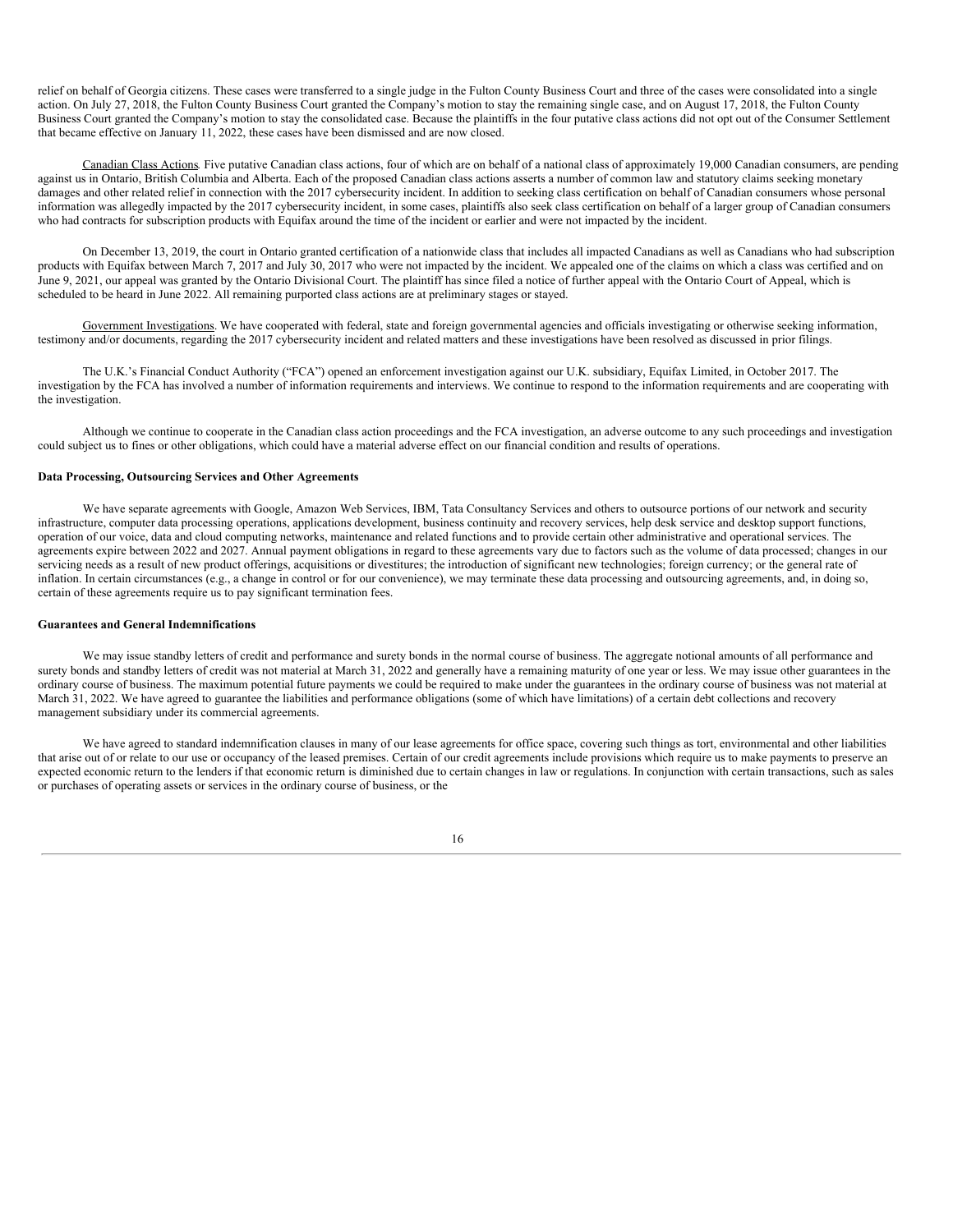relief on behalf of Georgia citizens. These cases were transferred to a single judge in the Fulton County Business Court and three of the cases were consolidated into a single action. On July 27, 2018, the Fulton County Business Court granted the Company's motion to stay the remaining single case, and on August 17, 2018, the Fulton County Business Court granted the Company's motion to stay the consolidated case. Because the plaintiffs in the four putative class actions did not opt out of the Consumer Settlement that became effective on January 11, 2022, these cases have been dismissed and are now closed.

Canadian Class Actions. Five putative Canadian class actions, four of which are on behalf of a national class of approximately 19,000 Canadian consumers, are pending against us in Ontario, British Columbia and Alberta. Each of the proposed Canadian class actions asserts a number of common law and statutory claims seeking monetary damages and other related relief in connection with the 2017 cybersecurity incident. In addition to seeking class certification on behalf of Canadian consumers whose personal information was allegedly impacted by the 2017 cybersecurity incident, in some cases, plaintiffs also seek class certification on behalf of a larger group of Canadian consumers who had contracts for subscription products with Equifax around the time of the incident or earlier and were not impacted by the incident.

On December 13, 2019, the court in Ontario granted certification of a nationwide class that includes all impacted Canadians as well as Canadians who had subscription products with Equifax between March 7, 2017 and July 30, 2017 who were not impacted by the incident. We appealed one of the claims on which a class was certified and on June 9, 2021, our appeal was granted by the Ontario Divisional Court. The plaintiff has since filed a notice of further appeal with the Ontario Court of Appeal, which is scheduled to be heard in June 2022. All remaining purported class actions are at preliminary stages or stayed.

Government Investigations. We have cooperated with federal, state and foreign governmental agencies and officials investigating or otherwise seeking information, testimony and/or documents, regarding the 2017 cybersecurity incident and related matters and these investigations have been resolved as discussed in prior filings.

The U.K.'s Financial Conduct Authority ("FCA") opened an enforcement investigation against our U.K. subsidiary, Equifax Limited, in October 2017. The investigation by the FCA has involved a number of information requirements and interviews. We continue to respond to the information requirements and are cooperating with the investigation.

Although we continue to cooperate in the Canadian class action proceedings and the FCA investigation, an adverse outcome to any such proceedings and investigation could subject us to fines or other obligations, which could have a material adverse effect on our financial condition and results of operations.

**Data Processing, Outsourcing Services and Other Agreements**

We have separate agreements with Google, Amazon Web Services, IBM, Tata Consultancy Services and others to outsource portions of our network and security infrastructure, computer data processing operations, applications development, business continuity and recovery services, help desk service and desktop support functions, operation of our voice, data and cloud computing networks, maintenance and related functions and to provide certain other administrative and operational services. The agreements expire between 2022 and 2027. Annual payment obligations in regard to these agreements vary due to factors such as the volume of data processed; changes in our servicing needs as a result of new product offerings, acquisitions or divestitures; the introduction of significant new technologies; foreign currency; or the general rate of inflation. In certain circumstances (e.g., a change in control or for our convenience), we may terminate these data processing and outsourcing agreements, and, in doing so, certain of these agreements require us to pay significant termination fees.

**Guarantees and General Indemnifications**

We may issue standby letters of credit and performance and surety bonds in the normal course of business. The aggregate notional amounts of all performance and surety bonds and standby letters of credit was not material at March 31, 2022 and generally have a remaining maturity of one year or less. We may issue other guarantees in the ordinary course of business. The maximum potential future payments we could be required to make under the guarantees in the ordinary course of business was not material at March 31, 2022. We have agreed to guarantee the liabilities and performance obligations (some of which have limitations) of a certain debt collections and recovery management subsidiary under its commercial agreements.

We have agreed to standard indemnification clauses in many of our lease agreements for office space, covering such things as tort, environmental and other liabilities that arise out of or relate to our use or occupancy of the leased premises. Certain of our credit agreements include provisions which require us to make payments to preserve an expected economic return to the lenders if that economic return is diminished due to certain changes in law or regulations. In conjunction with certain transactions, such as sales or purchases of operating assets or services in the ordinary course of business, or the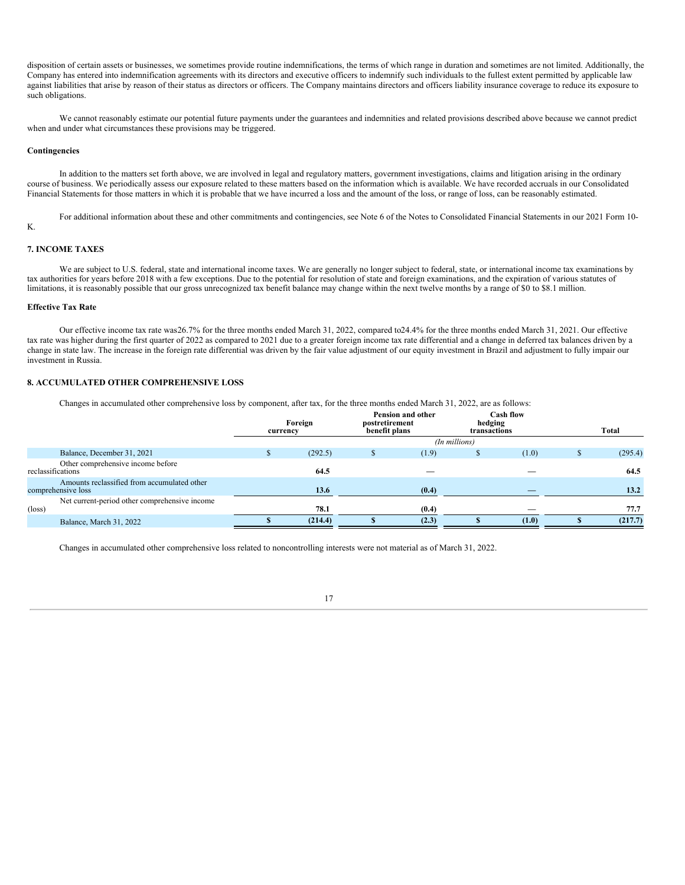disposition of certain assets or businesses, we sometimes provide routine indemnifications, the terms of which range in duration and sometimes are not limited. Additionally, the Company has entered into indemnification agreements with its directors and executive officers to indemnify such individuals to the fullest extent permitted by applicable law against liabilities that arise by reason of their status as directors or officers. The Company maintains directors and officers liability insurance coverage to reduce its exposure to such obligations.

We cannot reasonably estimate our potential future payments under the guarantees and indemnities and related provisions described above because we cannot predict when and under what circumstances these provisions may be triggered.

**Contingencies**

In addition to the matters set forth above, we are involved in legal and regulatory matters, government investigations, claims and litigation arising in the ordinary course of business. We periodically assess our exposure related to these matters based on the information which is available. We have recorded accruals in our Consolidated Financial Statements for those matters in which it is probable that we have incurred a loss and the amount of the loss, or range of loss, can be reasonably estimated.

For additional information about these and other commitments and contingencies, see Note 6 of the Notes to Consolidated Financial Statements in our 2021 Form 10-K.

## 7. INCOME TAXES

We are subject to U.S. federal, state and international income taxes. We are generally no longer subject to federal, state, or international income tax examinations by tax authorities for years before 2018 with a few exceptions. Due to the potential for resolution of state and foreign examinations, and the expiration of various statutes of limitations, it is reasonably possible that our gross unrecognized tax benefit balance may change within the next twelve months by a range of $0 to $8.1 million.

**Effective Tax Rate**

Our effective income tax rate was26.7% for the three months ended March 31, 2022, compared to24.4% for the three months ended March 31, 2021. Our effective tax rate was higher during the first quarter of 2022 as compared to 2021 due to a greater foreign income tax rate differential and a change in deferred tax balances driven by a change in state law. The increase in the foreign rate differential was driven by the fair value adjustment of our equity investment in Brazil and adjustment to fully impair our investment in Russia.

## 8. ACCUMULATED OTHER COMPREHENSIVE LOSS

Changes in accumulated other comprehensive loss by component, after tax, for the three months ended March 31, 2022, are as follows:

| | Foreign currency | Pension and other postretirement benefit plans | Cash flow hedging transactions | Total |
|---|---|---|---|---|
| | *(In millions)* | | | |
| Balance, December 31, 2021 | $ (292.5) | $ (1.9) | $ (1.0) | $ (295.4) |
| Other comprehensive income before reclassifications | **64.5** | **—** | **—** | **64.5** |
| Amounts reclassified from accumulated other comprehensive loss | **13.6** | **(0.4)** | **—** | **13.2** |
| Net current-period other comprehensive income (loss) | **78.1** | **(0.4)** | **—** | **77.7** |
| Balance, March 31, 2022 | **$ (214.4)** | **$ (2.3)** | **$ (1.0)** | **$ (217.7)** |

Changes in accumulated other comprehensive loss related to noncontrolling interests were not material as of March 31, 2022.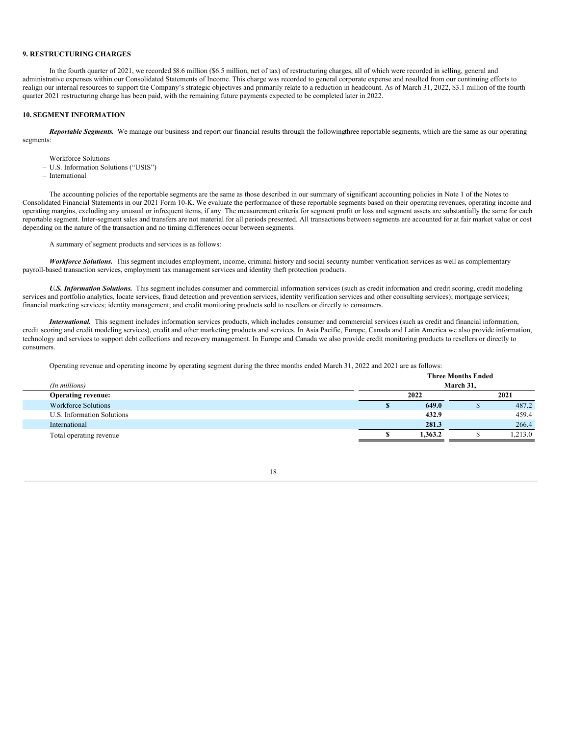### 9. RESTRUCTURING CHARGES

In the fourth quarter of 2021, we recorded $8.6 million ($6.5 million, net of tax) of restructuring charges, all of which were recorded in selling, general and administrative expenses within our Consolidated Statements of Income. This charge was recorded to general corporate expense and resulted from our continuing efforts to realign our internal resources to support the Company's strategic objectives and primarily relate to a reduction in headcount. As of March 31, 2022, $3.1 million of the fourth quarter 2021 restructuring charge has been paid, with the remaining future payments expected to be completed later in 2022.

### 10. SEGMENT INFORMATION

***Reportable Segments.*** We manage our business and report our financial results through the followingthree reportable segments, which are the same as our operating segments:

– Workforce Solutions
– U.S. Information Solutions ("USIS")
– International

The accounting policies of the reportable segments are the same as those described in our summary of significant accounting policies in Note 1 of the Notes to Consolidated Financial Statements in our 2021 Form 10-K. We evaluate the performance of these reportable segments based on their operating revenues, operating income and operating margins, excluding any unusual or infrequent items, if any. The measurement criteria for segment profit or loss and segment assets are substantially the same for each reportable segment. Inter-segment sales and transfers are not material for all periods presented. All transactions between segments are accounted for at fair market value or cost depending on the nature of the transaction and no timing differences occur between segments.

A summary of segment products and services is as follows:

***Workforce Solutions.*** This segment includes employment, income, criminal history and social security number verification services as well as complementary payroll-based transaction services, employment tax management services and identity theft protection products.

***U.S. Information Solutions.*** This segment includes consumer and commercial information services (such as credit information and credit scoring, credit modeling services and portfolio analytics, locate services, fraud detection and prevention services, identity verification services and other consulting services); mortgage services; financial marketing services; identity management; and credit monitoring products sold to resellers or directly to consumers.

***International.*** This segment includes information services products, which includes consumer and commercial services (such as credit and financial information, credit scoring and credit modeling services), credit and other marketing products and services. In Asia Pacific, Europe, Canada and Latin America we also provide information, technology and services to support debt collections and recovery management. In Europe and Canada we also provide credit monitoring products to resellers or directly to consumers.

Operating revenue and operating income by operating segment during the three months ended March 31, 2022 and 2021 are as follows:

| *(In millions)* | Three Months Ended March 31, | |
|---|---|---|
| **Operating revenue:** | **2022** | **2021** |
| Workforce Solutions | **$ 649.0** | $ 487.2 |
| U.S. Information Solutions | **432.9** | 459.4 |
| International | **281.3** | 266.4 |
| Total operating revenue | **$ 1,363.2** | $ 1,213.0 |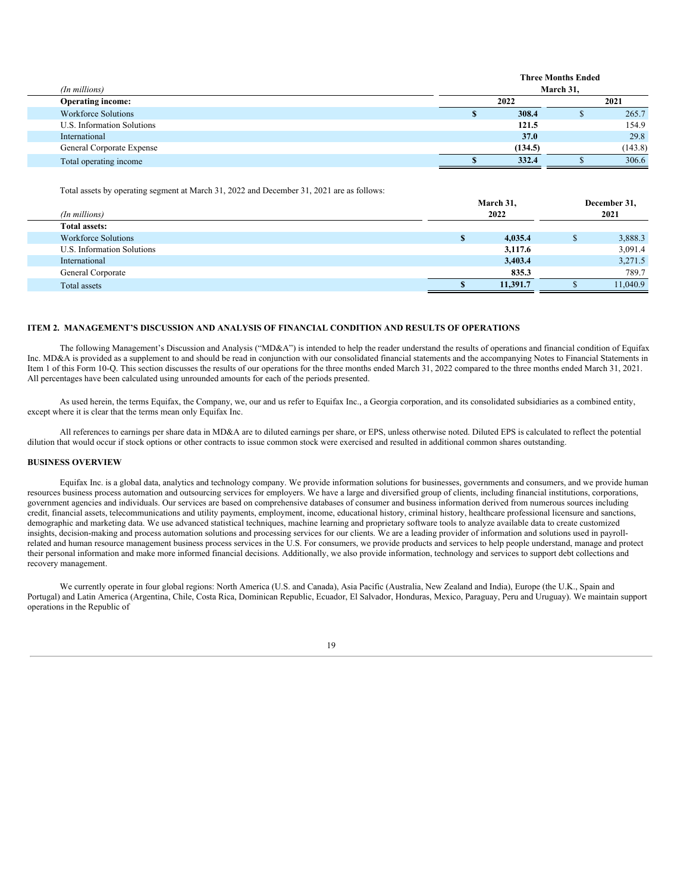| (In millions) | Three Months Ended March 31, | |
|---|---|---|
| **Operating income:** | **2022** | **2021** |
| Workforce Solutions | **$ 308.4** | $ 265.7 |
| U.S. Information Solutions | **121.5** | 154.9 |
| International | **37.0** | 29.8 |
| General Corporate Expense | **(134.5)** | (143.8) |
| Total operating income | **$ 332.4** | $ 306.6 |

Total assets by operating segment at March 31, 2022 and December 31, 2021 are as follows:

| (In millions) | March 31, 2022 | December 31, 2021 |
|---|---|---|
| **Total assets:** | | |
| Workforce Solutions | **$ 4,035.4** | $ 3,888.3 |
| U.S. Information Solutions | **3,117.6** | 3,091.4 |
| International | **3,403.4** | 3,271.5 |
| General Corporate | **835.3** | 789.7 |
| Total assets | **$ 11,391.7** | $ 11,040.9 |

## ITEM 2. MANAGEMENT'S DISCUSSION AND ANALYSIS OF FINANCIAL CONDITION AND RESULTS OF OPERATIONS

The following Management's Discussion and Analysis ("MD&A") is intended to help the reader understand the results of operations and financial condition of Equifax Inc. MD&A is provided as a supplement to and should be read in conjunction with our consolidated financial statements and the accompanying Notes to Financial Statements in Item 1 of this Form 10-Q. This section discusses the results of our operations for the three months ended March 31, 2022 compared to the three months ended March 31, 2021. All percentages have been calculated using unrounded amounts for each of the periods presented.

As used herein, the terms Equifax, the Company, we, our and us refer to Equifax Inc., a Georgia corporation, and its consolidated subsidiaries as a combined entity, except where it is clear that the terms mean only Equifax Inc.

All references to earnings per share data in MD&A are to diluted earnings per share, or EPS, unless otherwise noted. Diluted EPS is calculated to reflect the potential dilution that would occur if stock options or other contracts to issue common stock were exercised and resulted in additional common shares outstanding.

### BUSINESS OVERVIEW

Equifax Inc. is a global data, analytics and technology company. We provide information solutions for businesses, governments and consumers, and we provide human resources business process automation and outsourcing services for employers. We have a large and diversified group of clients, including financial institutions, corporations, government agencies and individuals. Our services are based on comprehensive databases of consumer and business information derived from numerous sources including credit, financial assets, telecommunications and utility payments, employment, income, educational history, criminal history, healthcare professional licensure and sanctions, demographic and marketing data. We use advanced statistical techniques, machine learning and proprietary software tools to analyze available data to create customized insights, decision-making and process automation solutions and processing services for our clients. We are a leading provider of information and solutions used in payroll-related and human resource management business process services in the U.S. For consumers, we provide products and services to help people understand, manage and protect their personal information and make more informed financial decisions. Additionally, we also provide information, technology and services to support debt collections and recovery management.

We currently operate in four global regions: North America (U.S. and Canada), Asia Pacific (Australia, New Zealand and India), Europe (the U.K., Spain and Portugal) and Latin America (Argentina, Chile, Costa Rica, Dominican Republic, Ecuador, El Salvador, Honduras, Mexico, Paraguay, Peru and Uruguay). We maintain support operations in the Republic of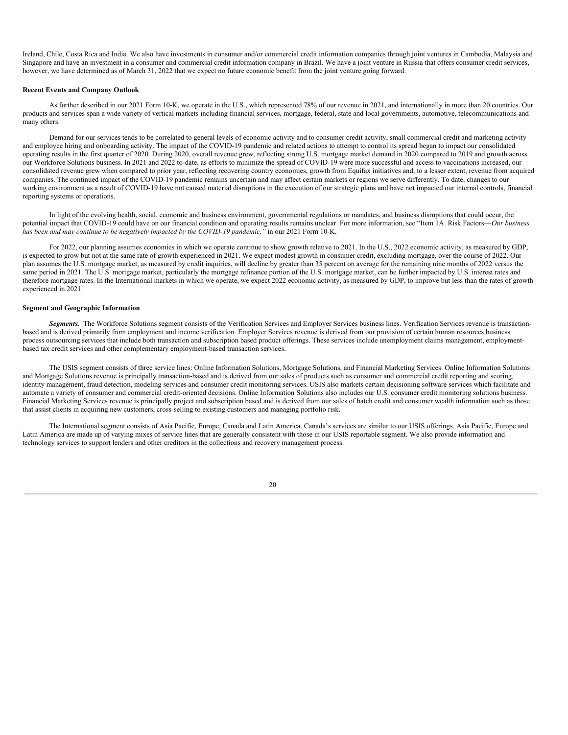Ireland, Chile, Costa Rica and India. We also have investments in consumer and/or commercial credit information companies through joint ventures in Cambodia, Malaysia and Singapore and have an investment in a consumer and commercial credit information company in Brazil. We have a joint venture in Russia that offers consumer credit services, however, we have determined as of March 31, 2022 that we expect no future economic benefit from the joint venture going forward.

**Recent Events and Company Outlook**

As further described in our 2021 Form 10-K, we operate in the U.S., which represented 78% of our revenue in 2021, and internationally in more than 20 countries. Our products and services span a wide variety of vertical markets including financial services, mortgage, federal, state and local governments, automotive, telecommunications and many others.

Demand for our services tends to be correlated to general levels of economic activity and to consumer credit activity, small commercial credit and marketing activity and employee hiring and onboarding activity. The impact of the COVID-19 pandemic and related actions to attempt to control its spread began to impact our consolidated operating results in the first quarter of 2020. During 2020, overall revenue grew, reflecting strong U.S. mortgage market demand in 2020 compared to 2019 and growth across our Workforce Solutions business. In 2021 and 2022 to-date, as efforts to minimize the spread of COVID-19 were more successful and access to vaccinations increased, our consolidated revenue grew when compared to prior year, reflecting recovering country economies, growth from Equifax initiatives and, to a lesser extent, revenue from acquired companies. The continued impact of the COVID-19 pandemic remains uncertain and may affect certain markets or regions we serve differently. To date, changes to our working environment as a result of COVID-19 have not caused material disruptions in the execution of our strategic plans and have not impacted our internal controls, financial reporting systems or operations.

In light of the evolving health, social, economic and business environment, governmental regulations or mandates, and business disruptions that could occur, the potential impact that COVID-19 could have on our financial condition and operating results remains unclear. For more information, see "Item 1A. Risk Factors—*Our business has been and may continue to be negatively impacted by the COVID-19 pandemic,"* in our 2021 Form 10-K.

For 2022, our planning assumes economies in which we operate continue to show growth relative to 2021. In the U.S., 2022 economic activity, as measured by GDP, is expected to grow but not at the same rate of growth experienced in 2021. We expect modest growth in consumer credit, excluding mortgage, over the course of 2022. Our plan assumes the U.S. mortgage market, as measured by credit inquiries, will decline by greater than 35 percent on average for the remaining nine months of 2022 versus the same period in 2021. The U.S. mortgage market, particularly the mortgage refinance portion of the U.S. mortgage market, can be further impacted by U.S. interest rates and therefore mortgage rates. In the International markets in which we operate, we expect 2022 economic activity, as measured by GDP, to improve but less than the rates of growth experienced in 2021.

**Segment and Geographic Information**

***Segments.*** The Workforce Solutions segment consists of the Verification Services and Employer Services business lines. Verification Services revenue is transaction-based and is derived primarily from employment and income verification. Employer Services revenue is derived from our provision of certain human resources business process outsourcing services that include both transaction and subscription based product offerings. These services include unemployment claims management, employment-based tax credit services and other complementary employment-based transaction services.

The USIS segment consists of three service lines: Online Information Solutions, Mortgage Solutions, and Financial Marketing Services. Online Information Solutions and Mortgage Solutions revenue is principally transaction-based and is derived from our sales of products such as consumer and commercial credit reporting and scoring, identity management, fraud detection, modeling services and consumer credit monitoring services. USIS also markets certain decisioning software services which facilitate and automate a variety of consumer and commercial credit-oriented decisions. Online Information Solutions also includes our U.S. consumer credit monitoring solutions business. Financial Marketing Services revenue is principally project and subscription based and is derived from our sales of batch credit and consumer wealth information such as those that assist clients in acquiring new customers, cross-selling to existing customers and managing portfolio risk.

The International segment consists of Asia Pacific, Europe, Canada and Latin America. Canada's services are similar to our USIS offerings. Asia Pacific, Europe and Latin America are made up of varying mixes of service lines that are generally consistent with those in our USIS reportable segment. We also provide information and technology services to support lenders and other creditors in the collections and recovery management process.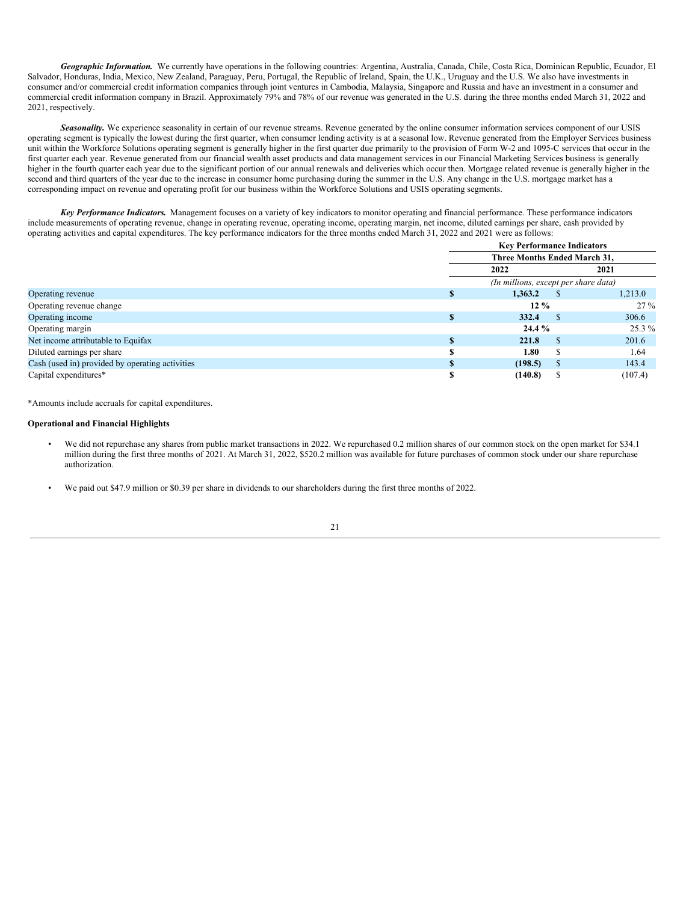***Geographic Information.*** We currently have operations in the following countries: Argentina, Australia, Canada, Chile, Costa Rica, Dominican Republic, Ecuador, El Salvador, Honduras, India, Mexico, New Zealand, Paraguay, Peru, Portugal, the Republic of Ireland, Spain, the U.K., Uruguay and the U.S. We also have investments in consumer and/or commercial credit information companies through joint ventures in Cambodia, Malaysia, Singapore and Russia and have an investment in a consumer and commercial credit information company in Brazil. Approximately 79% and 78% of our revenue was generated in the U.S. during the three months ended March 31, 2022 and 2021, respectively.

***Seasonality.*** We experience seasonality in certain of our revenue streams. Revenue generated by the online consumer information services component of our USIS operating segment is typically the lowest during the first quarter, when consumer lending activity is at a seasonal low. Revenue generated from the Employer Services business unit within the Workforce Solutions operating segment is generally higher in the first quarter due primarily to the provision of Form W-2 and 1095-C services that occur in the first quarter each year. Revenue generated from our financial wealth asset products and data management services in our Financial Marketing Services business is generally higher in the fourth quarter each year due to the significant portion of our annual renewals and deliveries which occur then. Mortgage related revenue is generally higher in the second and third quarters of the year due to the increase in consumer home purchasing during the summer in the U.S. Any change in the U.S. mortgage market has a corresponding impact on revenue and operating profit for our business within the Workforce Solutions and USIS operating segments.

***Key Performance Indicators.*** Management focuses on a variety of key indicators to monitor operating and financial performance. These performance indicators include measurements of operating revenue, change in operating revenue, operating income, operating margin, net income, diluted earnings per share, cash provided by operating activities and capital expenditures. The key performance indicators for the three months ended March 31, 2022 and 2021 were as follows:

| | Key Performance Indicators | |
|---|---|---|
| | Three Months Ended March 31, | |
| | **2022** | **2021** |
| | *(In millions, except per share data)* | |
| Operating revenue | **$ 1,363.2** | $ 1,213.0 |
| Operating revenue change | **12 %** | 27 % |
| Operating income | **$ 332.4** | $ 306.6 |
| Operating margin | **24.4 %** | 25.3 % |
| Net income attributable to Equifax | **$ 221.8** | $ 201.6 |
| Diluted earnings per share | **$ 1.80** | $ 1.64 |
| Cash (used in) provided by operating activities | **$ (198.5)** | $ 143.4 |
| Capital expenditures* | **$ (140.8)** | $ (107.4) |

*Amounts include accruals for capital expenditures.

**Operational and Financial Highlights**

- We did not repurchase any shares from public market transactions in 2022. We repurchased 0.2 million shares of our common stock on the open market for $34.1 million during the first three months of 2021. At March 31, 2022, $520.2 million was available for future purchases of common stock under our share repurchase authorization.

- We paid out $47.9 million or $0.39 per share in dividends to our shareholders during the first three months of 2022.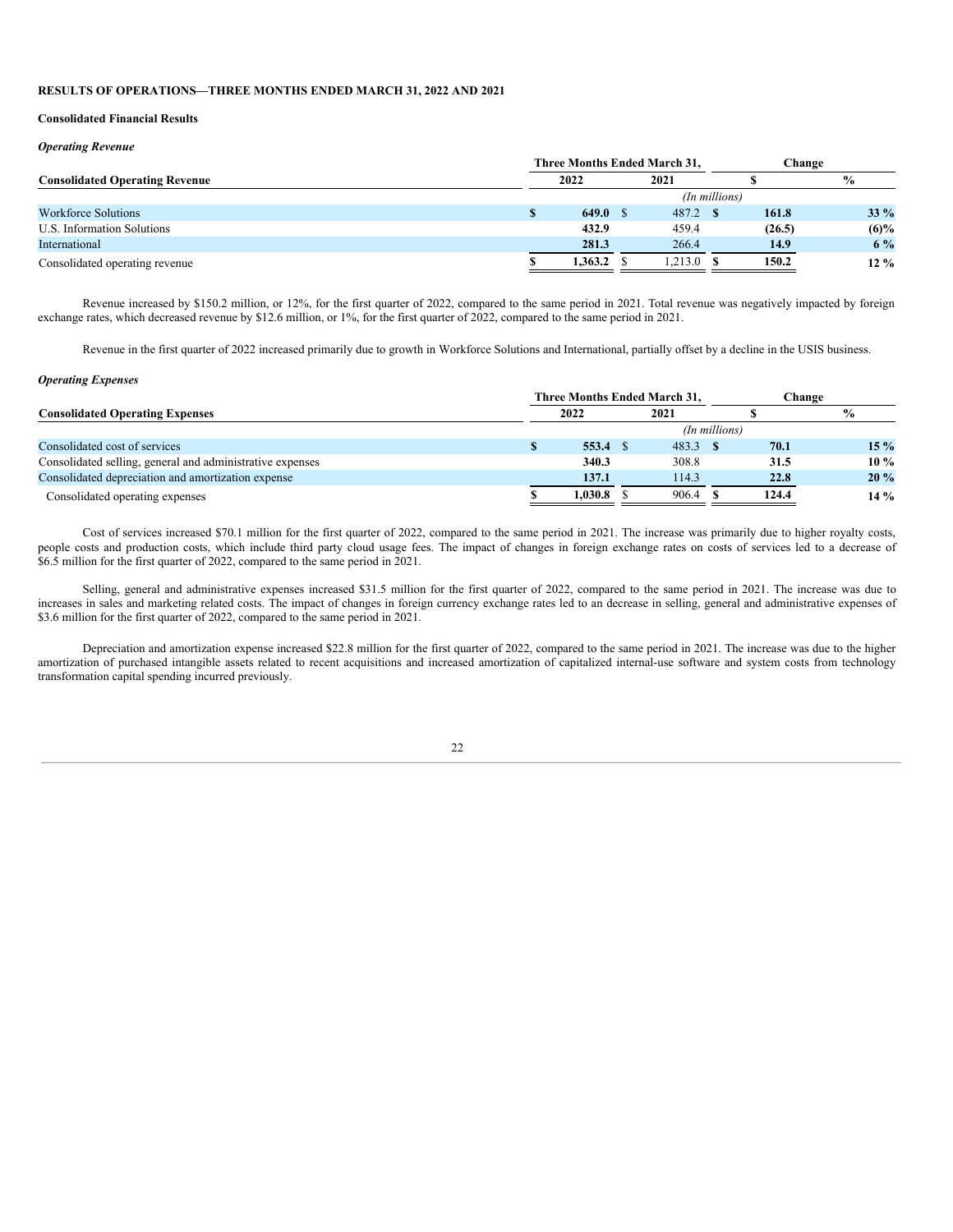## RESULTS OF OPERATIONS—THREE MONTHS ENDED MARCH 31, 2022 AND 2021

### Consolidated Financial Results

***Operating Revenue***

| Consolidated Operating Revenue | Three Months Ended March 31, | | Change | |
|---|---|---|---|---|
| | 2022 | 2021 | $ | % |
| | *(In millions)* | | | |
| Workforce Solutions | **$ 649.0** | $ 487.2 | **$ 161.8** | **33 %** |
| U.S. Information Solutions | **432.9** | 459.4 | **(26.5)** | **(6)%** |
| International | **281.3** | 266.4 | **14.9** | **6 %** |
| Consolidated operating revenue | **$ 1,363.2** | $ 1,213.0 | **$ 150.2** | **12 %** |

Revenue increased by $150.2 million, or 12%, for the first quarter of 2022, compared to the same period in 2021. Total revenue was negatively impacted by foreign exchange rates, which decreased revenue by $12.6 million, or 1%, for the first quarter of 2022, compared to the same period in 2021.

Revenue in the first quarter of 2022 increased primarily due to growth in Workforce Solutions and International, partially offset by a decline in the USIS business.

***Operating Expenses***

| Consolidated Operating Expenses | Three Months Ended March 31, | | Change | |
|---|---|---|---|---|
| | 2022 | 2021 | $ | % |
| | *(In millions)* | | | |
| Consolidated cost of services | **$ 553.4** | $ 483.3 | **$ 70.1** | **15 %** |
| Consolidated selling, general and administrative expenses | **340.3** | 308.8 | **31.5** | **10 %** |
| Consolidated depreciation and amortization expense | **137.1** | 114.3 | **22.8** | **20 %** |
| Consolidated operating expenses | **$ 1,030.8** | $ 906.4 | **$ 124.4** | **14 %** |

Cost of services increased $70.1 million for the first quarter of 2022, compared to the same period in 2021. The increase was primarily due to higher royalty costs, people costs and production costs, which include third party cloud usage fees. The impact of changes in foreign exchange rates on costs of services led to a decrease of $6.5 million for the first quarter of 2022, compared to the same period in 2021.

Selling, general and administrative expenses increased $31.5 million for the first quarter of 2022, compared to the same period in 2021. The increase was due to increases in sales and marketing related costs. The impact of changes in foreign currency exchange rates led to an decrease in selling, general and administrative expenses of $3.6 million for the first quarter of 2022, compared to the same period in 2021.

Depreciation and amortization expense increased $22.8 million for the first quarter of 2022, compared to the same period in 2021. The increase was due to the higher amortization of purchased intangible assets related to recent acquisitions and increased amortization of capitalized internal-use software and system costs from technology transformation capital spending incurred previously.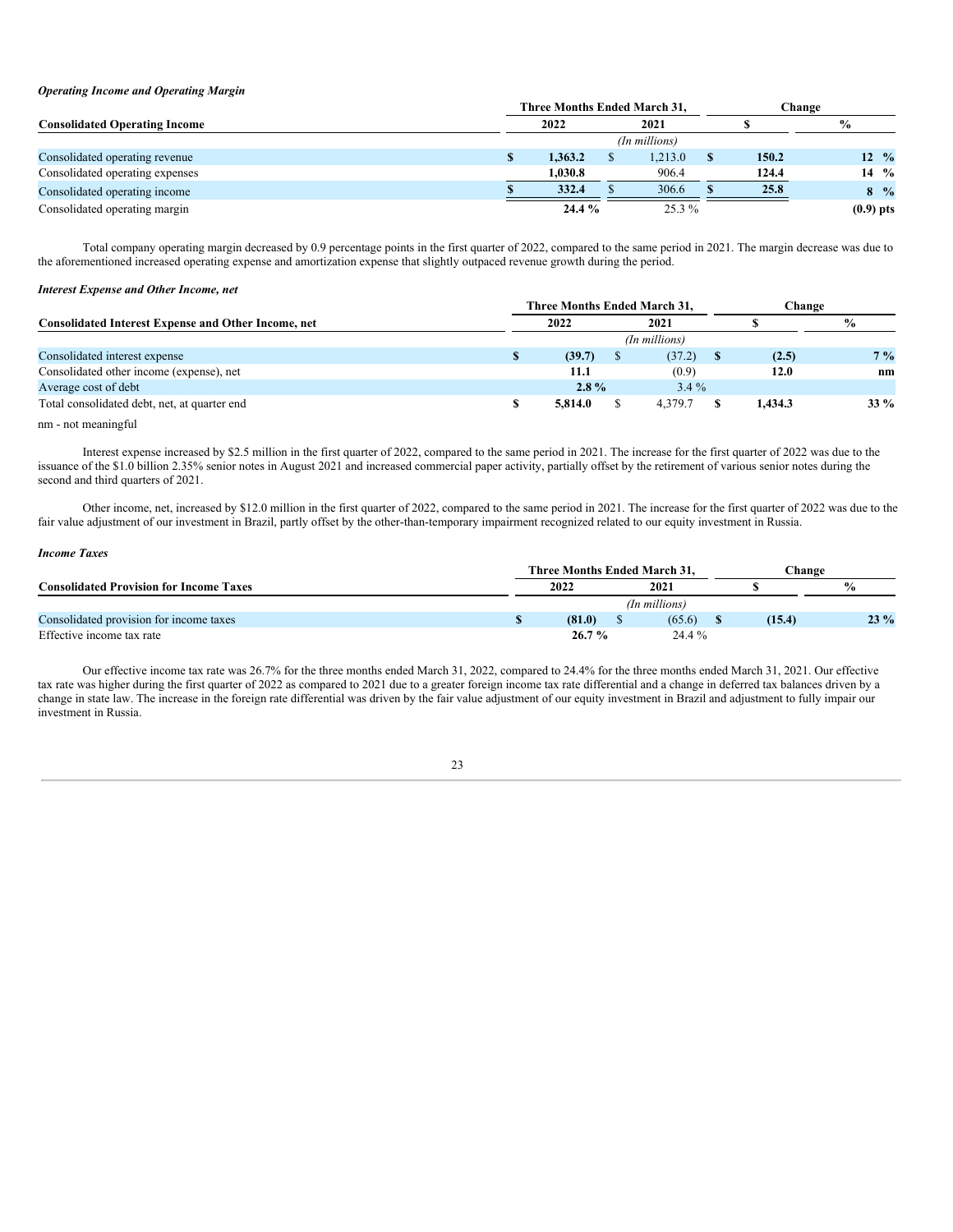***Operating Income and Operating Margin***

| Consolidated Operating Income | Three Months Ended March 31, | | Change | |
|---|---|---|---|---|
| | 2022 | 2021 | $ | % |
| | *(In millions)* | | | |
| Consolidated operating revenue | **$ 1,363.2** | $ 1,213.0 | **$ 150.2** | **12 %** |
| Consolidated operating expenses | **1,030.8** | 906.4 | **124.4** | **14 %** |
| Consolidated operating income | **$ 332.4** | $ 306.6 | **$ 25.8** | **8 %** |
| Consolidated operating margin | **24.4 %** | 25.3 % | | **(0.9) pts** |

Total company operating margin decreased by 0.9 percentage points in the first quarter of 2022, compared to the same period in 2021. The margin decrease was due to the aforementioned increased operating expense and amortization expense that slightly outpaced revenue growth during the period.

***Interest Expense and Other Income, net***

| Consolidated Interest Expense and Other Income, net | Three Months Ended March 31, | | Change | |
|---|---|---|---|---|
| | 2022 | 2021 | $ | % |
| | *(In millions)* | | | |
| Consolidated interest expense | **$ (39.7)** | $ (37.2) | **$ (2.5)** | **7 %** |
| Consolidated other income (expense), net | **11.1** | (0.9) | **12.0** | **nm** |
| Average cost of debt | **2.8 %** | 3.4 % | | |
| Total consolidated debt, net, at quarter end | **$ 5,814.0** | $ 4,379.7 | **$ 1,434.3** | **33 %** |

nm - not meaningful

Interest expense increased by $2.5 million in the first quarter of 2022, compared to the same period in 2021. The increase for the first quarter of 2022 was due to the issuance of the $1.0 billion 2.35% senior notes in August 2021 and increased commercial paper activity, partially offset by the retirement of various senior notes during the second and third quarters of 2021.

Other income, net, increased by $12.0 million in the first quarter of 2022, compared to the same period in 2021. The increase for the first quarter of 2022 was due to the fair value adjustment of our investment in Brazil, partly offset by the other-than-temporary impairment recognized related to our equity investment in Russia.

***Income Taxes***

| Consolidated Provision for Income Taxes | Three Months Ended March 31, | | Change | |
|---|---|---|---|---|
| | 2022 | 2021 | $ | % |
| | *(In millions)* | | | |
| Consolidated provision for income taxes | **$ (81.0)** | $ (65.6) | **$ (15.4)** | **23 %** |
| Effective income tax rate | **26.7 %** | 24.4 % | | |

Our effective income tax rate was 26.7% for the three months ended March 31, 2022, compared to 24.4% for the three months ended March 31, 2021. Our effective tax rate was higher during the first quarter of 2022 as compared to 2021 due to a greater foreign income tax rate differential and a change in deferred tax balances driven by a change in state law. The increase in the foreign rate differential was driven by the fair value adjustment of our equity investment in Brazil and adjustment to fully impair our investment in Russia.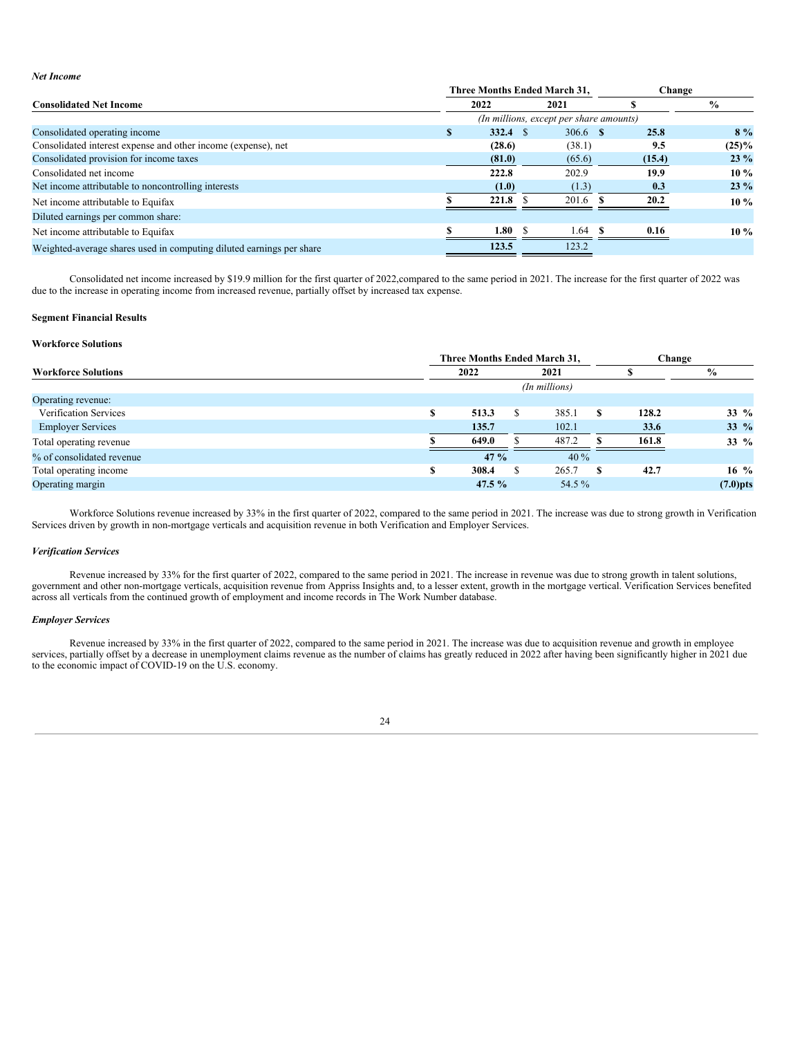*Net Income*

| Consolidated Net Income | Three Months Ended March 31, 2022 | Three Months Ended March 31, 2021 | Change $ | Change % |
|---|---|---|---|---|
| | (In millions, except per share amounts) | | | |
| Consolidated operating income | **$ 332.4** | $ 306.6 | **$ 25.8** | **8 %** |
| Consolidated interest expense and other income (expense), net | **(28.6)** | (38.1) | **9.5** | **(25)%** |
| Consolidated provision for income taxes | **(81.0)** | (65.6) | **(15.4)** | **23 %** |
| Consolidated net income | **222.8** | 202.9 | **19.9** | **10 %** |
| Net income attributable to noncontrolling interests | **(1.0)** | (1.3) | **0.3** | **23 %** |
| Net income attributable to Equifax | **$ 221.8** | $ 201.6 | **$ 20.2** | **10 %** |
| Diluted earnings per common share: | | | | |
| Net income attributable to Equifax | **$ 1.80** | $ 1.64 | **$ 0.16** | **10 %** |
| Weighted-average shares used in computing diluted earnings per share | **123.5** | 123.2 | | |

Consolidated net income increased by $19.9 million for the first quarter of 2022,compared to the same period in 2021. The increase for the first quarter of 2022 was due to the increase in operating income from increased revenue, partially offset by increased tax expense.

**Segment Financial Results**

**Workforce Solutions**

| Workforce Solutions | Three Months Ended March 31, 2022 | Three Months Ended March 31, 2021 | Change $ | Change % |
|---|---|---|---|---|
| | (In millions) | | | |
| Operating revenue: | | | | |
| Verification Services | **$ 513.3** | $ 385.1 | **$ 128.2** | **33 %** |
| Employer Services | **135.7** | 102.1 | **33.6** | **33 %** |
| Total operating revenue | **$ 649.0** | $ 487.2 | **$ 161.8** | **33 %** |
| % of consolidated revenue | **47 %** | 40 % | | |
| Total operating income | **$ 308.4** | $ 265.7 | **$ 42.7** | **16 %** |
| Operating margin | **47.5 %** | 54.5 % | | **(7.0)pts** |

Workforce Solutions revenue increased by 33% in the first quarter of 2022, compared to the same period in 2021. The increase was due to strong growth in Verification Services driven by growth in non-mortgage verticals and acquisition revenue in both Verification and Employer Services.

*Verification Services*

Revenue increased by 33% for the first quarter of 2022, compared to the same period in 2021. The increase in revenue was due to strong growth in talent solutions, government and other non-mortgage verticals, acquisition revenue from Appriss Insights and, to a lesser extent, growth in the mortgage vertical. Verification Services benefited across all verticals from the continued growth of employment and income records in The Work Number database.

*Employer Services*

Revenue increased by 33% in the first quarter of 2022, compared to the same period in 2021. The increase was due to acquisition revenue and growth in employee services, partially offset by a decrease in unemployment claims revenue as the number of claims has greatly reduced in 2022 after having been significantly higher in 2021 due to the economic impact of COVID-19 on the U.S. economy.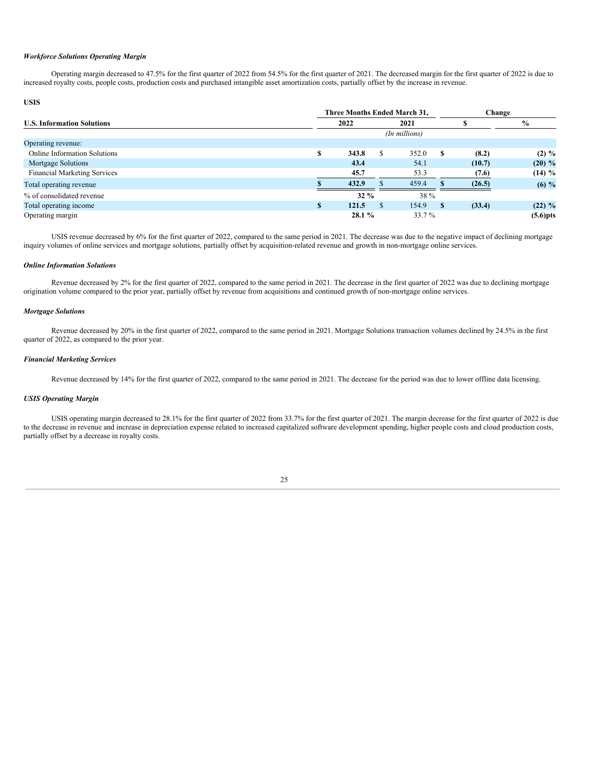***Workforce Solutions Operating Margin***

Operating margin decreased to 47.5% for the first quarter of 2022 from 54.5% for the first quarter of 2021. The decreased margin for the first quarter of 2022 is due to increased royalty costs, people costs, production costs and purchased intangible asset amortization costs, partially offset by the increase in revenue.

**USIS**

| U.S. Information Solutions | Three Months Ended March 31, 2022 | Three Months Ended March 31, 2021 | Change $ | Change % |
|---|---|---|---|---|
| | *(In millions)* | | | |
| Operating revenue: | | | | |
| Online Information Solutions | **$ 343.8** | $ 352.0 | **$ (8.2)** | **(2) %** |
| Mortgage Solutions | **43.4** | 54.1 | **(10.7)** | **(20) %** |
| Financial Marketing Services | **45.7** | 53.3 | **(7.6)** | **(14) %** |
| Total operating revenue | **$ 432.9** | $ 459.4 | **$ (26.5)** | **(6) %** |
| % of consolidated revenue | **32 %** | 38 % | | |
| Total operating income | **$ 121.5** | $ 154.9 | **$ (33.4)** | **(22) %** |
| Operating margin | **28.1 %** | 33.7 % | | **(5.6)pts** |

USIS revenue decreased by 6% for the first quarter of 2022, compared to the same period in 2021. The decrease was due to the negative impact of declining mortgage inquiry volumes of online services and mortgage solutions, partially offset by acquisition-related revenue and growth in non-mortgage online services.

***Online Information Solutions***

Revenue decreased by 2% for the first quarter of 2022, compared to the same period in 2021. The decrease in the first quarter of 2022 was due to declining mortgage origination volume compared to the prior year, partially offset by revenue from acquisitions and continued growth of non-mortgage online services.

***Mortgage Solutions***

Revenue decreased by 20% in the first quarter of 2022, compared to the same period in 2021. Mortgage Solutions transaction volumes declined by 24.5% in the first quarter of 2022, as compared to the prior year.

***Financial Marketing Services***

Revenue decreased by 14% for the first quarter of 2022, compared to the same period in 2021. The decrease for the period was due to lower offline data licensing.

***USIS Operating Margin***

USIS operating margin decreased to 28.1% for the first quarter of 2022 from 33.7% for the first quarter of 2021. The margin decrease for the first quarter of 2022 is due to the decrease in revenue and increase in depreciation expense related to increased capitalized software development spending, higher people costs and cloud production costs, partially offset by a decrease in royalty costs.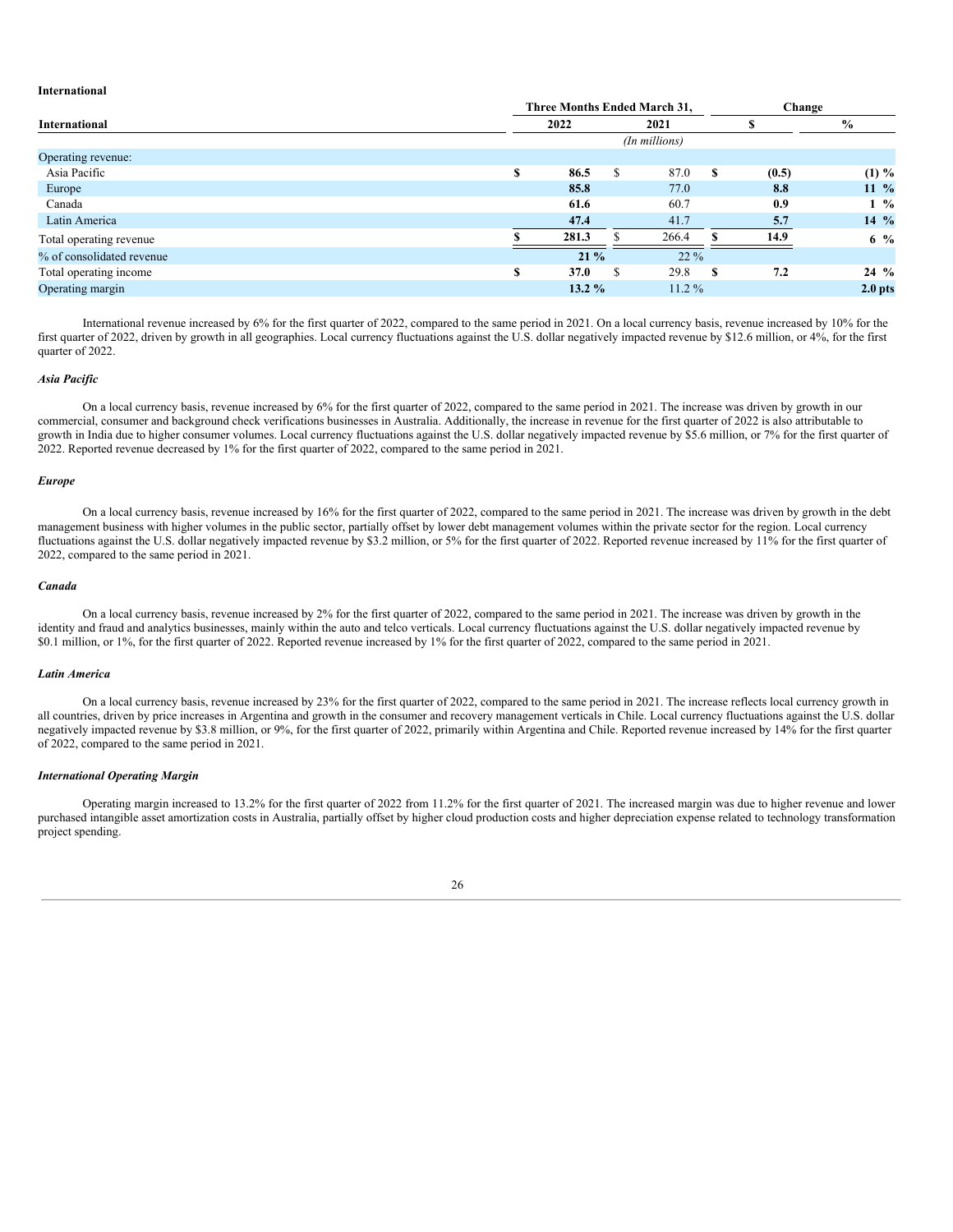**International**

| International | Three Months Ended March 31, | | Change | |
|---|---|---|---|---|
| | 2022 | 2021 | $ | % |
| | *(In millions)* | | | |
| Operating revenue: | | | | |
| Asia Pacific | $ 86.5 | $ 87.0 | $ (0.5) | (1) % |
| Europe | 85.8 | 77.0 | 8.8 | 11 % |
| Canada | 61.6 | 60.7 | 0.9 | 1 % |
| Latin America | 47.4 | 41.7 | 5.7 | 14 % |
| Total operating revenue | $ 281.3 | $ 266.4 | $ 14.9 | 6 % |
| % of consolidated revenue | 21 % | 22 % | | |
| Total operating income | $ 37.0 | $ 29.8 | $ 7.2 | 24 % |
| Operating margin | 13.2 % | 11.2 % | | 2.0 pts |

International revenue increased by 6% for the first quarter of 2022, compared to the same period in 2021. On a local currency basis, revenue increased by 10% for the first quarter of 2022, driven by growth in all geographies. Local currency fluctuations against the U.S. dollar negatively impacted revenue by $12.6 million, or 4%, for the first quarter of 2022.

*Asia Pacific*

On a local currency basis, revenue increased by 6% for the first quarter of 2022, compared to the same period in 2021. The increase was driven by growth in our commercial, consumer and background check verifications businesses in Australia. Additionally, the increase in revenue for the first quarter of 2022 is also attributable to growth in India due to higher consumer volumes. Local currency fluctuations against the U.S. dollar negatively impacted revenue by $5.6 million, or 7% for the first quarter of 2022. Reported revenue decreased by 1% for the first quarter of 2022, compared to the same period in 2021.

*Europe*

On a local currency basis, revenue increased by 16% for the first quarter of 2022, compared to the same period in 2021. The increase was driven by growth in the debt management business with higher volumes in the public sector, partially offset by lower debt management volumes within the private sector for the region. Local currency fluctuations against the U.S. dollar negatively impacted revenue by $3.2 million, or 5% for the first quarter of 2022. Reported revenue increased by 11% for the first quarter of 2022, compared to the same period in 2021.

*Canada*

On a local currency basis, revenue increased by 2% for the first quarter of 2022, compared to the same period in 2021. The increase was driven by growth in the identity and fraud and analytics businesses, mainly within the auto and telco verticals. Local currency fluctuations against the U.S. dollar negatively impacted revenue by $0.1 million, or 1%, for the first quarter of 2022. Reported revenue increased by 1% for the first quarter of 2022, compared to the same period in 2021.

*Latin America*

On a local currency basis, revenue increased by 23% for the first quarter of 2022, compared to the same period in 2021. The increase reflects local currency growth in all countries, driven by price increases in Argentina and growth in the consumer and recovery management verticals in Chile. Local currency fluctuations against the U.S. dollar negatively impacted revenue by $3.8 million, or 9%, for the first quarter of 2022, primarily within Argentina and Chile. Reported revenue increased by 14% for the first quarter of 2022, compared to the same period in 2021.

*International Operating Margin*

Operating margin increased to 13.2% for the first quarter of 2022 from 11.2% for the first quarter of 2021. The increased margin was due to higher revenue and lower purchased intangible asset amortization costs in Australia, partially offset by higher cloud production costs and higher depreciation expense related to technology transformation project spending.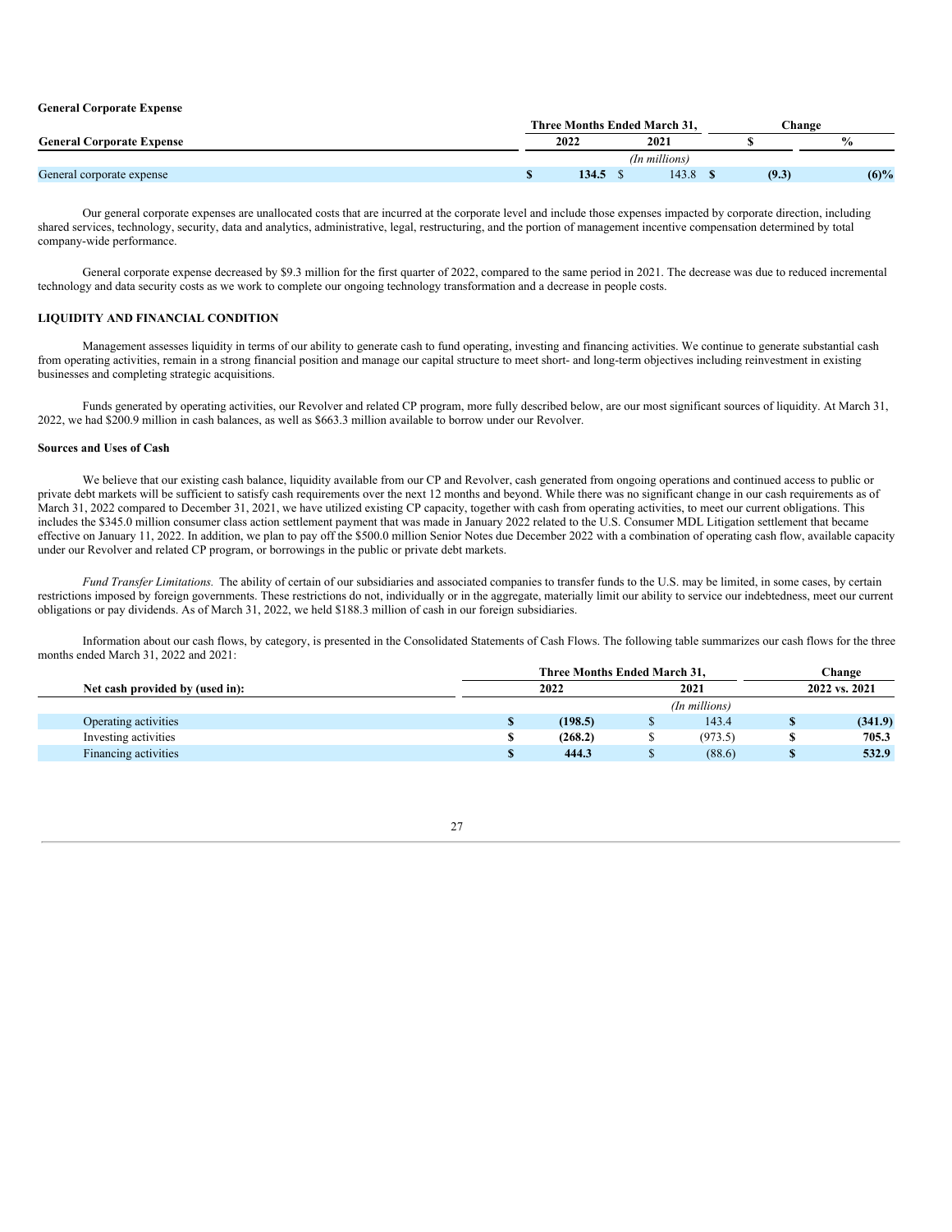### General Corporate Expense

| General Corporate Expense | Three Months Ended March 31, 2022 | Three Months Ended March 31, 2021 | Change $ | Change % |
|---|---|---|---|---|
| | *(In millions)* | | | |
| General corporate expense | **$ 134.5** | $ 143.8 | **$ (9.3)** | **(6)%** |

Our general corporate expenses are unallocated costs that are incurred at the corporate level and include those expenses impacted by corporate direction, including shared services, technology, security, data and analytics, administrative, legal, restructuring, and the portion of management incentive compensation determined by total company-wide performance.

General corporate expense decreased by $9.3 million for the first quarter of 2022, compared to the same period in 2021. The decrease was due to reduced incremental technology and data security costs as we work to complete our ongoing technology transformation and a decrease in people costs.

### LIQUIDITY AND FINANCIAL CONDITION

Management assesses liquidity in terms of our ability to generate cash to fund operating, investing and financing activities. We continue to generate substantial cash from operating activities, remain in a strong financial position and manage our capital structure to meet short- and long-term objectives including reinvestment in existing businesses and completing strategic acquisitions.

Funds generated by operating activities, our Revolver and related CP program, more fully described below, are our most significant sources of liquidity. At March 31, 2022, we had $200.9 million in cash balances, as well as $663.3 million available to borrow under our Revolver.

#### Sources and Uses of Cash

We believe that our existing cash balance, liquidity available from our CP and Revolver, cash generated from ongoing operations and continued access to public or private debt markets will be sufficient to satisfy cash requirements over the next 12 months and beyond. While there was no significant change in our cash requirements as of March 31, 2022 compared to December 31, 2021, we have utilized existing CP capacity, together with cash from operating activities, to meet our current obligations. This includes the $345.0 million consumer class action settlement payment that was made in January 2022 related to the U.S. Consumer MDL Litigation settlement that became effective on January 11, 2022. In addition, we plan to pay off the $500.0 million Senior Notes due December 2022 with a combination of operating cash flow, available capacity under our Revolver and related CP program, or borrowings in the public or private debt markets.

*Fund Transfer Limitations.* The ability of certain of our subsidiaries and associated companies to transfer funds to the U.S. may be limited, in some cases, by certain restrictions imposed by foreign governments. These restrictions do not, individually or in the aggregate, materially limit our ability to service our indebtedness, meet our current obligations or pay dividends. As of March 31, 2022, we held $188.3 million of cash in our foreign subsidiaries.

Information about our cash flows, by category, is presented in the Consolidated Statements of Cash Flows. The following table summarizes our cash flows for the three months ended March 31, 2022 and 2021:

| Net cash provided by (used in): | Three Months Ended March 31, 2022 | Three Months Ended March 31, 2021 | Change 2022 vs. 2021 |
|---|---|---|---|
| | *(In millions)* | | |
| Operating activities | **$ (198.5)** | $ 143.4 | **$ (341.9)** |
| Investing activities | **$ (268.2)** | $ (973.5) | **$ 705.3** |
| Financing activities | **$ 444.3** | $ (88.6) | **$ 532.9** |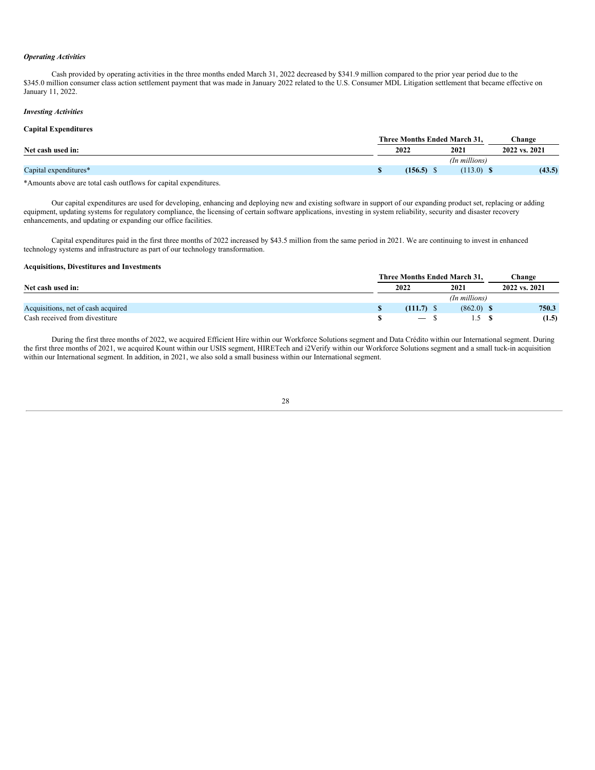***Operating Activities***

Cash provided by operating activities in the three months ended March 31, 2022 decreased by $341.9 million compared to the prior year period due to the $345.0 million consumer class action settlement payment that was made in January 2022 related to the U.S. Consumer MDL Litigation settlement that became effective on January 11, 2022.

***Investing Activities***

**Capital Expenditures**

| | Three Months Ended March 31, | | Change |
|---|---|---|---|
| **Net cash used in:** | **2022** | **2021** | **2022 vs. 2021** |
| | | *(In millions)* | |
| Capital expenditures* | **$ (156.5)** | $ (113.0) | **$ (43.5)** |

*Amounts above are total cash outflows for capital expenditures.

Our capital expenditures are used for developing, enhancing and deploying new and existing software in support of our expanding product set, replacing or adding equipment, updating systems for regulatory compliance, the licensing of certain software applications, investing in system reliability, security and disaster recovery enhancements, and updating or expanding our office facilities.

Capital expenditures paid in the first three months of 2022 increased by $43.5 million from the same period in 2021. We are continuing to invest in enhanced technology systems and infrastructure as part of our technology transformation.

**Acquisitions, Divestitures and Investments**

| | Three Months Ended March 31, | | Change |
|---|---|---|---|
| **Net cash used in:** | **2022** | **2021** | **2022 vs. 2021** |
| | | *(In millions)* | |
| Acquisitions, net of cash acquired | **$ (111.7)** | $ (862.0) | **$ 750.3** |
| Cash received from divestiture | **$ —** | $ 1.5 | **$ (1.5)** |

During the first three months of 2022, we acquired Efficient Hire within our Workforce Solutions segment and Data Crédito within our International segment. During the first three months of 2021, we acquired Kount within our USIS segment, HIRETech and i2Verify within our Workforce Solutions segment and a small tuck-in acquisition within our International segment. In addition, in 2021, we also sold a small business within our International segment.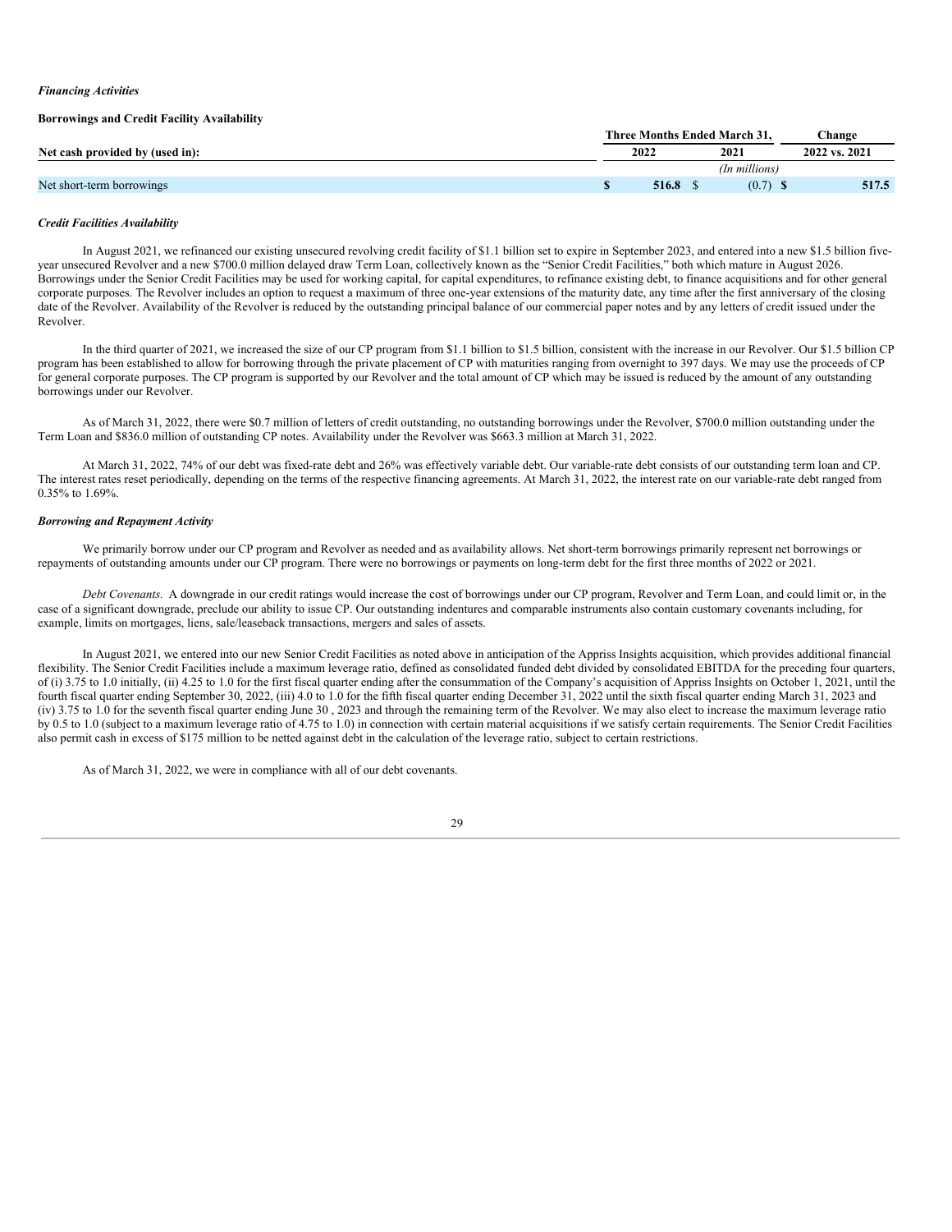*Financing Activities*

**Borrowings and Credit Facility Availability**

| Net cash provided by (used in): | Three Months Ended March 31, 2022 | 2021 | Change 2022 vs. 2021 |
|---|---|---|---|
| | | (In millions) | |
| Net short-term borrowings | $ 516.8 | $ (0.7) | $ 517.5 |

*Credit Facilities Availability*

In August 2021, we refinanced our existing unsecured revolving credit facility of $1.1 billion set to expire in September 2023, and entered into a new $1.5 billion five-year unsecured Revolver and a new $700.0 million delayed draw Term Loan, collectively known as the "Senior Credit Facilities," both which mature in August 2026. Borrowings under the Senior Credit Facilities may be used for working capital, for capital expenditures, to refinance existing debt, to finance acquisitions and for other general corporate purposes. The Revolver includes an option to request a maximum of three one-year extensions of the maturity date, any time after the first anniversary of the closing date of the Revolver. Availability of the Revolver is reduced by the outstanding principal balance of our commercial paper notes and by any letters of credit issued under the Revolver.

In the third quarter of 2021, we increased the size of our CP program from $1.1 billion to $1.5 billion, consistent with the increase in our Revolver. Our $1.5 billion CP program has been established to allow for borrowing through the private placement of CP with maturities ranging from overnight to 397 days. We may use the proceeds of CP for general corporate purposes. The CP program is supported by our Revolver and the total amount of CP which may be issued is reduced by the amount of any outstanding borrowings under our Revolver.

As of March 31, 2022, there were $0.7 million of letters of credit outstanding, no outstanding borrowings under the Revolver, $700.0 million outstanding under the Term Loan and $836.0 million of outstanding CP notes. Availability under the Revolver was $663.3 million at March 31, 2022.

At March 31, 2022, 74% of our debt was fixed-rate debt and 26% was effectively variable debt. Our variable-rate debt consists of our outstanding term loan and CP. The interest rates reset periodically, depending on the terms of the respective financing agreements. At March 31, 2022, the interest rate on our variable-rate debt ranged from 0.35% to 1.69%.

*Borrowing and Repayment Activity*

We primarily borrow under our CP program and Revolver as needed and as availability allows. Net short-term borrowings primarily represent net borrowings or repayments of outstanding amounts under our CP program. There were no borrowings or payments on long-term debt for the first three months of 2022 or 2021.

*Debt Covenants.* A downgrade in our credit ratings would increase the cost of borrowings under our CP program, Revolver and Term Loan, and could limit or, in the case of a significant downgrade, preclude our ability to issue CP. Our outstanding indentures and comparable instruments also contain customary covenants including, for example, limits on mortgages, liens, sale/leaseback transactions, mergers and sales of assets.

In August 2021, we entered into our new Senior Credit Facilities as noted above in anticipation of the Appriss Insights acquisition, which provides additional financial flexibility. The Senior Credit Facilities include a maximum leverage ratio, defined as consolidated funded debt divided by consolidated EBITDA for the preceding four quarters, of (i) 3.75 to 1.0 initially, (ii) 4.25 to 1.0 for the first fiscal quarter ending after the consummation of the Company's acquisition of Appriss Insights on October 1, 2021, until the fourth fiscal quarter ending September 30, 2022, (iii) 4.0 to 1.0 for the fifth fiscal quarter ending December 31, 2022 until the sixth fiscal quarter ending March 31, 2023 and (iv) 3.75 to 1.0 for the seventh fiscal quarter ending June 30 , 2023 and through the remaining term of the Revolver. We may also elect to increase the maximum leverage ratio by 0.5 to 1.0 (subject to a maximum leverage ratio of 4.75 to 1.0) in connection with certain material acquisitions if we satisfy certain requirements. The Senior Credit Facilities also permit cash in excess of $175 million to be netted against debt in the calculation of the leverage ratio, subject to certain restrictions.

As of March 31, 2022, we were in compliance with all of our debt covenants.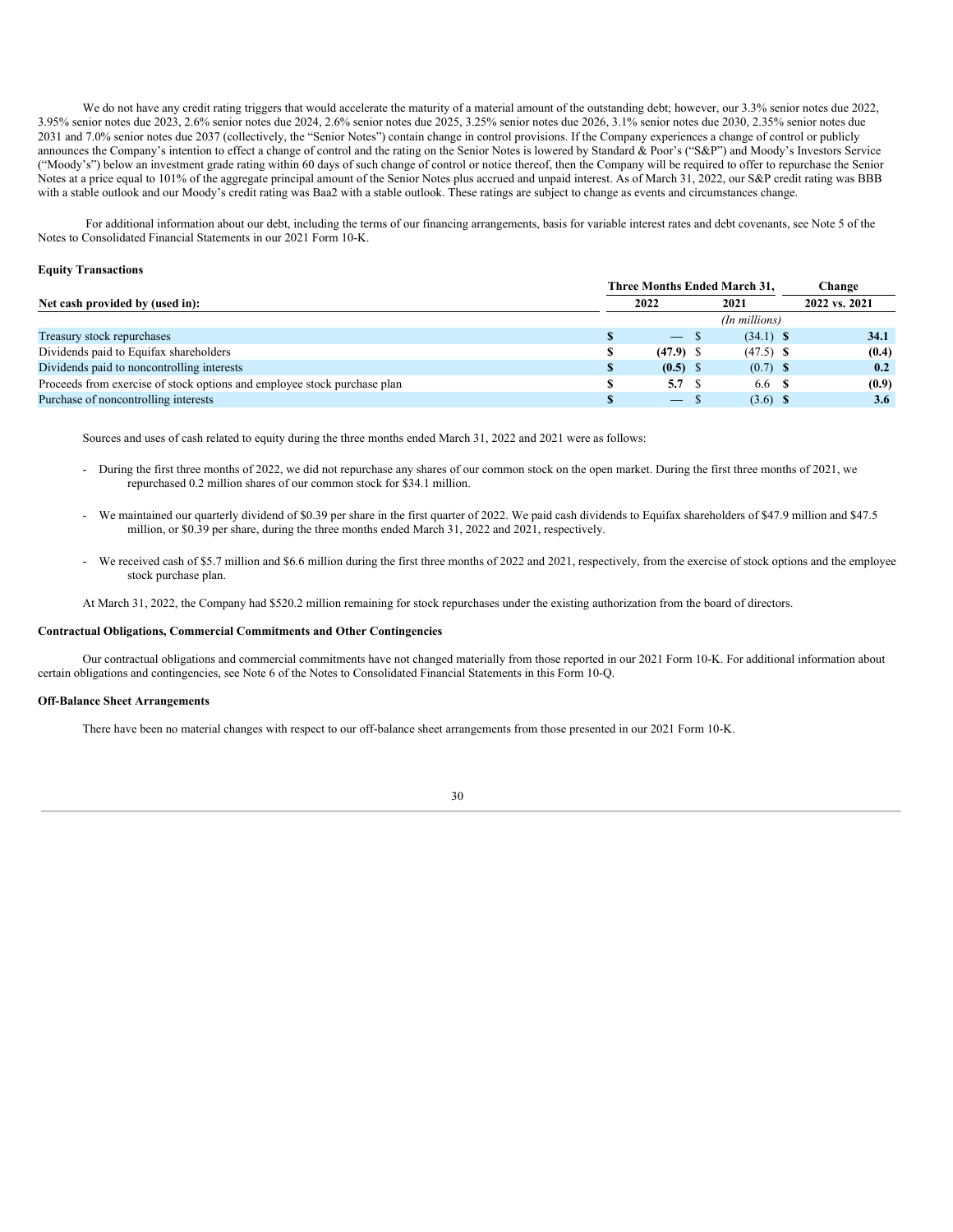We do not have any credit rating triggers that would accelerate the maturity of a material amount of the outstanding debt; however, our 3.3% senior notes due 2022, 3.95% senior notes due 2023, 2.6% senior notes due 2024, 2.6% senior notes due 2025, 3.25% senior notes due 2026, 3.1% senior notes due 2030, 2.35% senior notes due 2031 and 7.0% senior notes due 2037 (collectively, the "Senior Notes") contain change in control provisions. If the Company experiences a change of control or publicly announces the Company's intention to effect a change of control and the rating on the Senior Notes is lowered by Standard & Poor's ("S&P") and Moody's Investors Service ("Moody's") below an investment grade rating within 60 days of such change of control or notice thereof, then the Company will be required to offer to repurchase the Senior Notes at a price equal to 101% of the aggregate principal amount of the Senior Notes plus accrued and unpaid interest. As of March 31, 2022, our S&P credit rating was BBB with a stable outlook and our Moody's credit rating was Baa2 with a stable outlook. These ratings are subject to change as events and circumstances change.

For additional information about our debt, including the terms of our financing arrangements, basis for variable interest rates and debt covenants, see Note 5 of the Notes to Consolidated Financial Statements in our 2021 Form 10-K.

**Equity Transactions**

| | Three Months Ended March 31, | | Change |
|---|---|---|---|
| **Net cash provided by (used in):** | **2022** | **2021** | **2022 vs. 2021** |
| | | *(In millions)* | |
| Treasury stock repurchases | **$ —** | $ (34.1) | **$ 34.1** |
| Dividends paid to Equifax shareholders | **$ (47.9)** | $ (47.5) | **$ (0.4)** |
| Dividends paid to noncontrolling interests | **$ (0.5)** | $ (0.7) | **$ 0.2** |
| Proceeds from exercise of stock options and employee stock purchase plan | **$ 5.7** | $ 6.6 | **$ (0.9)** |
| Purchase of noncontrolling interests | **$ —** | $ (3.6) | **$ 3.6** |

Sources and uses of cash related to equity during the three months ended March 31, 2022 and 2021 were as follows:

- During the first three months of 2022, we did not repurchase any shares of our common stock on the open market. During the first three months of 2021, we repurchased 0.2 million shares of our common stock for $34.1 million.

- We maintained our quarterly dividend of $0.39 per share in the first quarter of 2022. We paid cash dividends to Equifax shareholders of $47.9 million and $47.5 million, or $0.39 per share, during the three months ended March 31, 2022 and 2021, respectively.

- We received cash of $5.7 million and $6.6 million during the first three months of 2022 and 2021, respectively, from the exercise of stock options and the employee stock purchase plan.

At March 31, 2022, the Company had $520.2 million remaining for stock repurchases under the existing authorization from the board of directors.

**Contractual Obligations, Commercial Commitments and Other Contingencies**

Our contractual obligations and commercial commitments have not changed materially from those reported in our 2021 Form 10-K. For additional information about certain obligations and contingencies, see Note 6 of the Notes to Consolidated Financial Statements in this Form 10-Q.

**Off-Balance Sheet Arrangements**

There have been no material changes with respect to our off-balance sheet arrangements from those presented in our 2021 Form 10-K.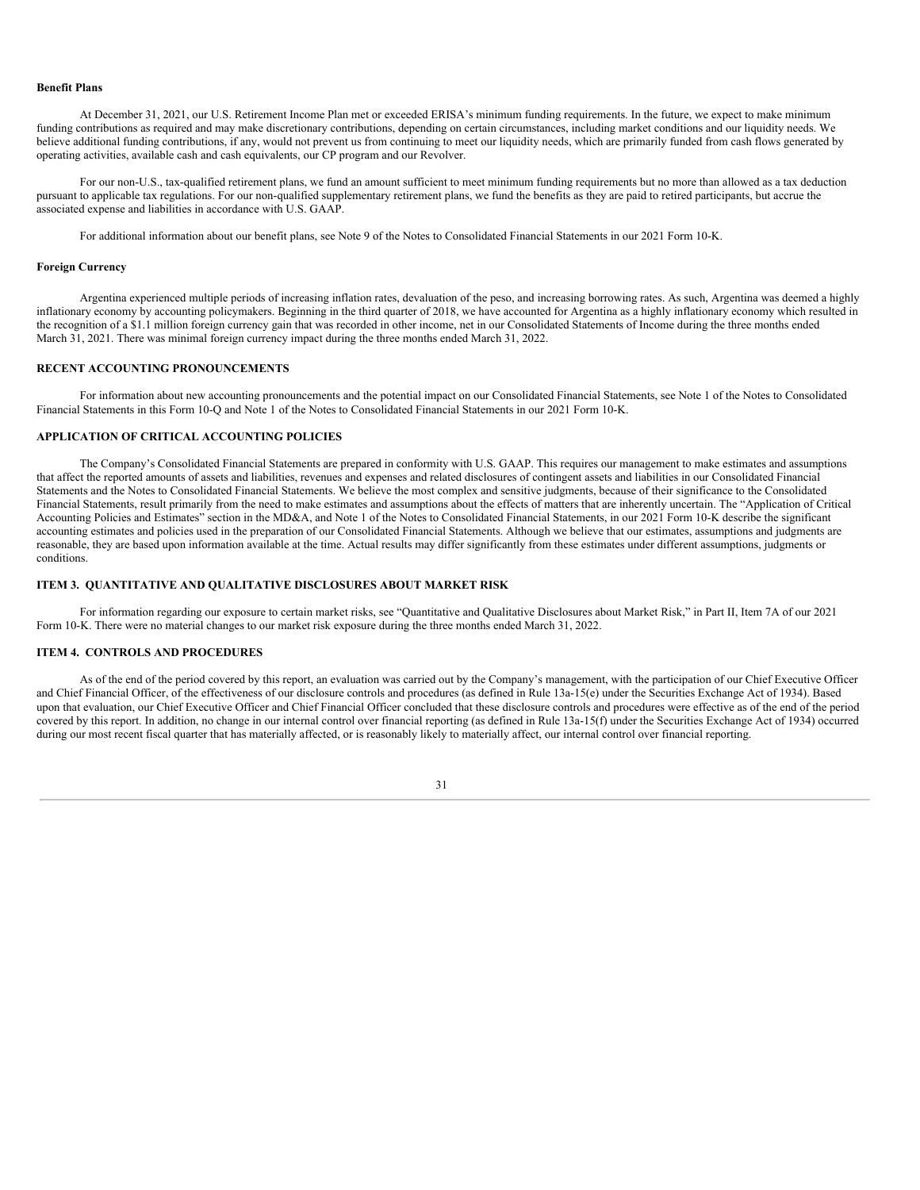**Benefit Plans**

At December 31, 2021, our U.S. Retirement Income Plan met or exceeded ERISA's minimum funding requirements. In the future, we expect to make minimum funding contributions as required and may make discretionary contributions, depending on certain circumstances, including market conditions and our liquidity needs. We believe additional funding contributions, if any, would not prevent us from continuing to meet our liquidity needs, which are primarily funded from cash flows generated by operating activities, available cash and cash equivalents, our CP program and our Revolver.

For our non-U.S., tax-qualified retirement plans, we fund an amount sufficient to meet minimum funding requirements but no more than allowed as a tax deduction pursuant to applicable tax regulations. For our non-qualified supplementary retirement plans, we fund the benefits as they are paid to retired participants, but accrue the associated expense and liabilities in accordance with U.S. GAAP.

For additional information about our benefit plans, see Note 9 of the Notes to Consolidated Financial Statements in our 2021 Form 10-K.

**Foreign Currency**

Argentina experienced multiple periods of increasing inflation rates, devaluation of the peso, and increasing borrowing rates. As such, Argentina was deemed a highly inflationary economy by accounting policymakers. Beginning in the third quarter of 2018, we have accounted for Argentina as a highly inflationary economy which resulted in the recognition of a $1.1 million foreign currency gain that was recorded in other income, net in our Consolidated Statements of Income during the three months ended March 31, 2021. There was minimal foreign currency impact during the three months ended March 31, 2022.

## RECENT ACCOUNTING PRONOUNCEMENTS

For information about new accounting pronouncements and the potential impact on our Consolidated Financial Statements, see Note 1 of the Notes to Consolidated Financial Statements in this Form 10-Q and Note 1 of the Notes to Consolidated Financial Statements in our 2021 Form 10-K.

## APPLICATION OF CRITICAL ACCOUNTING POLICIES

The Company's Consolidated Financial Statements are prepared in conformity with U.S. GAAP. This requires our management to make estimates and assumptions that affect the reported amounts of assets and liabilities, revenues and expenses and related disclosures of contingent assets and liabilities in our Consolidated Financial Statements and the Notes to Consolidated Financial Statements. We believe the most complex and sensitive judgments, because of their significance to the Consolidated Financial Statements, result primarily from the need to make estimates and assumptions about the effects of matters that are inherently uncertain. The "Application of Critical Accounting Policies and Estimates" section in the MD&A, and Note 1 of the Notes to Consolidated Financial Statements, in our 2021 Form 10-K describe the significant accounting estimates and policies used in the preparation of our Consolidated Financial Statements. Although we believe that our estimates, assumptions and judgments are reasonable, they are based upon information available at the time. Actual results may differ significantly from these estimates under different assumptions, judgments or conditions.

## ITEM 3. QUANTITATIVE AND QUALITATIVE DISCLOSURES ABOUT MARKET RISK

For information regarding our exposure to certain market risks, see "Quantitative and Qualitative Disclosures about Market Risk," in Part II, Item 7A of our 2021 Form 10-K. There were no material changes to our market risk exposure during the three months ended March 31, 2022.

## ITEM 4. CONTROLS AND PROCEDURES

As of the end of the period covered by this report, an evaluation was carried out by the Company's management, with the participation of our Chief Executive Officer and Chief Financial Officer, of the effectiveness of our disclosure controls and procedures (as defined in Rule 13a-15(e) under the Securities Exchange Act of 1934). Based upon that evaluation, our Chief Executive Officer and Chief Financial Officer concluded that these disclosure controls and procedures were effective as of the end of the period covered by this report. In addition, no change in our internal control over financial reporting (as defined in Rule 13a-15(f) under the Securities Exchange Act of 1934) occurred during our most recent fiscal quarter that has materially affected, or is reasonably likely to materially affect, our internal control over financial reporting.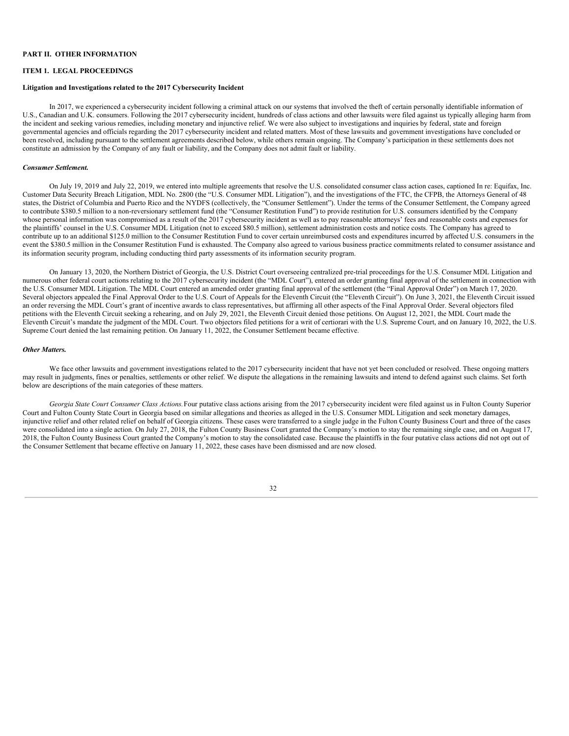## PART II. OTHER INFORMATION

## ITEM 1. LEGAL PROCEEDINGS

### Litigation and Investigations related to the 2017 Cybersecurity Incident

In 2017, we experienced a cybersecurity incident following a criminal attack on our systems that involved the theft of certain personally identifiable information of U.S., Canadian and U.K. consumers. Following the 2017 cybersecurity incident, hundreds of class actions and other lawsuits were filed against us typically alleging harm from the incident and seeking various remedies, including monetary and injunctive relief. We were also subject to investigations and inquiries by federal, state and foreign governmental agencies and officials regarding the 2017 cybersecurity incident and related matters. Most of these lawsuits and government investigations have concluded or been resolved, including pursuant to the settlement agreements described below, while others remain ongoing. The Company's participation in these settlements does not constitute an admission by the Company of any fault or liability, and the Company does not admit fault or liability.

***Consumer Settlement.***

On July 19, 2019 and July 22, 2019, we entered into multiple agreements that resolve the U.S. consolidated consumer class action cases, captioned In re: Equifax, Inc. Customer Data Security Breach Litigation, MDL No. 2800 (the "U.S. Consumer MDL Litigation"), and the investigations of the FTC, the CFPB, the Attorneys General of 48 states, the District of Columbia and Puerto Rico and the NYDFS (collectively, the "Consumer Settlement"). Under the terms of the Consumer Settlement, the Company agreed to contribute $380.5 million to a non-reversionary settlement fund (the "Consumer Restitution Fund") to provide restitution for U.S. consumers identified by the Company whose personal information was compromised as a result of the 2017 cybersecurity incident as well as to pay reasonable attorneys' fees and reasonable costs and expenses for the plaintiffs' counsel in the U.S. Consumer MDL Litigation (not to exceed $80.5 million), settlement administration costs and notice costs. The Company has agreed to contribute up to an additional $125.0 million to the Consumer Restitution Fund to cover certain unreimbursed costs and expenditures incurred by affected U.S. consumers in the event the $380.5 million in the Consumer Restitution Fund is exhausted. The Company also agreed to various business practice commitments related to consumer assistance and its information security program, including conducting third party assessments of its information security program.

On January 13, 2020, the Northern District of Georgia, the U.S. District Court overseeing centralized pre-trial proceedings for the U.S. Consumer MDL Litigation and numerous other federal court actions relating to the 2017 cybersecurity incident (the "MDL Court"), entered an order granting final approval of the settlement in connection with the U.S. Consumer MDL Litigation. The MDL Court entered an amended order granting final approval of the settlement (the "Final Approval Order") on March 17, 2020. Several objectors appealed the Final Approval Order to the U.S. Court of Appeals for the Eleventh Circuit (the "Eleventh Circuit"). On June 3, 2021, the Eleventh Circuit issued an order reversing the MDL Court's grant of incentive awards to class representatives, but affirming all other aspects of the Final Approval Order. Several objectors filed petitions with the Eleventh Circuit seeking a rehearing, and on July 29, 2021, the Eleventh Circuit denied those petitions. On August 12, 2021, the MDL Court made the Eleventh Circuit's mandate the judgment of the MDL Court. Two objectors filed petitions for a writ of certiorari with the U.S. Supreme Court, and on January 10, 2022, the U.S. Supreme Court denied the last remaining petition. On January 11, 2022, the Consumer Settlement became effective.

***Other Matters.***

We face other lawsuits and government investigations related to the 2017 cybersecurity incident that have not yet been concluded or resolved. These ongoing matters may result in judgments, fines or penalties, settlements or other relief. We dispute the allegations in the remaining lawsuits and intend to defend against such claims. Set forth below are descriptions of the main categories of these matters.

*Georgia State Court Consumer Class Actions.* Four putative class actions arising from the 2017 cybersecurity incident were filed against us in Fulton County Superior Court and Fulton County State Court in Georgia based on similar allegations and theories as alleged in the U.S. Consumer MDL Litigation and seek monetary damages, injunctive relief and other related relief on behalf of Georgia citizens. These cases were transferred to a single judge in the Fulton County Business Court and three of the cases were consolidated into a single action. On July 27, 2018, the Fulton County Business Court granted the Company's motion to stay the remaining single case, and on August 17, 2018, the Fulton County Business Court granted the Company's motion to stay the consolidated case. Because the plaintiffs in the four putative class actions did not opt out of the Consumer Settlement that became effective on January 11, 2022, these cases have been dismissed and are now closed.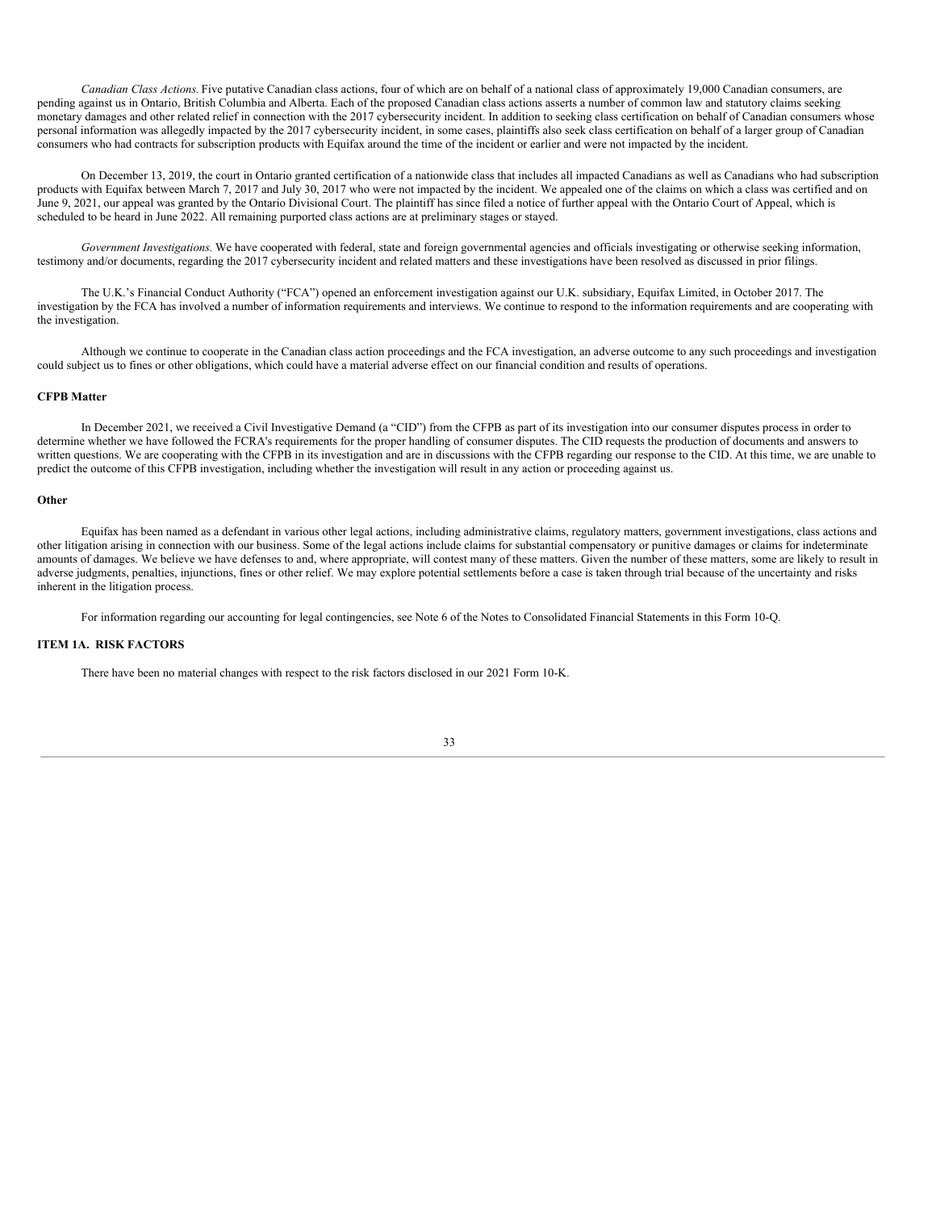*Canadian Class Actions.* Five putative Canadian class actions, four of which are on behalf of a national class of approximately 19,000 Canadian consumers, are pending against us in Ontario, British Columbia and Alberta. Each of the proposed Canadian class actions asserts a number of common law and statutory claims seeking monetary damages and other related relief in connection with the 2017 cybersecurity incident. In addition to seeking class certification on behalf of Canadian consumers whose personal information was allegedly impacted by the 2017 cybersecurity incident, in some cases, plaintiffs also seek class certification on behalf of a larger group of Canadian consumers who had contracts for subscription products with Equifax around the time of the incident or earlier and were not impacted by the incident.

On December 13, 2019, the court in Ontario granted certification of a nationwide class that includes all impacted Canadians as well as Canadians who had subscription products with Equifax between March 7, 2017 and July 30, 2017 who were not impacted by the incident. We appealed one of the claims on which a class was certified and on June 9, 2021, our appeal was granted by the Ontario Divisional Court. The plaintiff has since filed a notice of further appeal with the Ontario Court of Appeal, which is scheduled to be heard in June 2022. All remaining purported class actions are at preliminary stages or stayed.

*Government Investigations.* We have cooperated with federal, state and foreign governmental agencies and officials investigating or otherwise seeking information, testimony and/or documents, regarding the 2017 cybersecurity incident and related matters and these investigations have been resolved as discussed in prior filings.

The U.K.'s Financial Conduct Authority ("FCA") opened an enforcement investigation against our U.K. subsidiary, Equifax Limited, in October 2017. The investigation by the FCA has involved a number of information requirements and interviews. We continue to respond to the information requirements and are cooperating with the investigation.

Although we continue to cooperate in the Canadian class action proceedings and the FCA investigation, an adverse outcome to any such proceedings and investigation could subject us to fines or other obligations, which could have a material adverse effect on our financial condition and results of operations.

**CFPB Matter**

In December 2021, we received a Civil Investigative Demand (a "CID") from the CFPB as part of its investigation into our consumer disputes process in order to determine whether we have followed the FCRA's requirements for the proper handling of consumer disputes. The CID requests the production of documents and answers to written questions. We are cooperating with the CFPB in its investigation and are in discussions with the CFPB regarding our response to the CID. At this time, we are unable to predict the outcome of this CFPB investigation, including whether the investigation will result in any action or proceeding against us.

**Other**

Equifax has been named as a defendant in various other legal actions, including administrative claims, regulatory matters, government investigations, class actions and other litigation arising in connection with our business. Some of the legal actions include claims for substantial compensatory or punitive damages or claims for indeterminate amounts of damages. We believe we have defenses to and, where appropriate, will contest many of these matters. Given the number of these matters, some are likely to result in adverse judgments, penalties, injunctions, fines or other relief. We may explore potential settlements before a case is taken through trial because of the uncertainty and risks inherent in the litigation process.

For information regarding our accounting for legal contingencies, see Note 6 of the Notes to Consolidated Financial Statements in this Form 10-Q.

## ITEM 1A. RISK FACTORS

There have been no material changes with respect to the risk factors disclosed in our 2021 Form 10-K.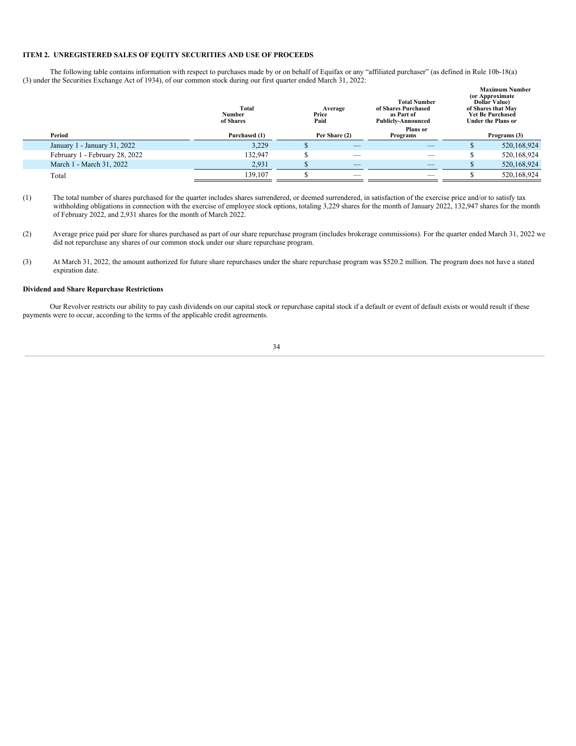### ITEM 2. UNREGISTERED SALES OF EQUITY SECURITIES AND USE OF PROCEEDS

The following table contains information with respect to purchases made by or on behalf of Equifax or any "affiliated purchaser" (as defined in Rule 10b-18(a)(3) under the Securities Exchange Act of 1934), of our common stock during our first quarter ended March 31, 2022:

| Period | Total Number of Shares Purchased (1) | Average Price Paid Per Share (2) | Total Number of Shares Purchased as Part of Publicly-Announced Plans or Programs | Maximum Number (or Approximate Dollar Value) of Shares that May Yet Be Purchased Under the Plans or Programs (3) |
|---|---|---|---|---|
| January 1 - January 31, 2022 | 3,229 | $ — | — | $ 520,168,924 |
| February 1 - February 28, 2022 | 132,947 | $ — | — | $ 520,168,924 |
| March 1 - March 31, 2022 | 2,931 | $ — | — | $ 520,168,924 |
| Total | 139,107 | $ — | — | $ 520,168,924 |

(1) The total number of shares purchased for the quarter includes shares surrendered, or deemed surrendered, in satisfaction of the exercise price and/or to satisfy tax withholding obligations in connection with the exercise of employee stock options, totaling 3,229 shares for the month of January 2022, 132,947 shares for the month of February 2022, and 2,931 shares for the month of March 2022.

(2) Average price paid per share for shares purchased as part of our share repurchase program (includes brokerage commissions). For the quarter ended March 31, 2022 we did not repurchase any shares of our common stock under our share repurchase program.

(3) At March 31, 2022, the amount authorized for future share repurchases under the share repurchase program was $520.2 million. The program does not have a stated expiration date.

**Dividend and Share Repurchase Restrictions**

Our Revolver restricts our ability to pay cash dividends on our capital stock or repurchase capital stock if a default or event of default exists or would result if these payments were to occur, according to the terms of the applicable credit agreements.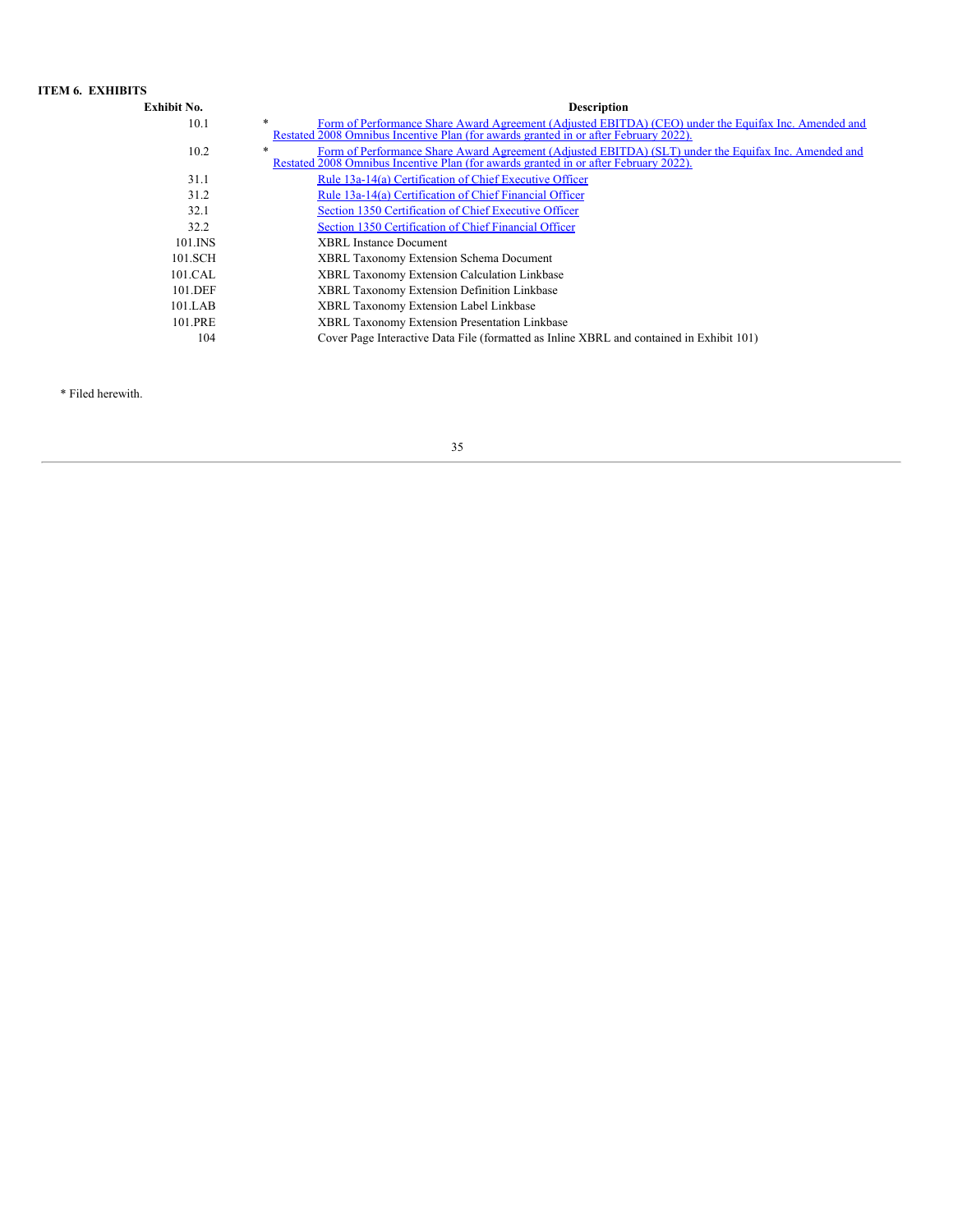## ITEM 6. EXHIBITS

| Exhibit No. | | Description |
|---|---|---|
| 10.1 | * | Form of Performance Share Award Agreement (Adjusted EBITDA) (CEO) under the Equifax Inc. Amended and Restated 2008 Omnibus Incentive Plan (for awards granted in or after February 2022). |
| 10.2 | * | Form of Performance Share Award Agreement (Adjusted EBITDA) (SLT) under the Equifax Inc. Amended and Restated 2008 Omnibus Incentive Plan (for awards granted in or after February 2022). |
| 31.1 | | Rule 13a-14(a) Certification of Chief Executive Officer |
| 31.2 | | Rule 13a-14(a) Certification of Chief Financial Officer |
| 32.1 | | Section 1350 Certification of Chief Executive Officer |
| 32.2 | | Section 1350 Certification of Chief Financial Officer |
| 101.INS | | XBRL Instance Document |
| 101.SCH | | XBRL Taxonomy Extension Schema Document |
| 101.CAL | | XBRL Taxonomy Extension Calculation Linkbase |
| 101.DEF | | XBRL Taxonomy Extension Definition Linkbase |
| 101.LAB | | XBRL Taxonomy Extension Label Linkbase |
| 101.PRE | | XBRL Taxonomy Extension Presentation Linkbase |
| 104 | | Cover Page Interactive Data File (formatted as Inline XBRL and contained in Exhibit 101) |

* Filed herewith.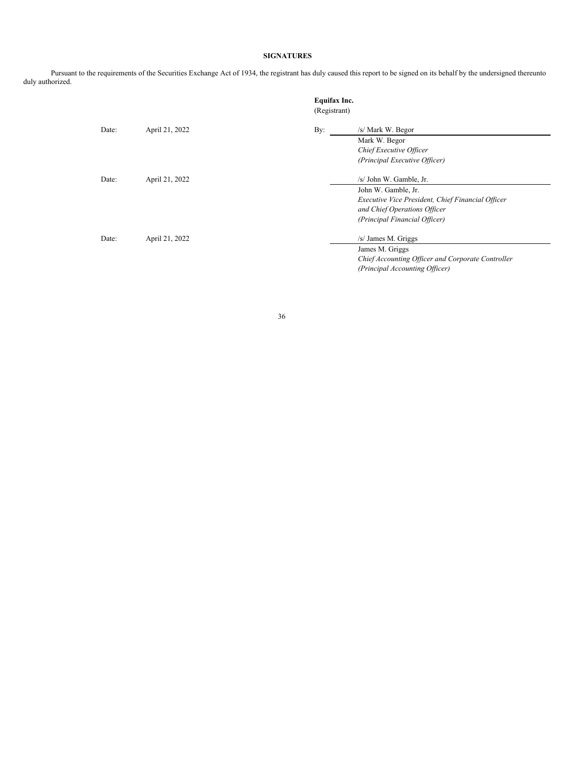## SIGNATURES

Pursuant to the requirements of the Securities Exchange Act of 1934, the registrant has duly caused this report to be signed on its behalf by the undersigned thereunto duly authorized.

**Equifax Inc.**
(Registrant)

Date: April 21, 2022

By: /s/ Mark W. Begor
Mark W. Begor
*Chief Executive Officer*
*(Principal Executive Officer)*

Date: April 21, 2022

/s/ John W. Gamble, Jr.
John W. Gamble, Jr.
*Executive Vice President, Chief Financial Officer and Chief Operations Officer*
*(Principal Financial Officer)*

Date: April 21, 2022

/s/ James M. Griggs
James M. Griggs
*Chief Accounting Officer and Corporate Controller*
*(Principal Accounting Officer)*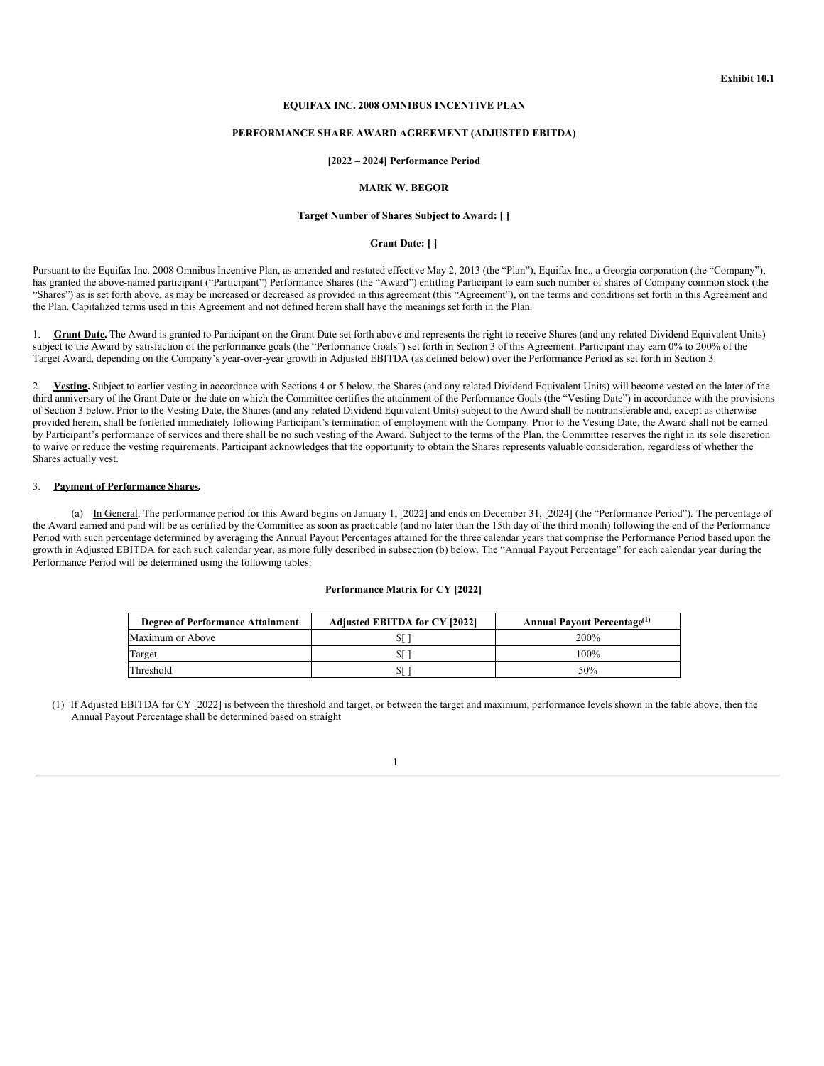**Exhibit 10.1**

**EQUIFAX INC. 2008 OMNIBUS INCENTIVE PLAN**

**PERFORMANCE SHARE AWARD AGREEMENT (ADJUSTED EBITDA)**

**[2022 – 2024] Performance Period**

**MARK W. BEGOR**

**Target Number of Shares Subject to Award: [ ]**

**Grant Date: [ ]**

Pursuant to the Equifax Inc. 2008 Omnibus Incentive Plan, as amended and restated effective May 2, 2013 (the "Plan"), Equifax Inc., a Georgia corporation (the "Company"), has granted the above-named participant ("Participant") Performance Shares (the "Award") entitling Participant to earn such number of shares of Company common stock (the "Shares") as is set forth above, as may be increased or decreased as provided in this agreement (this "Agreement"), on the terms and conditions set forth in this Agreement and the Plan. Capitalized terms used in this Agreement and not defined herein shall have the meanings set forth in the Plan.

1. **Grant Date.** The Award is granted to Participant on the Grant Date set forth above and represents the right to receive Shares (and any related Dividend Equivalent Units) subject to the Award by satisfaction of the performance goals (the "Performance Goals") set forth in Section 3 of this Agreement. Participant may earn 0% to 200% of the Target Award, depending on the Company's year-over-year growth in Adjusted EBITDA (as defined below) over the Performance Period as set forth in Section 3.

2. **Vesting.** Subject to earlier vesting in accordance with Sections 4 or 5 below, the Shares (and any related Dividend Equivalent Units) will become vested on the later of the third anniversary of the Grant Date or the date on which the Committee certifies the attainment of the Performance Goals (the "Vesting Date") in accordance with the provisions of Section 3 below. Prior to the Vesting Date, the Shares (and any related Dividend Equivalent Units) subject to the Award shall be nontransferable and, except as otherwise provided herein, shall be forfeited immediately following Participant's termination of employment with the Company. Prior to the Vesting Date, the Award shall not be earned by Participant's performance of services and there shall be no such vesting of the Award. Subject to the terms of the Plan, the Committee reserves the right in its sole discretion to waive or reduce the vesting requirements. Participant acknowledges that the opportunity to obtain the Shares represents valuable consideration, regardless of whether the Shares actually vest.

3. **Payment of Performance Shares.**

(a) In General. The performance period for this Award begins on January 1, [2022] and ends on December 31, [2024] (the "Performance Period"). The percentage of the Award earned and paid will be as certified by the Committee as soon as practicable (and no later than the 15th day of the third month) following the end of the Performance Period with such percentage determined by averaging the Annual Payout Percentages attained for the three calendar years that comprise the Performance Period based upon the growth in Adjusted EBITDA for each such calendar year, as more fully described in subsection (b) below. The "Annual Payout Percentage" for each calendar year during the Performance Period will be determined using the following tables:

**Performance Matrix for CY [2022]**

| Degree of Performance Attainment | Adjusted EBITDA for CY [2022] | Annual Payout Percentage[(1)] |
|---|---|---|
| Maximum or Above | $[ ] | 200% |
| Target | $[ ] | 100% |
| Threshold | $[ ] | 50% |

(1) If Adjusted EBITDA for CY [2022] is between the threshold and target, or between the target and maximum, performance levels shown in the table above, then the Annual Payout Percentage shall be determined based on straight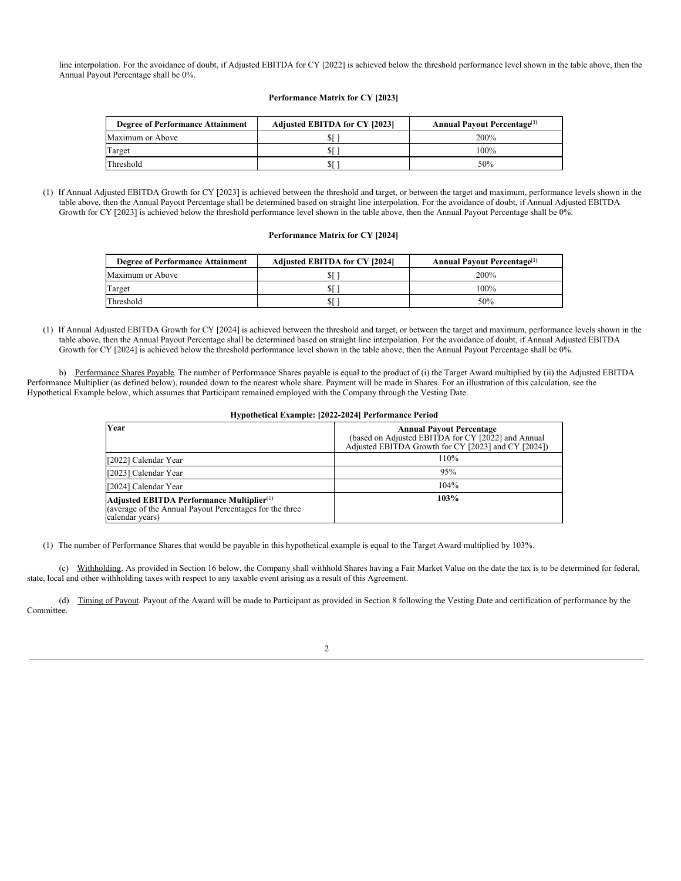line interpolation. For the avoidance of doubt, if Adjusted EBITDA for CY [2022] is achieved below the threshold performance level shown in the table above, then the Annual Payout Percentage shall be 0%.

**Performance Matrix for CY [2023]**

| Degree of Performance Attainment | Adjusted EBITDA for CY [2023] | Annual Payout Percentage(1) |
|---|---|---|
| Maximum or Above | $[ ] | 200% |
| Target | $[ ] | 100% |
| Threshold | $[ ] | 50% |

(1) If Annual Adjusted EBITDA Growth for CY [2023] is achieved between the threshold and target, or between the target and maximum, performance levels shown in the table above, then the Annual Payout Percentage shall be determined based on straight line interpolation. For the avoidance of doubt, if Annual Adjusted EBITDA Growth for CY [2023] is achieved below the threshold performance level shown in the table above, then the Annual Payout Percentage shall be 0%.

**Performance Matrix for CY [2024]**

| Degree of Performance Attainment | Adjusted EBITDA for CY [2024] | Annual Payout Percentage(1) |
|---|---|---|
| Maximum or Above | $[ ] | 200% |
| Target | $[ ] | 100% |
| Threshold | $[ ] | 50% |

(1) If Annual Adjusted EBITDA Growth for CY [2024] is achieved between the threshold and target, or between the target and maximum, performance levels shown in the table above, then the Annual Payout Percentage shall be determined based on straight line interpolation. For the avoidance of doubt, if Annual Adjusted EBITDA Growth for CY [2024] is achieved below the threshold performance level shown in the table above, then the Annual Payout Percentage shall be 0%.

b) Performance Shares Payable. The number of Performance Shares payable is equal to the product of (i) the Target Award multiplied by (ii) the Adjusted EBITDA Performance Multiplier (as defined below), rounded down to the nearest whole share. Payment will be made in Shares. For an illustration of this calculation, see the Hypothetical Example below, which assumes that Participant remained employed with the Company through the Vesting Date.

**Hypothetical Example: [2022-2024] Performance Period**

| Year | **Annual Payout Percentage** (based on Adjusted EBITDA for CY [2022] and Annual Adjusted EBITDA Growth for CY [2023] and CY [2024]) |
|---|---|
| [2022] Calendar Year | 110% |
| [2023] Calendar Year | 95% |
| [2024] Calendar Year | 104% |
| **Adjusted EBITDA Performance Multiplier**(1) (average of the Annual Payout Percentages for the three calendar years) | **103%** |

(1) The number of Performance Shares that would be payable in this hypothetical example is equal to the Target Award multiplied by 103%.

(c) Withholding. As provided in Section 16 below, the Company shall withhold Shares having a Fair Market Value on the date the tax is to be determined for federal, state, local and other withholding taxes with respect to any taxable event arising as a result of this Agreement.

(d) Timing of Payout. Payout of the Award will be made to Participant as provided in Section 8 following the Vesting Date and certification of performance by the Committee.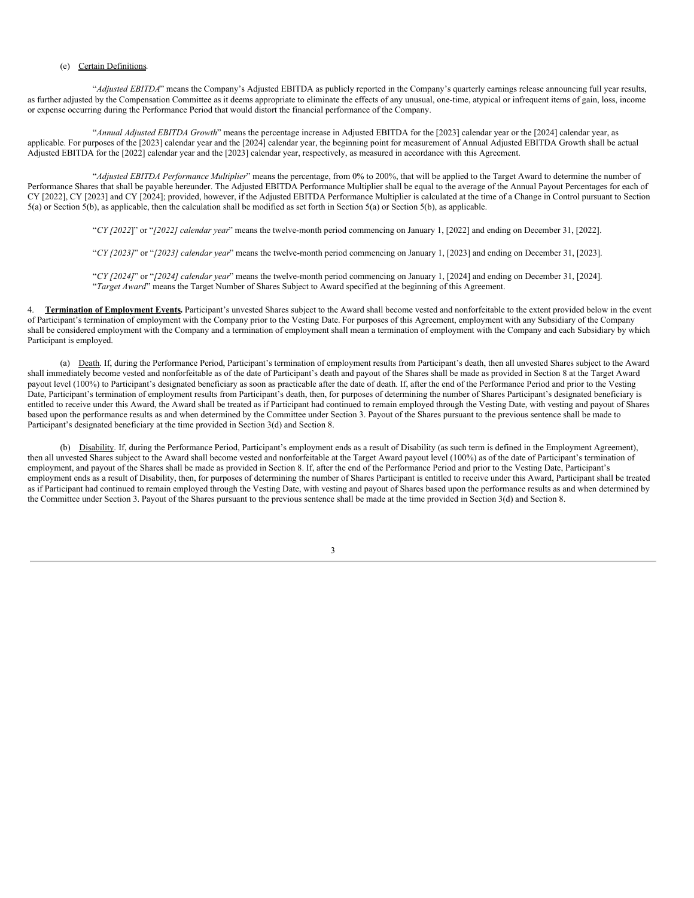(e) Certain Definitions.

"*Adjusted EBITDA*" means the Company's Adjusted EBITDA as publicly reported in the Company's quarterly earnings release announcing full year results, as further adjusted by the Compensation Committee as it deems appropriate to eliminate the effects of any unusual, one-time, atypical or infrequent items of gain, loss, income or expense occurring during the Performance Period that would distort the financial performance of the Company.

"*Annual Adjusted EBITDA Growth*" means the percentage increase in Adjusted EBITDA for the [2023] calendar year or the [2024] calendar year, as applicable. For purposes of the [2023] calendar year and the [2024] calendar year, the beginning point for measurement of Annual Adjusted EBITDA Growth shall be actual Adjusted EBITDA for the [2022] calendar year and the [2023] calendar year, respectively, as measured in accordance with this Agreement.

"*Adjusted EBITDA Performance Multiplier*" means the percentage, from 0% to 200%, that will be applied to the Target Award to determine the number of Performance Shares that shall be payable hereunder. The Adjusted EBITDA Performance Multiplier shall be equal to the average of the Annual Payout Percentages for each of CY [2022], CY [2023] and CY [2024]; provided, however, if the Adjusted EBITDA Performance Multiplier is calculated at the time of a Change in Control pursuant to Section 5(a) or Section 5(b), as applicable, then the calculation shall be modified as set forth in Section 5(a) or Section 5(b), as applicable.

"*CY [2022]*" or "*[2022] calendar year*" means the twelve-month period commencing on January 1, [2022] and ending on December 31, [2022].

"*CY [2023]*" or "*[2023] calendar year*" means the twelve-month period commencing on January 1, [2023] and ending on December 31, [2023].

"*CY [2024]*" or "*[2024] calendar year*" means the twelve-month period commencing on January 1, [2024] and ending on December 31, [2024].
"*Target Award*" means the Target Number of Shares Subject to Award specified at the beginning of this Agreement.

4. **Termination of Employment Events.** Participant's unvested Shares subject to the Award shall become vested and nonforfeitable to the extent provided below in the event of Participant's termination of employment with the Company prior to the Vesting Date. For purposes of this Agreement, employment with any Subsidiary of the Company shall be considered employment with the Company and a termination of employment shall mean a termination of employment with the Company and each Subsidiary by which Participant is employed.

(a) Death. If, during the Performance Period, Participant's termination of employment results from Participant's death, then all unvested Shares subject to the Award shall immediately become vested and nonforfeitable as of the date of Participant's death and payout of the Shares shall be made as provided in Section 8 at the Target Award payout level (100%) to Participant's designated beneficiary as soon as practicable after the date of death. If, after the end of the Performance Period and prior to the Vesting Date, Participant's termination of employment results from Participant's death, then, for purposes of determining the number of Shares Participant's designated beneficiary is entitled to receive under this Award, the Award shall be treated as if Participant had continued to remain employed through the Vesting Date, with vesting and payout of Shares based upon the performance results as and when determined by the Committee under Section 3. Payout of the Shares pursuant to the previous sentence shall be made to Participant's designated beneficiary at the time provided in Section 3(d) and Section 8.

(b) Disability. If, during the Performance Period, Participant's employment ends as a result of Disability (as such term is defined in the Employment Agreement), then all unvested Shares subject to the Award shall become vested and nonforfeitable at the Target Award payout level (100%) as of the date of Participant's termination of employment, and payout of the Shares shall be made as provided in Section 8. If, after the end of the Performance Period and prior to the Vesting Date, Participant's employment ends as a result of Disability, then, for purposes of determining the number of Shares Participant is entitled to receive under this Award, Participant shall be treated as if Participant had continued to remain employed through the Vesting Date, with vesting and payout of Shares based upon the performance results as and when determined by the Committee under Section 3. Payout of the Shares pursuant to the previous sentence shall be made at the time provided in Section 3(d) and Section 8.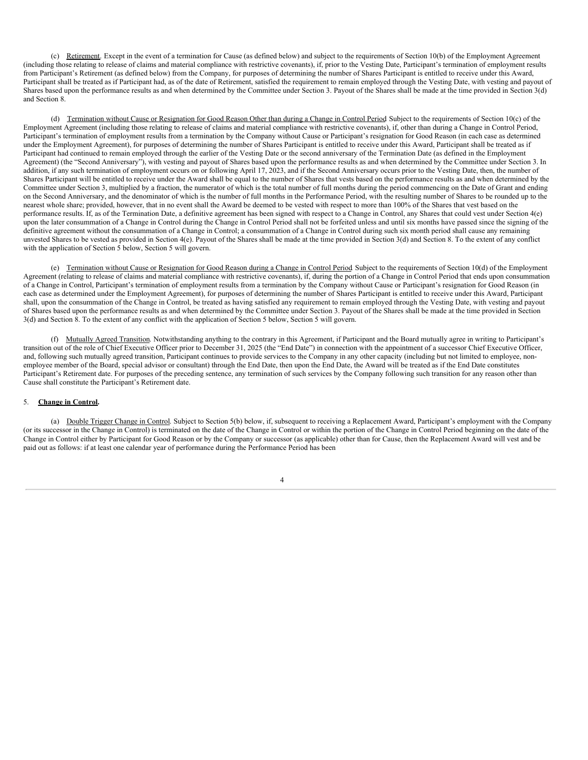(c) Retirement. Except in the event of a termination for Cause (as defined below) and subject to the requirements of Section 10(b) of the Employment Agreement (including those relating to release of claims and material compliance with restrictive covenants), if, prior to the Vesting Date, Participant's termination of employment results from Participant's Retirement (as defined below) from the Company, for purposes of determining the number of Shares Participant is entitled to receive under this Award, Participant shall be treated as if Participant had, as of the date of Retirement, satisfied the requirement to remain employed through the Vesting Date, with vesting and payout of Shares based upon the performance results as and when determined by the Committee under Section 3. Payout of the Shares shall be made at the time provided in Section 3(d) and Section 8.

(d) Termination without Cause or Resignation for Good Reason Other than during a Change in Control Period. Subject to the requirements of Section 10(c) of the Employment Agreement (including those relating to release of claims and material compliance with restrictive covenants), if, other than during a Change in Control Period, Participant's termination of employment results from a termination by the Company without Cause or Participant's resignation for Good Reason (in each case as determined under the Employment Agreement), for purposes of determining the number of Shares Participant is entitled to receive under this Award, Participant shall be treated as if Participant had continued to remain employed through the earlier of the Vesting Date or the second anniversary of the Termination Date (as defined in the Employment Agreement) (the "Second Anniversary"), with vesting and payout of Shares based upon the performance results as and when determined by the Committee under Section 3. In addition, if any such termination of employment occurs on or following April 17, 2023, and if the Second Anniversary occurs prior to the Vesting Date, then, the number of Shares Participant will be entitled to receive under the Award shall be equal to the number of Shares that vests based on the performance results as and when determined by the Committee under Section 3, multiplied by a fraction, the numerator of which is the total number of full months during the period commencing on the Date of Grant and ending on the Second Anniversary, and the denominator of which is the number of full months in the Performance Period, with the resulting number of Shares to be rounded up to the nearest whole share; provided, however, that in no event shall the Award be deemed to be vested with respect to more than 100% of the Shares that vest based on the performance results. If, as of the Termination Date, a definitive agreement has been signed with respect to a Change in Control, any Shares that could vest under Section 4(e) upon the later consummation of a Change in Control during the Change in Control Period shall not be forfeited unless and until six months have passed since the signing of the definitive agreement without the consummation of a Change in Control; a consummation of a Change in Control during such six month period shall cause any remaining unvested Shares to be vested as provided in Section 4(e). Payout of the Shares shall be made at the time provided in Section 3(d) and Section 8. To the extent of any conflict with the application of Section 5 below, Section 5 will govern.

(e) Termination without Cause or Resignation for Good Reason during a Change in Control Period. Subject to the requirements of Section 10(d) of the Employment Agreement (relating to release of claims and material compliance with restrictive covenants), if, during the portion of a Change in Control Period that ends upon consummation of a Change in Control, Participant's termination of employment results from a termination by the Company without Cause or Participant's resignation for Good Reason (in each case as determined under the Employment Agreement), for purposes of determining the number of Shares Participant is entitled to receive under this Award, Participant shall, upon the consummation of the Change in Control, be treated as having satisfied any requirement to remain employed through the Vesting Date, with vesting and payout of Shares based upon the performance results as and when determined by the Committee under Section 3. Payout of the Shares shall be made at the time provided in Section 3(d) and Section 8. To the extent of any conflict with the application of Section 5 below, Section 5 will govern.

(f) Mutually Agreed Transition. Notwithstanding anything to the contrary in this Agreement, if Participant and the Board mutually agree in writing to Participant's transition out of the role of Chief Executive Officer prior to December 31, 2025 (the "End Date") in connection with the appointment of a successor Chief Executive Officer, and, following such mutually agreed transition, Participant continues to provide services to the Company in any other capacity (including but not limited to employee, non-employee member of the Board, special advisor or consultant) through the End Date, then upon the End Date, the Award will be treated as if the End Date constitutes Participant's Retirement date. For purposes of the preceding sentence, any termination of such services by the Company following such transition for any reason other than Cause shall constitute the Participant's Retirement date.

5. **Change in Control.**

(a) Double Trigger Change in Control. Subject to Section 5(b) below, if, subsequent to receiving a Replacement Award, Participant's employment with the Company (or its successor in the Change in Control) is terminated on the date of the Change in Control or within the portion of the Change in Control Period beginning on the date of the Change in Control either by Participant for Good Reason or by the Company or successor (as applicable) other than for Cause, then the Replacement Award will vest and be paid out as follows: if at least one calendar year of performance during the Performance Period has been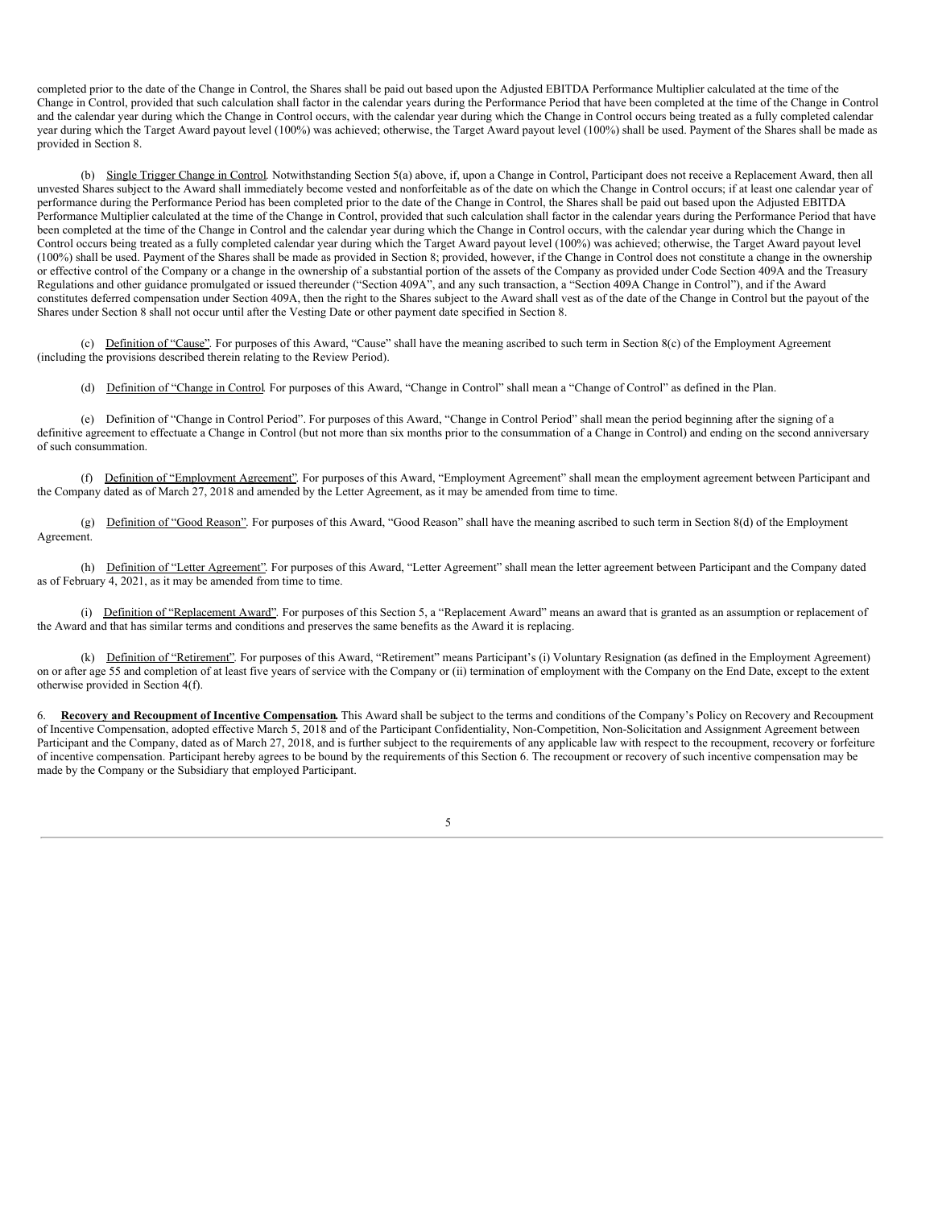completed prior to the date of the Change in Control, the Shares shall be paid out based upon the Adjusted EBITDA Performance Multiplier calculated at the time of the Change in Control, provided that such calculation shall factor in the calendar years during the Performance Period that have been completed at the time of the Change in Control and the calendar year during which the Change in Control occurs, with the calendar year during which the Change in Control occurs being treated as a fully completed calendar year during which the Target Award payout level (100%) was achieved; otherwise, the Target Award payout level (100%) shall be used. Payment of the Shares shall be made as provided in Section 8.

(b) Single Trigger Change in Control. Notwithstanding Section 5(a) above, if, upon a Change in Control, Participant does not receive a Replacement Award, then all unvested Shares subject to the Award shall immediately become vested and nonforfeitable as of the date on which the Change in Control occurs; if at least one calendar year of performance during the Performance Period has been completed prior to the date of the Change in Control, the Shares shall be paid out based upon the Adjusted EBITDA Performance Multiplier calculated at the time of the Change in Control, provided that such calculation shall factor in the calendar years during the Performance Period that have been completed at the time of the Change in Control and the calendar year during which the Change in Control occurs, with the calendar year during which the Change in Control occurs being treated as a fully completed calendar year during which the Target Award payout level (100%) was achieved; otherwise, the Target Award payout level (100%) shall be used. Payment of the Shares shall be made as provided in Section 8; provided, however, if the Change in Control does not constitute a change in the ownership or effective control of the Company or a change in the ownership of a substantial portion of the assets of the Company as provided under Code Section 409A and the Treasury Regulations and other guidance promulgated or issued thereunder ("Section 409A", and any such transaction, a "Section 409A Change in Control"), and if the Award constitutes deferred compensation under Section 409A, then the right to the Shares subject to the Award shall vest as of the date of the Change in Control but the payout of the Shares under Section 8 shall not occur until after the Vesting Date or other payment date specified in Section 8.

(c) Definition of "Cause". For purposes of this Award, "Cause" shall have the meaning ascribed to such term in Section 8(c) of the Employment Agreement (including the provisions described therein relating to the Review Period).

(d) Definition of "Change in Control. For purposes of this Award, "Change in Control" shall mean a "Change of Control" as defined in the Plan.

(e) Definition of "Change in Control Period". For purposes of this Award, "Change in Control Period" shall mean the period beginning after the signing of a definitive agreement to effectuate a Change in Control (but not more than six months prior to the consummation of a Change in Control) and ending on the second anniversary of such consummation.

(f) Definition of "Employment Agreement". For purposes of this Award, "Employment Agreement" shall mean the employment agreement between Participant and the Company dated as of March 27, 2018 and amended by the Letter Agreement, as it may be amended from time to time.

(g) Definition of "Good Reason". For purposes of this Award, "Good Reason" shall have the meaning ascribed to such term in Section 8(d) of the Employment Agreement.

(h) Definition of "Letter Agreement". For purposes of this Award, "Letter Agreement" shall mean the letter agreement between Participant and the Company dated as of February 4, 2021, as it may be amended from time to time.

(i) Definition of "Replacement Award". For purposes of this Section 5, a "Replacement Award" means an award that is granted as an assumption or replacement of the Award and that has similar terms and conditions and preserves the same benefits as the Award it is replacing.

(k) Definition of "Retirement". For purposes of this Award, "Retirement" means Participant's (i) Voluntary Resignation (as defined in the Employment Agreement) on or after age 55 and completion of at least five years of service with the Company or (ii) termination of employment with the Company on the End Date, except to the extent otherwise provided in Section 4(f).

6. **Recovery and Recoupment of Incentive Compensation.** This Award shall be subject to the terms and conditions of the Company's Policy on Recovery and Recoupment of Incentive Compensation, adopted effective March 5, 2018 and of the Participant Confidentiality, Non-Competition, Non-Solicitation and Assignment Agreement between Participant and the Company, dated as of March 27, 2018, and is further subject to the requirements of any applicable law with respect to the recoupment, recovery or forfeiture of incentive compensation. Participant hereby agrees to be bound by the requirements of this Section 6. The recoupment or recovery of such incentive compensation may be made by the Company or the Subsidiary that employed Participant.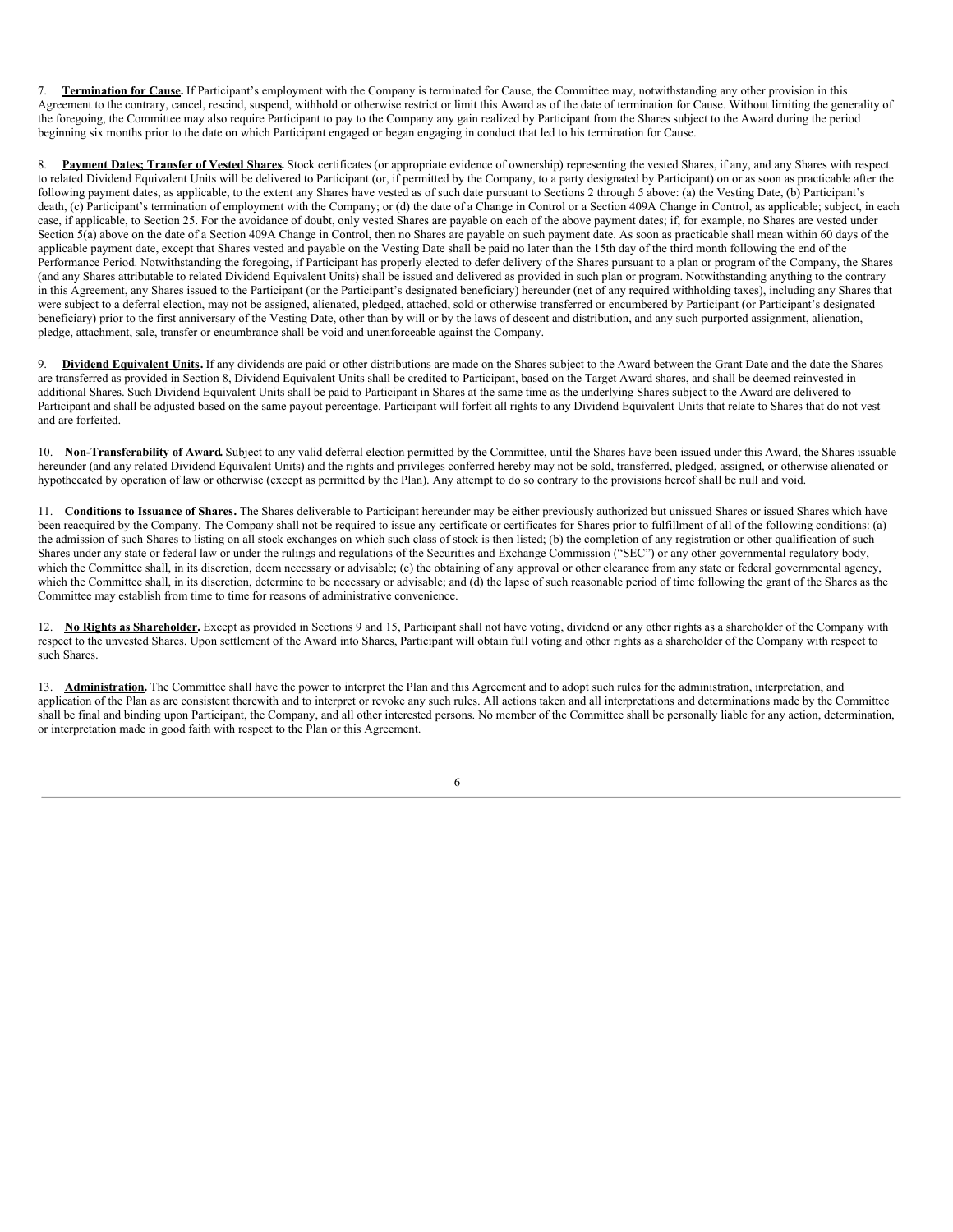7. **Termination for Cause.** If Participant's employment with the Company is terminated for Cause, the Committee may, notwithstanding any other provision in this Agreement to the contrary, cancel, rescind, suspend, withhold or otherwise restrict or limit this Award as of the date of termination for Cause. Without limiting the generality of the foregoing, the Committee may also require Participant to pay to the Company any gain realized by Participant from the Shares subject to the Award during the period beginning six months prior to the date on which Participant engaged or began engaging in conduct that led to his termination for Cause.

8. **Payment Dates; Transfer of Vested Shares.** Stock certificates (or appropriate evidence of ownership) representing the vested Shares, if any, and any Shares with respect to related Dividend Equivalent Units will be delivered to Participant (or, if permitted by the Company, to a party designated by Participant) on or as soon as practicable after the following payment dates, as applicable, to the extent any Shares have vested as of such date pursuant to Sections 2 through 5 above: (a) the Vesting Date, (b) Participant's death, (c) Participant's termination of employment with the Company; or (d) the date of a Change in Control or a Section 409A Change in Control, as applicable; subject, in each case, if applicable, to Section 25. For the avoidance of doubt, only vested Shares are payable on each of the above payment dates; if, for example, no Shares are vested under Section 5(a) above on the date of a Section 409A Change in Control, then no Shares are payable on such payment date. As soon as practicable shall mean within 60 days of the applicable payment date, except that Shares vested and payable on the Vesting Date shall be paid no later than the 15th day of the third month following the end of the Performance Period. Notwithstanding the foregoing, if Participant has properly elected to defer delivery of the Shares pursuant to a plan or program of the Company, the Shares (and any Shares attributable to related Dividend Equivalent Units) shall be issued and delivered as provided in such plan or program. Notwithstanding anything to the contrary in this Agreement, any Shares issued to the Participant (or the Participant's designated beneficiary) hereunder (net of any required withholding taxes), including any Shares that were subject to a deferral election, may not be assigned, alienated, pledged, attached, sold or otherwise transferred or encumbered by Participant (or Participant's designated beneficiary) prior to the first anniversary of the Vesting Date, other than by will or by the laws of descent and distribution, and any such purported assignment, alienation, pledge, attachment, sale, transfer or encumbrance shall be void and unenforceable against the Company.

9. **Dividend Equivalent Units.** If any dividends are paid or other distributions are made on the Shares subject to the Award between the Grant Date and the date the Shares are transferred as provided in Section 8, Dividend Equivalent Units shall be credited to Participant, based on the Target Award shares, and shall be deemed reinvested in additional Shares. Such Dividend Equivalent Units shall be paid to Participant in Shares at the same time as the underlying Shares subject to the Award are delivered to Participant and shall be adjusted based on the same payout percentage. Participant will forfeit all rights to any Dividend Equivalent Units that relate to Shares that do not vest and are forfeited.

10. **Non-Transferability of Award.** Subject to any valid deferral election permitted by the Committee, until the Shares have been issued under this Award, the Shares issuable hereunder (and any related Dividend Equivalent Units) and the rights and privileges conferred hereby may not be sold, transferred, pledged, assigned, or otherwise alienated or hypothecated by operation of law or otherwise (except as permitted by the Plan). Any attempt to do so contrary to the provisions hereof shall be null and void.

11. **Conditions to Issuance of Shares.** The Shares deliverable to Participant hereunder may be either previously authorized but unissued Shares or issued Shares which have been reacquired by the Company. The Company shall not be required to issue any certificate or certificates for Shares prior to fulfillment of all of the following conditions: (a) the admission of such Shares to listing on all stock exchanges on which such class of stock is then listed; (b) the completion of any registration or other qualification of such Shares under any state or federal law or under the rulings and regulations of the Securities and Exchange Commission ("SEC") or any other governmental regulatory body, which the Committee shall, in its discretion, deem necessary or advisable; (c) the obtaining of any approval or other clearance from any state or federal governmental agency, which the Committee shall, in its discretion, determine to be necessary or advisable; and (d) the lapse of such reasonable period of time following the grant of the Shares as the Committee may establish from time to time for reasons of administrative convenience.

12. **No Rights as Shareholder.** Except as provided in Sections 9 and 15, Participant shall not have voting, dividend or any other rights as a shareholder of the Company with respect to the unvested Shares. Upon settlement of the Award into Shares, Participant will obtain full voting and other rights as a shareholder of the Company with respect to such Shares.

13. **Administration.** The Committee shall have the power to interpret the Plan and this Agreement and to adopt such rules for the administration, interpretation, and application of the Plan as are consistent therewith and to interpret or revoke any such rules. All actions taken and all interpretations and determinations made by the Committee shall be final and binding upon Participant, the Company, and all other interested persons. No member of the Committee shall be personally liable for any action, determination, or interpretation made in good faith with respect to the Plan or this Agreement.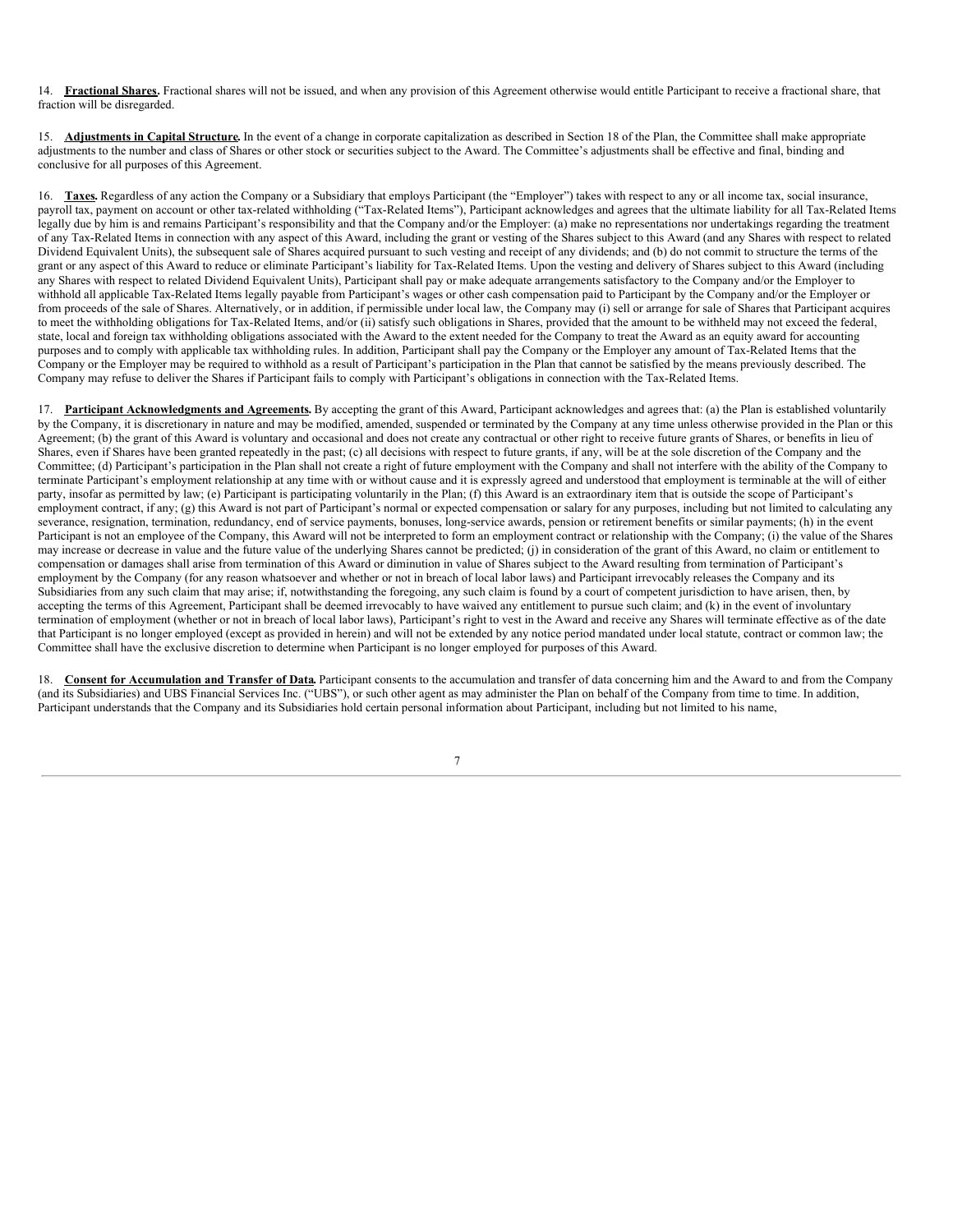14. **Fractional Shares.** Fractional shares will not be issued, and when any provision of this Agreement otherwise would entitle Participant to receive a fractional share, that fraction will be disregarded.

15. **Adjustments in Capital Structure.** In the event of a change in corporate capitalization as described in Section 18 of the Plan, the Committee shall make appropriate adjustments to the number and class of Shares or other stock or securities subject to the Award. The Committee's adjustments shall be effective and final, binding and conclusive for all purposes of this Agreement.

16. **Taxes.** Regardless of any action the Company or a Subsidiary that employs Participant (the "Employer") takes with respect to any or all income tax, social insurance, payroll tax, payment on account or other tax-related withholding ("Tax-Related Items"), Participant acknowledges and agrees that the ultimate liability for all Tax-Related Items legally due by him is and remains Participant's responsibility and that the Company and/or the Employer: (a) make no representations nor undertakings regarding the treatment of any Tax-Related Items in connection with any aspect of this Award, including the grant or vesting of the Shares subject to this Award (and any Shares with respect to related Dividend Equivalent Units), the subsequent sale of Shares acquired pursuant to such vesting and receipt of any dividends; and (b) do not commit to structure the terms of the grant or any aspect of this Award to reduce or eliminate Participant's liability for Tax-Related Items. Upon the vesting and delivery of Shares subject to this Award (including any Shares with respect to related Dividend Equivalent Units), Participant shall pay or make adequate arrangements satisfactory to the Company and/or the Employer to withhold all applicable Tax-Related Items legally payable from Participant's wages or other cash compensation paid to Participant by the Company and/or the Employer or from proceeds of the sale of Shares. Alternatively, or in addition, if permissible under local law, the Company may (i) sell or arrange for sale of Shares that Participant acquires to meet the withholding obligations for Tax-Related Items, and/or (ii) satisfy such obligations in Shares, provided that the amount to be withheld may not exceed the federal, state, local and foreign tax withholding obligations associated with the Award to the extent needed for the Company to treat the Award as an equity award for accounting purposes and to comply with applicable tax withholding rules. In addition, Participant shall pay the Company or the Employer any amount of Tax-Related Items that the Company or the Employer may be required to withhold as a result of Participant's participation in the Plan that cannot be satisfied by the means previously described. The Company may refuse to deliver the Shares if Participant fails to comply with Participant's obligations in connection with the Tax-Related Items.

17. **Participant Acknowledgments and Agreements.** By accepting the grant of this Award, Participant acknowledges and agrees that: (a) the Plan is established voluntarily by the Company, it is discretionary in nature and may be modified, amended, suspended or terminated by the Company at any time unless otherwise provided in the Plan or this Agreement; (b) the grant of this Award is voluntary and occasional and does not create any contractual or other right to receive future grants of Shares, or benefits in lieu of Shares, even if Shares have been granted repeatedly in the past; (c) all decisions with respect to future grants, if any, will be at the sole discretion of the Company and the Committee; (d) Participant's participation in the Plan shall not create a right of future employment with the Company and shall not interfere with the ability of the Company to terminate Participant's employment relationship at any time with or without cause and it is expressly agreed and understood that employment is terminable at the will of either party, insofar as permitted by law; (e) Participant is participating voluntarily in the Plan; (f) this Award is an extraordinary item that is outside the scope of Participant's employment contract, if any; (g) this Award is not part of Participant's normal or expected compensation or salary for any purposes, including but not limited to calculating any severance, resignation, termination, redundancy, end of service payments, bonuses, long-service awards, pension or retirement benefits or similar payments; (h) in the event Participant is not an employee of the Company, this Award will not be interpreted to form an employment contract or relationship with the Company; (i) the value of the Shares may increase or decrease in value and the future value of the underlying Shares cannot be predicted; (j) in consideration of the grant of this Award, no claim or entitlement to compensation or damages shall arise from termination of this Award or diminution in value of Shares subject to the Award resulting from termination of Participant's employment by the Company (for any reason whatsoever and whether or not in breach of local labor laws) and Participant irrevocably releases the Company and its Subsidiaries from any such claim that may arise; if, notwithstanding the foregoing, any such claim is found by a court of competent jurisdiction to have arisen, then, by accepting the terms of this Agreement, Participant shall be deemed irrevocably to have waived any entitlement to pursue such claim; and (k) in the event of involuntary termination of employment (whether or not in breach of local labor laws), Participant's right to vest in the Award and receive any Shares will terminate effective as of the date that Participant is no longer employed (except as provided in herein) and will not be extended by any notice period mandated under local statute, contract or common law; the Committee shall have the exclusive discretion to determine when Participant is no longer employed for purposes of this Award.

18. **Consent for Accumulation and Transfer of Data.** Participant consents to the accumulation and transfer of data concerning him and the Award to and from the Company (and its Subsidiaries) and UBS Financial Services Inc. ("UBS"), or such other agent as may administer the Plan on behalf of the Company from time to time. In addition, Participant understands that the Company and its Subsidiaries hold certain personal information about Participant, including but not limited to his name,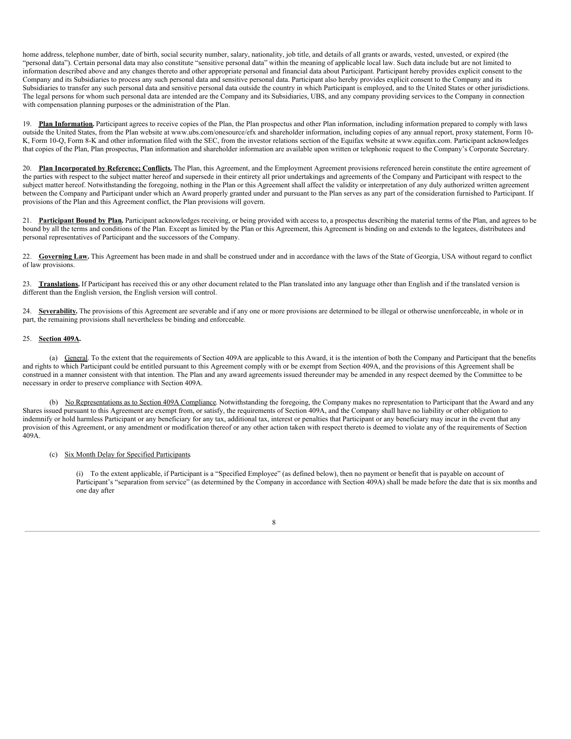home address, telephone number, date of birth, social security number, salary, nationality, job title, and details of all grants or awards, vested, unvested, or expired (the "personal data"). Certain personal data may also constitute "sensitive personal data" within the meaning of applicable local law. Such data include but are not limited to information described above and any changes thereto and other appropriate personal and financial data about Participant. Participant hereby provides explicit consent to the Company and its Subsidiaries to process any such personal data and sensitive personal data. Participant also hereby provides explicit consent to the Company and its Subsidiaries to transfer any such personal data and sensitive personal data outside the country in which Participant is employed, and to the United States or other jurisdictions. The legal persons for whom such personal data are intended are the Company and its Subsidiaries, UBS, and any company providing services to the Company in connection with compensation planning purposes or the administration of the Plan.

19. **Plan Information.** Participant agrees to receive copies of the Plan, the Plan prospectus and other Plan information, including information prepared to comply with laws outside the United States, from the Plan website at www.ubs.com/onesource/efx and shareholder information, including copies of any annual report, proxy statement, Form 10-K, Form 10-Q, Form 8-K and other information filed with the SEC, from the investor relations section of the Equifax website at www.equifax.com. Participant acknowledges that copies of the Plan, Plan prospectus, Plan information and shareholder information are available upon written or telephonic request to the Company's Corporate Secretary.

20. **Plan Incorporated by Reference; Conflicts.** The Plan, this Agreement, and the Employment Agreement provisions referenced herein constitute the entire agreement of the parties with respect to the subject matter hereof and supersede in their entirety all prior undertakings and agreements of the Company and Participant with respect to the subject matter hereof. Notwithstanding the foregoing, nothing in the Plan or this Agreement shall affect the validity or interpretation of any duly authorized written agreement between the Company and Participant under which an Award properly granted under and pursuant to the Plan serves as any part of the consideration furnished to Participant. If provisions of the Plan and this Agreement conflict, the Plan provisions will govern.

21. **Participant Bound by Plan.** Participant acknowledges receiving, or being provided with access to, a prospectus describing the material terms of the Plan, and agrees to be bound by all the terms and conditions of the Plan. Except as limited by the Plan or this Agreement, this Agreement is binding on and extends to the legatees, distributees and personal representatives of Participant and the successors of the Company.

22. **Governing Law.** This Agreement has been made in and shall be construed under and in accordance with the laws of the State of Georgia, USA without regard to conflict of law provisions.

23. **Translations.** If Participant has received this or any other document related to the Plan translated into any language other than English and if the translated version is different than the English version, the English version will control.

24. **Severability.** The provisions of this Agreement are severable and if any one or more provisions are determined to be illegal or otherwise unenforceable, in whole or in part, the remaining provisions shall nevertheless be binding and enforceable.

25. **Section 409A.**

(a) General. To the extent that the requirements of Section 409A are applicable to this Award, it is the intention of both the Company and Participant that the benefits and rights to which Participant could be entitled pursuant to this Agreement comply with or be exempt from Section 409A, and the provisions of this Agreement shall be construed in a manner consistent with that intention. The Plan and any award agreements issued thereunder may be amended in any respect deemed by the Committee to be necessary in order to preserve compliance with Section 409A.

(b) No Representations as to Section 409A Compliance. Notwithstanding the foregoing, the Company makes no representation to Participant that the Award and any Shares issued pursuant to this Agreement are exempt from, or satisfy, the requirements of Section 409A, and the Company shall have no liability or other obligation to indemnify or hold harmless Participant or any beneficiary for any tax, additional tax, interest or penalties that Participant or any beneficiary may incur in the event that any provision of this Agreement, or any amendment or modification thereof or any other action taken with respect thereto is deemed to violate any of the requirements of Section 409A.

(c) Six Month Delay for Specified Participants.

(i) To the extent applicable, if Participant is a "Specified Employee" (as defined below), then no payment or benefit that is payable on account of Participant's "separation from service" (as determined by the Company in accordance with Section 409A) shall be made before the date that is six months and one day after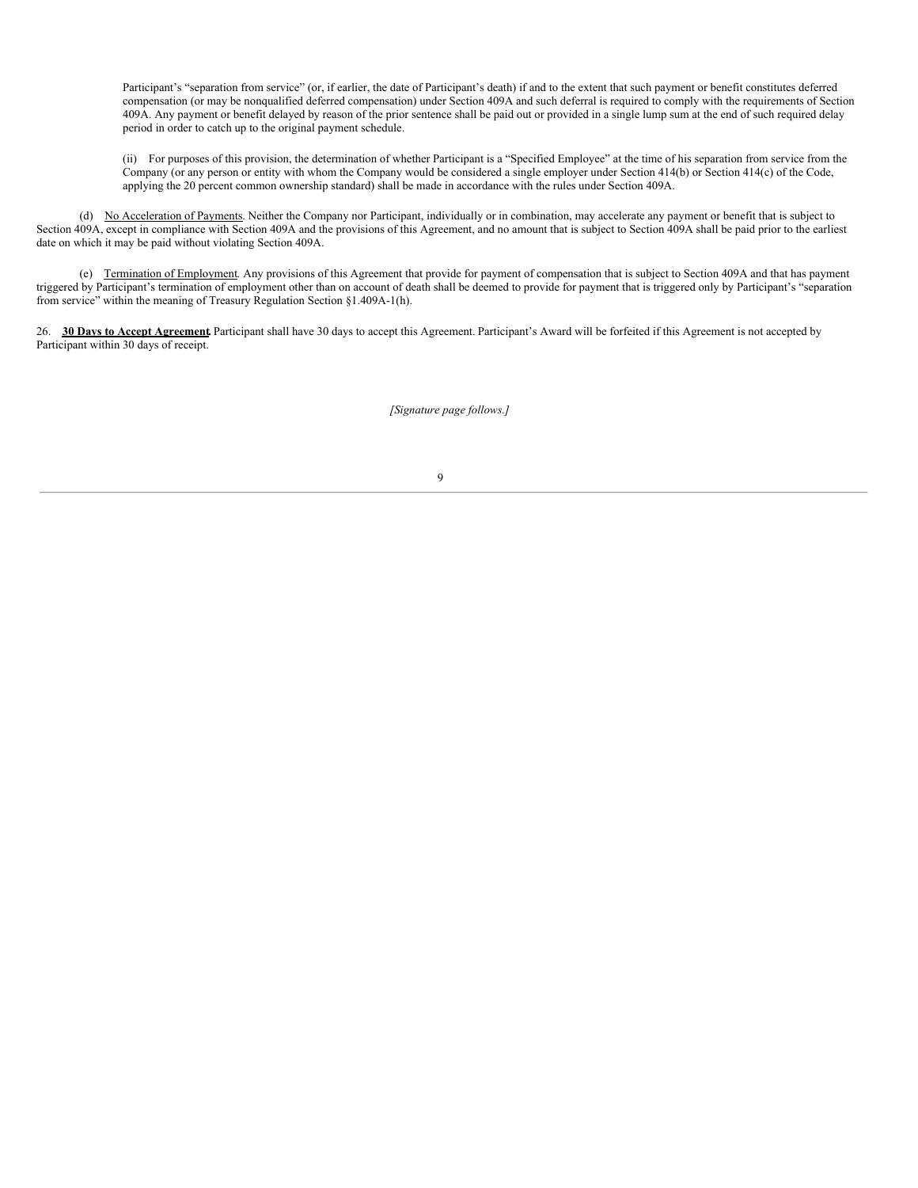Participant's "separation from service" (or, if earlier, the date of Participant's death) if and to the extent that such payment or benefit constitutes deferred compensation (or may be nonqualified deferred compensation) under Section 409A and such deferral is required to comply with the requirements of Section 409A. Any payment or benefit delayed by reason of the prior sentence shall be paid out or provided in a single lump sum at the end of such required delay period in order to catch up to the original payment schedule.

(ii) For purposes of this provision, the determination of whether Participant is a "Specified Employee" at the time of his separation from service from the Company (or any person or entity with whom the Company would be considered a single employer under Section 414(b) or Section 414(c) of the Code, applying the 20 percent common ownership standard) shall be made in accordance with the rules under Section 409A.

(d) No Acceleration of Payments. Neither the Company nor Participant, individually or in combination, may accelerate any payment or benefit that is subject to Section 409A, except in compliance with Section 409A and the provisions of this Agreement, and no amount that is subject to Section 409A shall be paid prior to the earliest date on which it may be paid without violating Section 409A.

(e) Termination of Employment. Any provisions of this Agreement that provide for payment of compensation that is subject to Section 409A and that has payment triggered by Participant's termination of employment other than on account of death shall be deemed to provide for payment that is triggered only by Participant's "separation from service" within the meaning of Treasury Regulation Section §1.409A-1(h).

26. **30 Days to Accept Agreement.** Participant shall have 30 days to accept this Agreement. Participant's Award will be forfeited if this Agreement is not accepted by Participant within 30 days of receipt.

*[Signature page follows.]*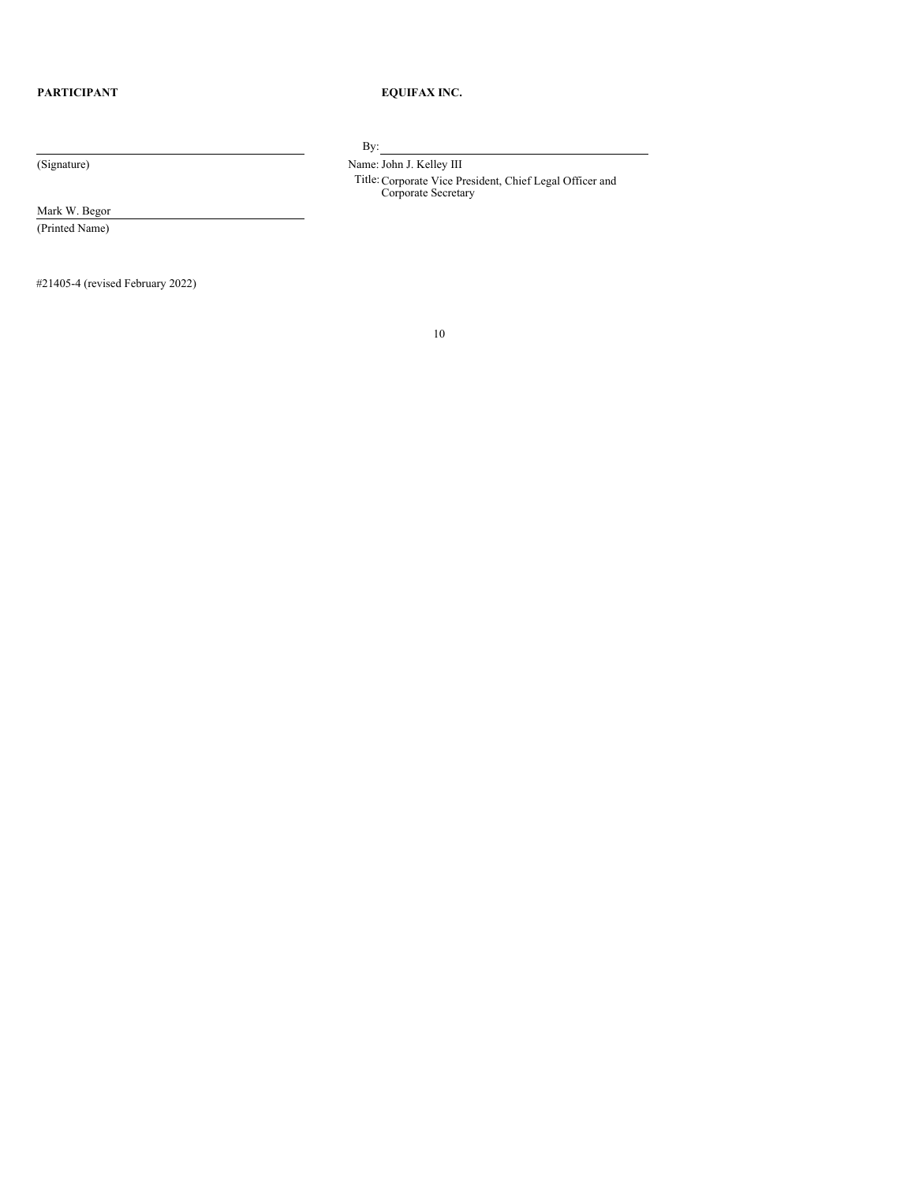| **PARTICIPANT** | **EQUIFAX INC.** |
| --- | --- |
| ______________________________ | By: ______________________________ |
| (Signature) | Name: John J. Kelley III |
| | Title: Corporate Vice President, Chief Legal Officer and Corporate Secretary |
| Mark W. Begor | |
| (Printed Name) | |

#21405-4 (revised February 2022)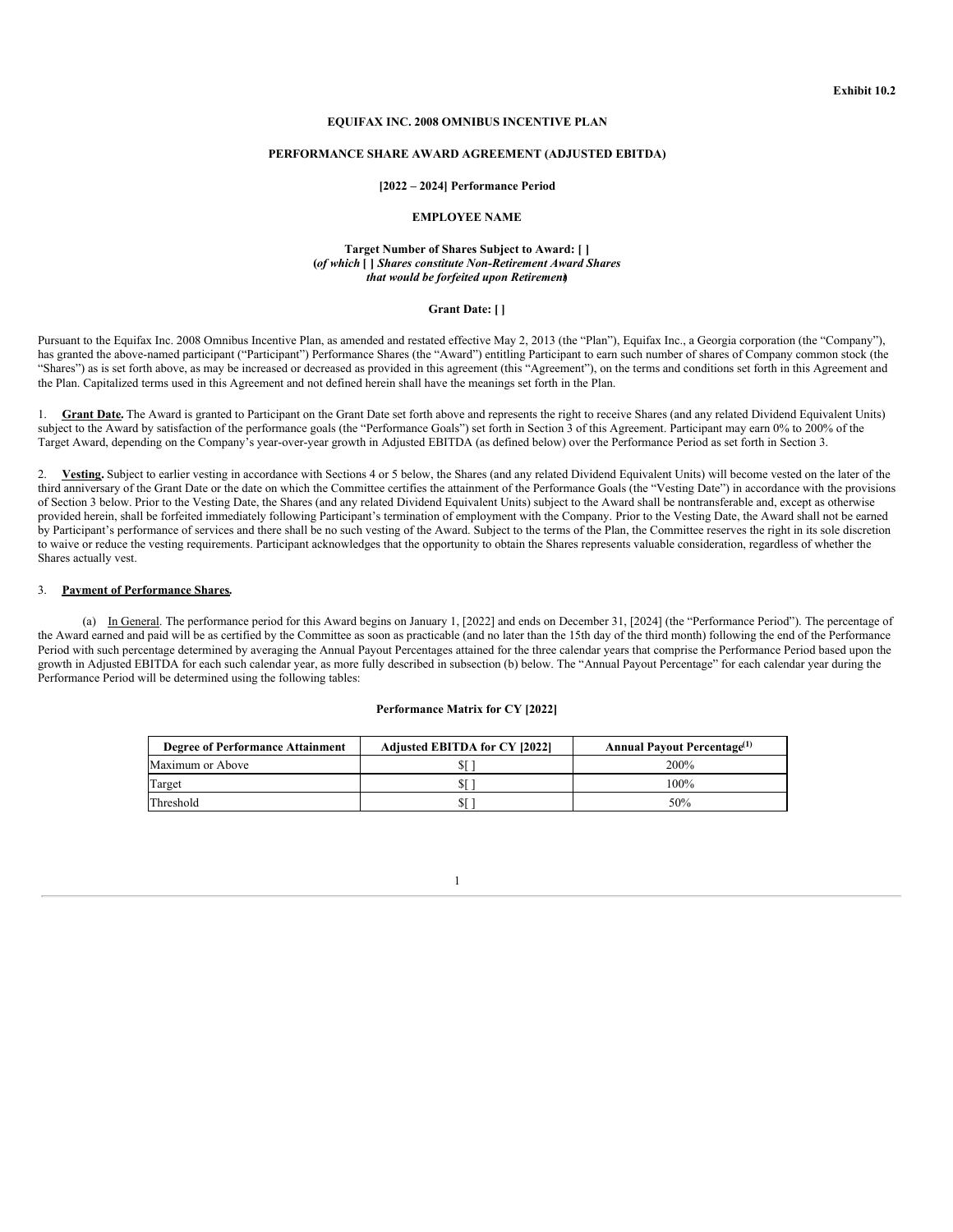**Exhibit 10.2**

**EQUIFAX INC. 2008 OMNIBUS INCENTIVE PLAN**

**PERFORMANCE SHARE AWARD AGREEMENT (ADJUSTED EBITDA)**

**[2022 – 2024] Performance Period**

**EMPLOYEE NAME**

**Target Number of Shares Subject to Award: [ ]**
**(*of which* [ ] *Shares constitute Non-Retirement Award Shares that would be forfeited upon Retirement*)**

**Grant Date: [ ]**

Pursuant to the Equifax Inc. 2008 Omnibus Incentive Plan, as amended and restated effective May 2, 2013 (the "Plan"), Equifax Inc., a Georgia corporation (the "Company"), has granted the above-named participant ("Participant") Performance Shares (the "Award") entitling Participant to earn such number of shares of Company common stock (the "Shares") as is set forth above, as may be increased or decreased as provided in this agreement (this "Agreement"), on the terms and conditions set forth in this Agreement and the Plan. Capitalized terms used in this Agreement and not defined herein shall have the meanings set forth in the Plan.

1. **Grant Date.** The Award is granted to Participant on the Grant Date set forth above and represents the right to receive Shares (and any related Dividend Equivalent Units) subject to the Award by satisfaction of the performance goals (the "Performance Goals") set forth in Section 3 of this Agreement. Participant may earn 0% to 200% of the Target Award, depending on the Company's year-over-year growth in Adjusted EBITDA (as defined below) over the Performance Period as set forth in Section 3.

2. **Vesting.** Subject to earlier vesting in accordance with Sections 4 or 5 below, the Shares (and any related Dividend Equivalent Units) will become vested on the later of the third anniversary of the Grant Date or the date on which the Committee certifies the attainment of the Performance Goals (the "Vesting Date") in accordance with the provisions of Section 3 below. Prior to the Vesting Date, the Shares (and any related Dividend Equivalent Units) subject to the Award shall be nontransferable and, except as otherwise provided herein, shall be forfeited immediately following Participant's termination of employment with the Company. Prior to the Vesting Date, the Award shall not be earned by Participant's performance of services and there shall be no such vesting of the Award. Subject to the terms of the Plan, the Committee reserves the right in its sole discretion to waive or reduce the vesting requirements. Participant acknowledges that the opportunity to obtain the Shares represents valuable consideration, regardless of whether the Shares actually vest.

3. **Payment of Performance Shares.**

(a) In General. The performance period for this Award begins on January 1, [2022] and ends on December 31, [2024] (the "Performance Period"). The percentage of the Award earned and paid will be as certified by the Committee as soon as practicable (and no later than the 15th day of the third month) following the end of the Performance Period with such percentage determined by averaging the Annual Payout Percentages attained for the three calendar years that comprise the Performance Period based upon the growth in Adjusted EBITDA for each such calendar year, as more fully described in subsection (b) below. The "Annual Payout Percentage" for each calendar year during the Performance Period will be determined using the following tables:

**Performance Matrix for CY [2022]**

| Degree of Performance Attainment | Adjusted EBITDA for CY [2022] | Annual Payout Percentage[1] |
|---|---|---|
| Maximum or Above | $[ ] | 200% |
| Target | $[ ] | 100% |
| Threshold | $[ ] | 50% |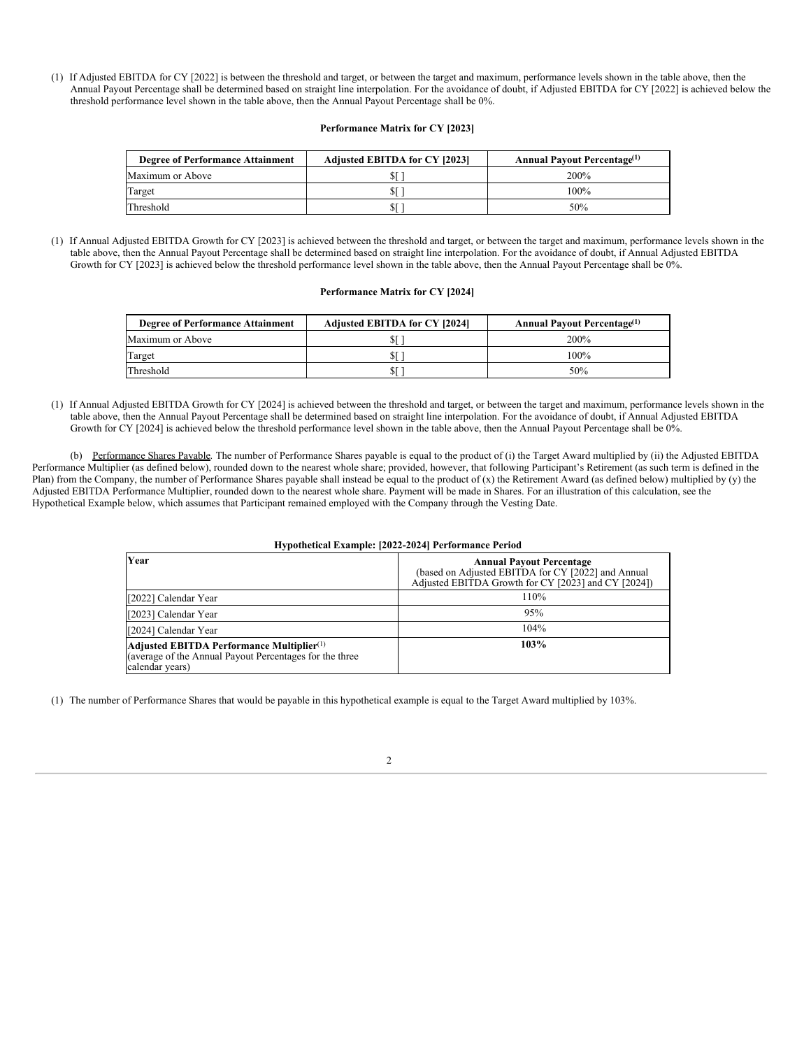(1) If Adjusted EBITDA for CY [2022] is between the threshold and target, or between the target and maximum, performance levels shown in the table above, then the Annual Payout Percentage shall be determined based on straight line interpolation. For the avoidance of doubt, if Adjusted EBITDA for CY [2022] is achieved below the threshold performance level shown in the table above, then the Annual Payout Percentage shall be 0%.

**Performance Matrix for CY [2023]**

| Degree of Performance Attainment | Adjusted EBITDA for CY [2023] | Annual Payout Percentage(1) |
|---|---|---|
| Maximum or Above | $[ ] | 200% |
| Target | $[ ] | 100% |
| Threshold | $[ ] | 50% |

(1) If Annual Adjusted EBITDA Growth for CY [2023] is achieved between the threshold and target, or between the target and maximum, performance levels shown in the table above, then the Annual Payout Percentage shall be determined based on straight line interpolation. For the avoidance of doubt, if Annual Adjusted EBITDA Growth for CY [2023] is achieved below the threshold performance level shown in the table above, then the Annual Payout Percentage shall be 0%.

**Performance Matrix for CY [2024]**

| Degree of Performance Attainment | Adjusted EBITDA for CY [2024] | Annual Payout Percentage(1) |
|---|---|---|
| Maximum or Above | $[ ] | 200% |
| Target | $[ ] | 100% |
| Threshold | $[ ] | 50% |

(1) If Annual Adjusted EBITDA Growth for CY [2024] is achieved between the threshold and target, or between the target and maximum, performance levels shown in the table above, then the Annual Payout Percentage shall be determined based on straight line interpolation. For the avoidance of doubt, if Annual Adjusted EBITDA Growth for CY [2024] is achieved below the threshold performance level shown in the table above, then the Annual Payout Percentage shall be 0%.

(b) Performance Shares Payable. The number of Performance Shares payable is equal to the product of (i) the Target Award multiplied by (ii) the Adjusted EBITDA Performance Multiplier (as defined below), rounded down to the nearest whole share; provided, however, that following Participant's Retirement (as such term is defined in the Plan) from the Company, the number of Performance Shares payable shall instead be equal to the product of (x) the Retirement Award (as defined below) multiplied by (y) the Adjusted EBITDA Performance Multiplier, rounded down to the nearest whole share. Payment will be made in Shares. For an illustration of this calculation, see the Hypothetical Example below, which assumes that Participant remained employed with the Company through the Vesting Date.

**Hypothetical Example: [2022-2024] Performance Period**

| Year | **Annual Payout Percentage** (based on Adjusted EBITDA for CY [2022] and Annual Adjusted EBITDA Growth for CY [2023] and CY [2024]) |
|---|---|
| [2022] Calendar Year | 110% |
| [2023] Calendar Year | 95% |
| [2024] Calendar Year | 104% |
| **Adjusted EBITDA Performance Multiplier**(1) (average of the Annual Payout Percentages for the three calendar years) | **103%** |

(1) The number of Performance Shares that would be payable in this hypothetical example is equal to the Target Award multiplied by 103%.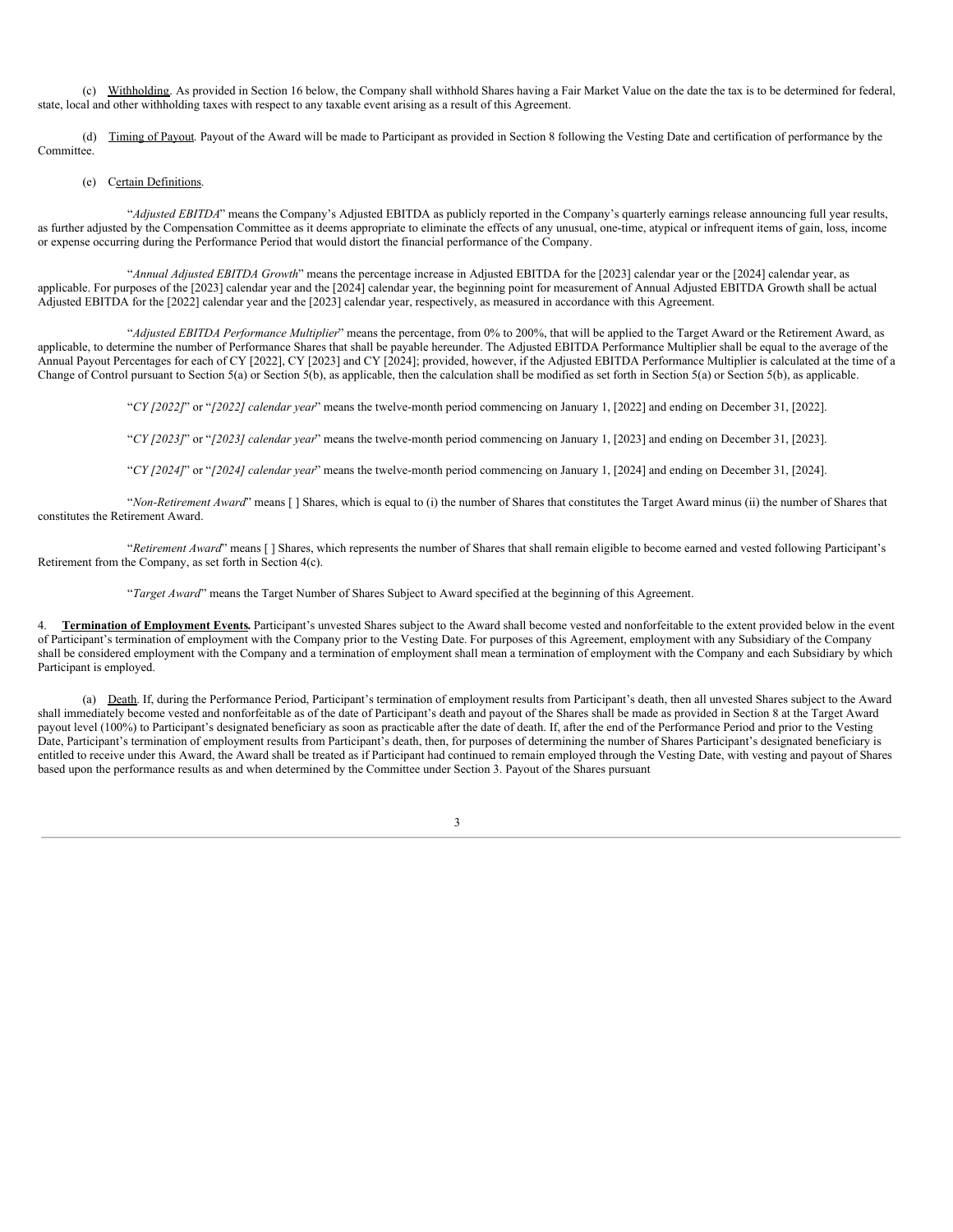(c) Withholding. As provided in Section 16 below, the Company shall withhold Shares having a Fair Market Value on the date the tax is to be determined for federal, state, local and other withholding taxes with respect to any taxable event arising as a result of this Agreement.

(d) Timing of Payout. Payout of the Award will be made to Participant as provided in Section 8 following the Vesting Date and certification of performance by the Committee.

(e) Certain Definitions.

"*Adjusted EBITDA*" means the Company's Adjusted EBITDA as publicly reported in the Company's quarterly earnings release announcing full year results, as further adjusted by the Compensation Committee as it deems appropriate to eliminate the effects of any unusual, one-time, atypical or infrequent items of gain, loss, income or expense occurring during the Performance Period that would distort the financial performance of the Company.

"*Annual Adjusted EBITDA Growth*" means the percentage increase in Adjusted EBITDA for the [2023] calendar year or the [2024] calendar year, as applicable. For purposes of the [2023] calendar year and the [2024] calendar year, the beginning point for measurement of Annual Adjusted EBITDA Growth shall be actual Adjusted EBITDA for the [2022] calendar year and the [2023] calendar year, respectively, as measured in accordance with this Agreement.

"*Adjusted EBITDA Performance Multiplier*" means the percentage, from 0% to 200%, that will be applied to the Target Award or the Retirement Award, as applicable, to determine the number of Performance Shares that shall be payable hereunder. The Adjusted EBITDA Performance Multiplier shall be equal to the average of the Annual Payout Percentages for each of CY [2022], CY [2023] and CY [2024]; provided, however, if the Adjusted EBITDA Performance Multiplier is calculated at the time of a Change of Control pursuant to Section 5(a) or Section 5(b), as applicable, then the calculation shall be modified as set forth in Section 5(a) or Section 5(b), as applicable.

"*CY [2022]*" or "*[2022] calendar year*" means the twelve-month period commencing on January 1, [2022] and ending on December 31, [2022].

"*CY [2023]*" or "*[2023] calendar year*" means the twelve-month period commencing on January 1, [2023] and ending on December 31, [2023].

"*CY [2024]*" or "*[2024] calendar year*" means the twelve-month period commencing on January 1, [2024] and ending on December 31, [2024].

"*Non-Retirement Award*" means [ ] Shares, which is equal to (i) the number of Shares that constitutes the Target Award minus (ii) the number of Shares that constitutes the Retirement Award.

"*Retirement Award*" means [ ] Shares, which represents the number of Shares that shall remain eligible to become earned and vested following Participant's Retirement from the Company, as set forth in Section 4(c).

"*Target Award*" means the Target Number of Shares Subject to Award specified at the beginning of this Agreement.

4. **Termination of Employment Events.** Participant's unvested Shares subject to the Award shall become vested and nonforfeitable to the extent provided below in the event of Participant's termination of employment with the Company prior to the Vesting Date. For purposes of this Agreement, employment with any Subsidiary of the Company shall be considered employment with the Company and a termination of employment shall mean a termination of employment with the Company and each Subsidiary by which Participant is employed.

(a) Death. If, during the Performance Period, Participant's termination of employment results from Participant's death, then all unvested Shares subject to the Award shall immediately become vested and nonforfeitable as of the date of Participant's death and payout of the Shares shall be made as provided in Section 8 at the Target Award payout level (100%) to Participant's designated beneficiary as soon as practicable after the date of death. If, after the end of the Performance Period and prior to the Vesting Date, Participant's termination of employment results from Participant's death, then, for purposes of determining the number of Shares Participant's designated beneficiary is entitled to receive under this Award, the Award shall be treated as if Participant had continued to remain employed through the Vesting Date, with vesting and payout of Shares based upon the performance results as and when determined by the Committee under Section 3. Payout of the Shares pursuant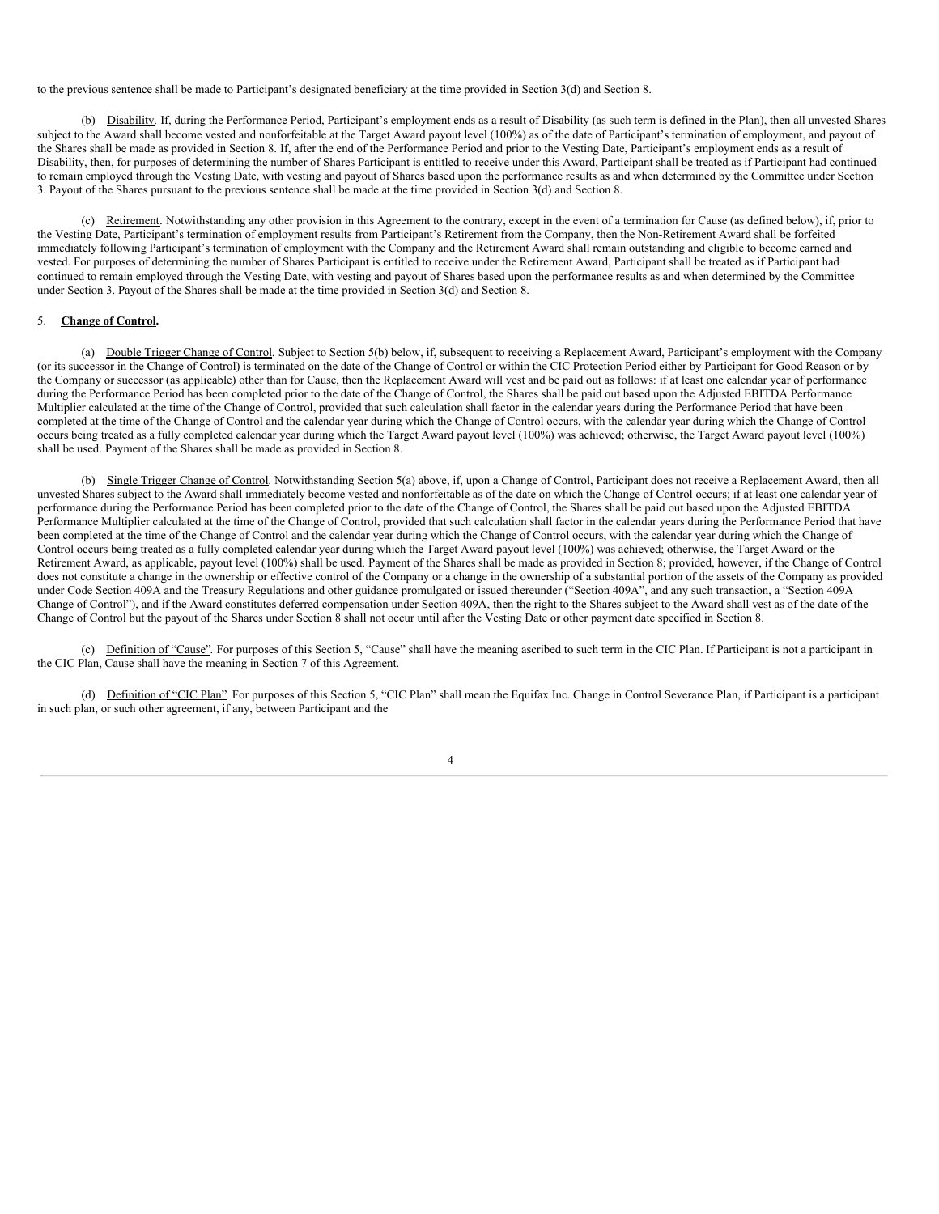to the previous sentence shall be made to Participant's designated beneficiary at the time provided in Section 3(d) and Section 8.

(b) Disability. If, during the Performance Period, Participant's employment ends as a result of Disability (as such term is defined in the Plan), then all unvested Shares subject to the Award shall become vested and nonforfeitable at the Target Award payout level (100%) as of the date of Participant's termination of employment, and payout of the Shares shall be made as provided in Section 8. If, after the end of the Performance Period and prior to the Vesting Date, Participant's employment ends as a result of Disability, then, for purposes of determining the number of Shares Participant is entitled to receive under this Award, Participant shall be treated as if Participant had continued to remain employed through the Vesting Date, with vesting and payout of Shares based upon the performance results as and when determined by the Committee under Section 3. Payout of the Shares pursuant to the previous sentence shall be made at the time provided in Section 3(d) and Section 8.

(c) Retirement. Notwithstanding any other provision in this Agreement to the contrary, except in the event of a termination for Cause (as defined below), if, prior to the Vesting Date, Participant's termination of employment results from Participant's Retirement from the Company, then the Non-Retirement Award shall be forfeited immediately following Participant's termination of employment with the Company and the Retirement Award shall remain outstanding and eligible to become earned and vested. For purposes of determining the number of Shares Participant is entitled to receive under the Retirement Award, Participant shall be treated as if Participant had continued to remain employed through the Vesting Date, with vesting and payout of Shares based upon the performance results as and when determined by the Committee under Section 3. Payout of the Shares shall be made at the time provided in Section 3(d) and Section 8.

5. **Change of Control.**

(a) Double Trigger Change of Control. Subject to Section 5(b) below, if, subsequent to receiving a Replacement Award, Participant's employment with the Company (or its successor in the Change of Control) is terminated on the date of the Change of Control or within the CIC Protection Period either by Participant for Good Reason or by the Company or successor (as applicable) other than for Cause, then the Replacement Award will vest and be paid out as follows: if at least one calendar year of performance during the Performance Period has been completed prior to the date of the Change of Control, the Shares shall be paid out based upon the Adjusted EBITDA Performance Multiplier calculated at the time of the Change of Control, provided that such calculation shall factor in the calendar years during the Performance Period that have been completed at the time of the Change of Control and the calendar year during which the Change of Control occurs, with the calendar year during which the Change of Control occurs being treated as a fully completed calendar year during which the Target Award payout level (100%) was achieved; otherwise, the Target Award payout level (100%) shall be used. Payment of the Shares shall be made as provided in Section 8.

(b) Single Trigger Change of Control. Notwithstanding Section 5(a) above, if, upon a Change of Control, Participant does not receive a Replacement Award, then all unvested Shares subject to the Award shall immediately become vested and nonforfeitable as of the date on which the Change of Control occurs; if at least one calendar year of performance during the Performance Period has been completed prior to the date of the Change of Control, the Shares shall be paid out based upon the Adjusted EBITDA Performance Multiplier calculated at the time of the Change of Control, provided that such calculation shall factor in the calendar years during the Performance Period that have been completed at the time of the Change of Control and the calendar year during which the Change of Control occurs, with the calendar year during which the Change of Control occurs being treated as a fully completed calendar year during which the Target Award payout level (100%) was achieved; otherwise, the Target Award or the Retirement Award, as applicable, payout level (100%) shall be used. Payment of the Shares shall be made as provided in Section 8; provided, however, if the Change of Control does not constitute a change in the ownership or effective control of the Company or a change in the ownership of a substantial portion of the assets of the Company as provided under Code Section 409A and the Treasury Regulations and other guidance promulgated or issued thereunder ("Section 409A", and any such transaction, a "Section 409A Change of Control"), and if the Award constitutes deferred compensation under Section 409A, then the right to the Shares subject to the Award shall vest as of the date of the Change of Control but the payout of the Shares under Section 8 shall not occur until after the Vesting Date or other payment date specified in Section 8.

(c) Definition of "Cause". For purposes of this Section 5, "Cause" shall have the meaning ascribed to such term in the CIC Plan. If Participant is not a participant in the CIC Plan, Cause shall have the meaning in Section 7 of this Agreement.

(d) Definition of "CIC Plan". For purposes of this Section 5, "CIC Plan" shall mean the Equifax Inc. Change in Control Severance Plan, if Participant is a participant in such plan, or such other agreement, if any, between Participant and the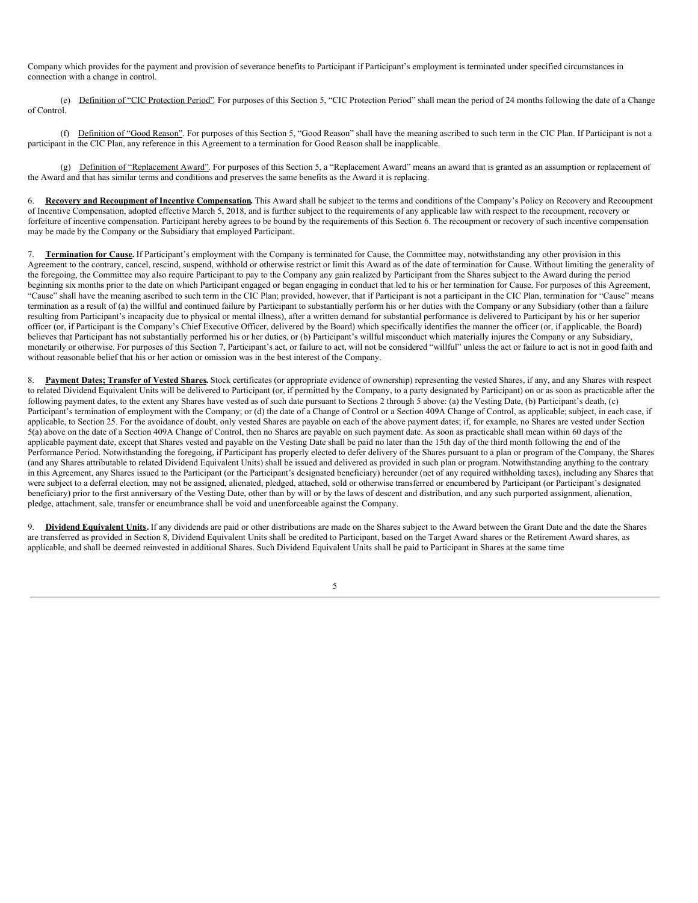Company which provides for the payment and provision of severance benefits to Participant if Participant's employment is terminated under specified circumstances in connection with a change in control.

(e) Definition of "CIC Protection Period". For purposes of this Section 5, "CIC Protection Period" shall mean the period of 24 months following the date of a Change of Control.

(f) Definition of "Good Reason". For purposes of this Section 5, "Good Reason" shall have the meaning ascribed to such term in the CIC Plan. If Participant is not a participant in the CIC Plan, any reference in this Agreement to a termination for Good Reason shall be inapplicable.

(g) Definition of "Replacement Award". For purposes of this Section 5, a "Replacement Award" means an award that is granted as an assumption or replacement of the Award and that has similar terms and conditions and preserves the same benefits as the Award it is replacing.

6. **Recovery and Recoupment of Incentive Compensation.** This Award shall be subject to the terms and conditions of the Company's Policy on Recovery and Recoupment of Incentive Compensation, adopted effective March 5, 2018, and is further subject to the requirements of any applicable law with respect to the recoupment, recovery or forfeiture of incentive compensation. Participant hereby agrees to be bound by the requirements of this Section 6. The recoupment or recovery of such incentive compensation may be made by the Company or the Subsidiary that employed Participant.

7. **Termination for Cause.** If Participant's employment with the Company is terminated for Cause, the Committee may, notwithstanding any other provision in this Agreement to the contrary, cancel, rescind, suspend, withhold or otherwise restrict or limit this Award as of the date of termination for Cause. Without limiting the generality of the foregoing, the Committee may also require Participant to pay to the Company any gain realized by Participant from the Shares subject to the Award during the period beginning six months prior to the date on which Participant engaged or began engaging in conduct that led to his or her termination for Cause. For purposes of this Agreement, "Cause" shall have the meaning ascribed to such term in the CIC Plan; provided, however, that if Participant is not a participant in the CIC Plan, termination for "Cause" means termination as a result of (a) the willful and continued failure by Participant to substantially perform his or her duties with the Company or any Subsidiary (other than a failure resulting from Participant's incapacity due to physical or mental illness), after a written demand for substantial performance is delivered to Participant by his or her superior officer (or, if Participant is the Company's Chief Executive Officer, delivered by the Board) which specifically identifies the manner the officer (or, if applicable, the Board) believes that Participant has not substantially performed his or her duties, or (b) Participant's willful misconduct which materially injures the Company or any Subsidiary, monetarily or otherwise. For purposes of this Section 7, Participant's act, or failure to act, will not be considered "willful" unless the act or failure to act is not in good faith and without reasonable belief that his or her action or omission was in the best interest of the Company.

8. **Payment Dates; Transfer of Vested Shares.** Stock certificates (or appropriate evidence of ownership) representing the vested Shares, if any, and any Shares with respect to related Dividend Equivalent Units will be delivered to Participant (or, if permitted by the Company, to a party designated by Participant) on or as soon as practicable after the following payment dates, to the extent any Shares have vested as of such date pursuant to Sections 2 through 5 above: (a) the Vesting Date, (b) Participant's death, (c) Participant's termination of employment with the Company; or (d) the date of a Change of Control or a Section 409A Change of Control, as applicable; subject, in each case, if applicable, to Section 25. For the avoidance of doubt, only vested Shares are payable on each of the above payment dates; if, for example, no Shares are vested under Section 5(a) above on the date of a Section 409A Change of Control, then no Shares are payable on such payment date. As soon as practicable shall mean within 60 days of the applicable payment date, except that Shares vested and payable on the Vesting Date shall be paid no later than the 15th day of the third month following the end of the Performance Period. Notwithstanding the foregoing, if Participant has properly elected to defer delivery of the Shares pursuant to a plan or program of the Company, the Shares (and any Shares attributable to related Dividend Equivalent Units) shall be issued and delivered as provided in such plan or program. Notwithstanding anything to the contrary in this Agreement, any Shares issued to the Participant (or the Participant's designated beneficiary) hereunder (net of any required withholding taxes), including any Shares that were subject to a deferral election, may not be assigned, alienated, pledged, attached, sold or otherwise transferred or encumbered by Participant (or Participant's designated beneficiary) prior to the first anniversary of the Vesting Date, other than by will or by the laws of descent and distribution, and any such purported assignment, alienation, pledge, attachment, sale, transfer or encumbrance shall be void and unenforceable against the Company.

9. **Dividend Equivalent Units.** If any dividends are paid or other distributions are made on the Shares subject to the Award between the Grant Date and the date the Shares are transferred as provided in Section 8, Dividend Equivalent Units shall be credited to Participant, based on the Target Award shares or the Retirement Award shares, as applicable, and shall be deemed reinvested in additional Shares. Such Dividend Equivalent Units shall be paid to Participant in Shares at the same time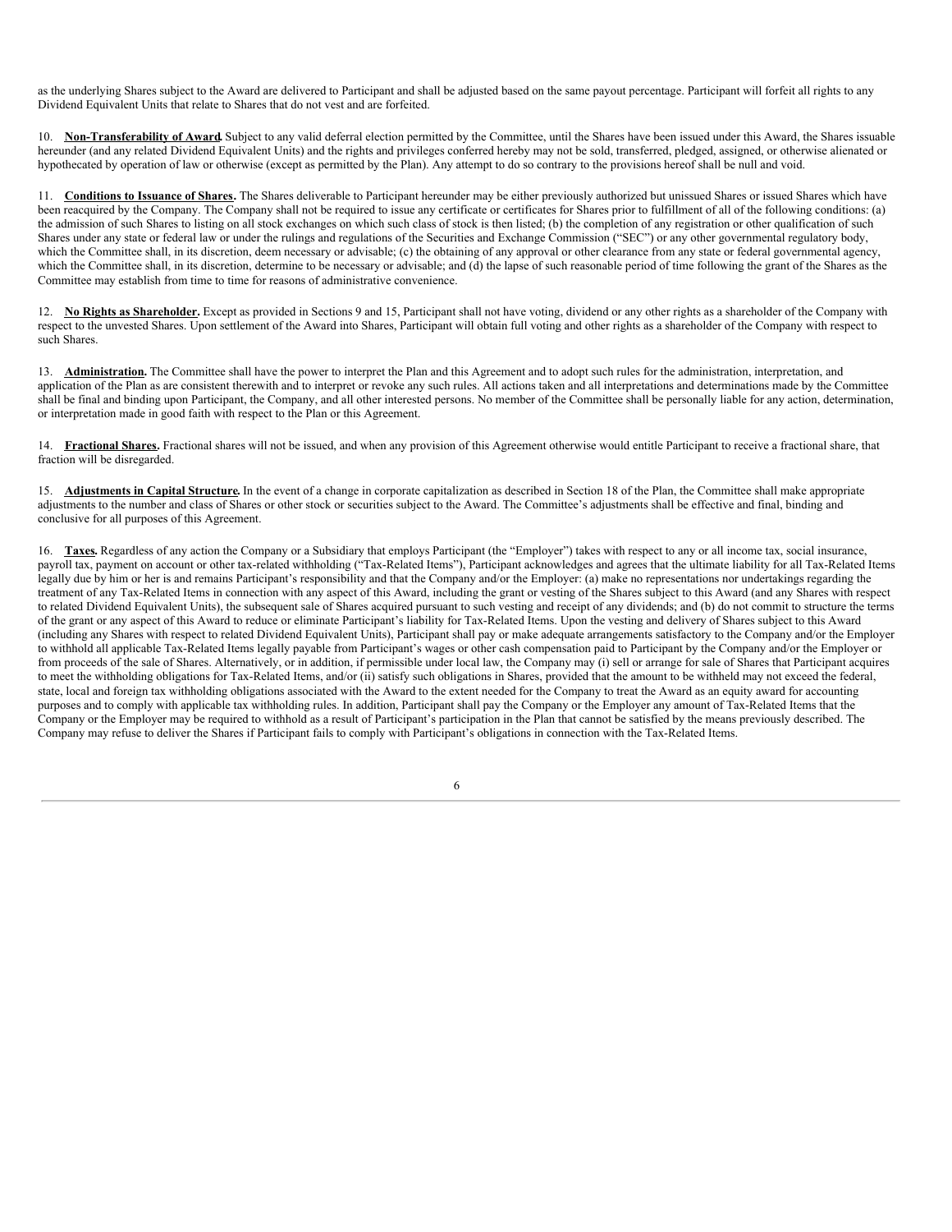as the underlying Shares subject to the Award are delivered to Participant and shall be adjusted based on the same payout percentage. Participant will forfeit all rights to any Dividend Equivalent Units that relate to Shares that do not vest and are forfeited.

10. **Non-Transferability of Award.** Subject to any valid deferral election permitted by the Committee, until the Shares have been issued under this Award, the Shares issuable hereunder (and any related Dividend Equivalent Units) and the rights and privileges conferred hereby may not be sold, transferred, pledged, assigned, or otherwise alienated or hypothecated by operation of law or otherwise (except as permitted by the Plan). Any attempt to do so contrary to the provisions hereof shall be null and void.

11. **Conditions to Issuance of Shares.** The Shares deliverable to Participant hereunder may be either previously authorized but unissued Shares or issued Shares which have been reacquired by the Company. The Company shall not be required to issue any certificate or certificates for Shares prior to fulfillment of all of the following conditions: (a) the admission of such Shares to listing on all stock exchanges on which such class of stock is then listed; (b) the completion of any registration or other qualification of such Shares under any state or federal law or under the rulings and regulations of the Securities and Exchange Commission ("SEC") or any other governmental regulatory body, which the Committee shall, in its discretion, deem necessary or advisable; (c) the obtaining of any approval or other clearance from any state or federal governmental agency, which the Committee shall, in its discretion, determine to be necessary or advisable; and (d) the lapse of such reasonable period of time following the grant of the Shares as the Committee may establish from time to time for reasons of administrative convenience.

12. **No Rights as Shareholder.** Except as provided in Sections 9 and 15, Participant shall not have voting, dividend or any other rights as a shareholder of the Company with respect to the unvested Shares. Upon settlement of the Award into Shares, Participant will obtain full voting and other rights as a shareholder of the Company with respect to such Shares.

13. **Administration.** The Committee shall have the power to interpret the Plan and this Agreement and to adopt such rules for the administration, interpretation, and application of the Plan as are consistent therewith and to interpret or revoke any such rules. All actions taken and all interpretations and determinations made by the Committee shall be final and binding upon Participant, the Company, and all other interested persons. No member of the Committee shall be personally liable for any action, determination, or interpretation made in good faith with respect to the Plan or this Agreement.

14. **Fractional Shares.** Fractional shares will not be issued, and when any provision of this Agreement otherwise would entitle Participant to receive a fractional share, that fraction will be disregarded.

15. **Adjustments in Capital Structure.** In the event of a change in corporate capitalization as described in Section 18 of the Plan, the Committee shall make appropriate adjustments to the number and class of Shares or other stock or securities subject to the Award. The Committee's adjustments shall be effective and final, binding and conclusive for all purposes of this Agreement.

16. **Taxes.** Regardless of any action the Company or a Subsidiary that employs Participant (the "Employer") takes with respect to any or all income tax, social insurance, payroll tax, payment on account or other tax-related withholding ("Tax-Related Items"), Participant acknowledges and agrees that the ultimate liability for all Tax-Related Items legally due by him or her is and remains Participant's responsibility and that the Company and/or the Employer: (a) make no representations nor undertakings regarding the treatment of any Tax-Related Items in connection with any aspect of this Award, including the grant or vesting of the Shares subject to this Award (and any Shares with respect to related Dividend Equivalent Units), the subsequent sale of Shares acquired pursuant to such vesting and receipt of any dividends; and (b) do not commit to structure the terms of the grant or any aspect of this Award to reduce or eliminate Participant's liability for Tax-Related Items. Upon the vesting and delivery of Shares subject to this Award (including any Shares with respect to related Dividend Equivalent Units), Participant shall pay or make adequate arrangements satisfactory to the Company and/or the Employer to withhold all applicable Tax-Related Items legally payable from Participant's wages or other cash compensation paid to Participant by the Company and/or the Employer or from proceeds of the sale of Shares. Alternatively, or in addition, if permissible under local law, the Company may (i) sell or arrange for sale of Shares that Participant acquires to meet the withholding obligations for Tax-Related Items, and/or (ii) satisfy such obligations in Shares, provided that the amount to be withheld may not exceed the federal, state, local and foreign tax withholding obligations associated with the Award to the extent needed for the Company to treat the Award as an equity award for accounting purposes and to comply with applicable tax withholding rules. In addition, Participant shall pay the Company or the Employer any amount of Tax-Related Items that the Company or the Employer may be required to withhold as a result of Participant's participation in the Plan that cannot be satisfied by the means previously described. The Company may refuse to deliver the Shares if Participant fails to comply with Participant's obligations in connection with the Tax-Related Items.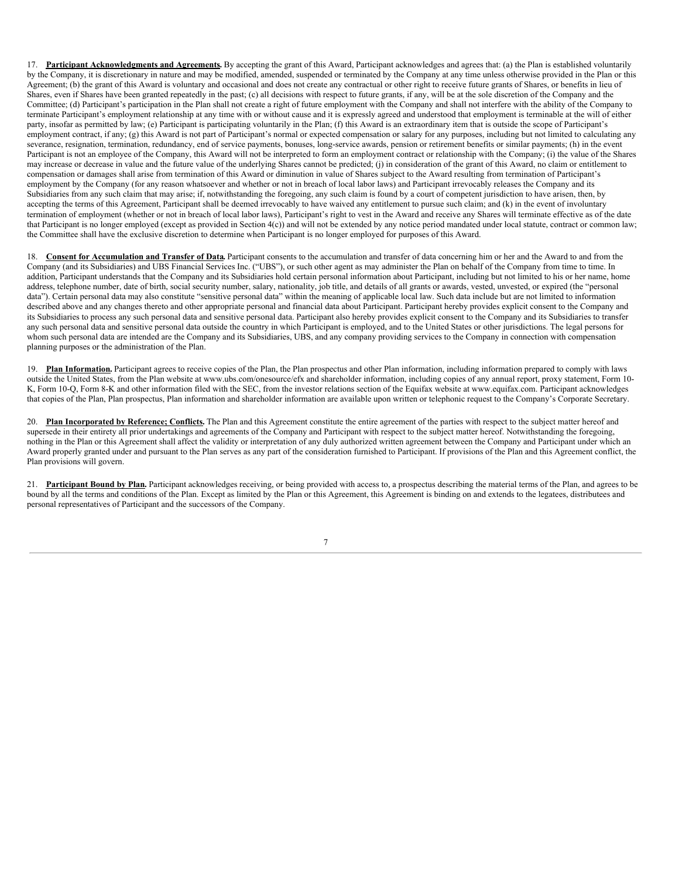17. **Participant Acknowledgments and Agreements.** By accepting the grant of this Award, Participant acknowledges and agrees that: (a) the Plan is established voluntarily by the Company, it is discretionary in nature and may be modified, amended, suspended or terminated by the Company at any time unless otherwise provided in the Plan or this Agreement; (b) the grant of this Award is voluntary and occasional and does not create any contractual or other right to receive future grants of Shares, or benefits in lieu of Shares, even if Shares have been granted repeatedly in the past; (c) all decisions with respect to future grants, if any, will be at the sole discretion of the Company and the Committee; (d) Participant's participation in the Plan shall not create a right of future employment with the Company and shall not interfere with the ability of the Company to terminate Participant's employment relationship at any time with or without cause and it is expressly agreed and understood that employment is terminable at the will of either party, insofar as permitted by law; (e) Participant is participating voluntarily in the Plan; (f) this Award is an extraordinary item that is outside the scope of Participant's employment contract, if any; (g) this Award is not part of Participant's normal or expected compensation or salary for any purposes, including but not limited to calculating any severance, resignation, termination, redundancy, end of service payments, bonuses, long-service awards, pension or retirement benefits or similar payments; (h) in the event Participant is not an employee of the Company, this Award will not be interpreted to form an employment contract or relationship with the Company; (i) the value of the Shares may increase or decrease in value and the future value of the underlying Shares cannot be predicted; (j) in consideration of the grant of this Award, no claim or entitlement to compensation or damages shall arise from termination of this Award or diminution in value of Shares subject to the Award resulting from termination of Participant's employment by the Company (for any reason whatsoever and whether or not in breach of local labor laws) and Participant irrevocably releases the Company and its Subsidiaries from any such claim that may arise; if, notwithstanding the foregoing, any such claim is found by a court of competent jurisdiction to have arisen, then, by accepting the terms of this Agreement, Participant shall be deemed irrevocably to have waived any entitlement to pursue such claim; and (k) in the event of involuntary termination of employment (whether or not in breach of local labor laws), Participant's right to vest in the Award and receive any Shares will terminate effective as of the date that Participant is no longer employed (except as provided in Section 4(c)) and will not be extended by any notice period mandated under local statute, contract or common law; the Committee shall have the exclusive discretion to determine when Participant is no longer employed for purposes of this Award.

18. **Consent for Accumulation and Transfer of Data.** Participant consents to the accumulation and transfer of data concerning him or her and the Award to and from the Company (and its Subsidiaries) and UBS Financial Services Inc. ("UBS"), or such other agent as may administer the Plan on behalf of the Company from time to time. In addition, Participant understands that the Company and its Subsidiaries hold certain personal information about Participant, including but not limited to his or her name, home address, telephone number, date of birth, social security number, salary, nationality, job title, and details of all grants or awards, vested, unvested, or expired (the "personal data"). Certain personal data may also constitute "sensitive personal data" within the meaning of applicable local law. Such data include but are not limited to information described above and any changes thereto and other appropriate personal and financial data about Participant. Participant hereby provides explicit consent to the Company and its Subsidiaries to process any such personal data and sensitive personal data. Participant also hereby provides explicit consent to the Company and its Subsidiaries to transfer any such personal data and sensitive personal data outside the country in which Participant is employed, and to the United States or other jurisdictions. The legal persons for whom such personal data are intended are the Company and its Subsidiaries, UBS, and any company providing services to the Company in connection with compensation planning purposes or the administration of the Plan.

19. **Plan Information.** Participant agrees to receive copies of the Plan, the Plan prospectus and other Plan information, including information prepared to comply with laws outside the United States, from the Plan website at www.ubs.com/onesource/efx and shareholder information, including copies of any annual report, proxy statement, Form 10-K, Form 10-Q, Form 8-K and other information filed with the SEC, from the investor relations section of the Equifax website at www.equifax.com. Participant acknowledges that copies of the Plan, Plan prospectus, Plan information and shareholder information are available upon written or telephonic request to the Company's Corporate Secretary.

20. **Plan Incorporated by Reference; Conflicts.** The Plan and this Agreement constitute the entire agreement of the parties with respect to the subject matter hereof and supersede in their entirety all prior undertakings and agreements of the Company and Participant with respect to the subject matter hereof. Notwithstanding the foregoing, nothing in the Plan or this Agreement shall affect the validity or interpretation of any duly authorized written agreement between the Company and Participant under which an Award properly granted under and pursuant to the Plan serves as any part of the consideration furnished to Participant. If provisions of the Plan and this Agreement conflict, the Plan provisions will govern.

21. **Participant Bound by Plan.** Participant acknowledges receiving, or being provided with access to, a prospectus describing the material terms of the Plan, and agrees to be bound by all the terms and conditions of the Plan. Except as limited by the Plan or this Agreement, this Agreement is binding on and extends to the legatees, distributees and personal representatives of Participant and the successors of the Company.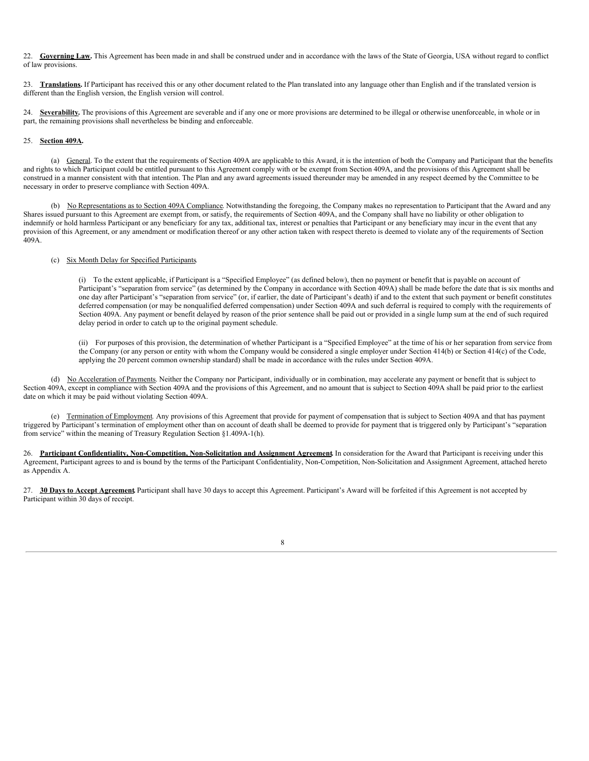22. **Governing Law.** This Agreement has been made in and shall be construed under and in accordance with the laws of the State of Georgia, USA without regard to conflict of law provisions.

23. **Translations.** If Participant has received this or any other document related to the Plan translated into any language other than English and if the translated version is different than the English version, the English version will control.

24. **Severability.** The provisions of this Agreement are severable and if any one or more provisions are determined to be illegal or otherwise unenforceable, in whole or in part, the remaining provisions shall nevertheless be binding and enforceable.

25. **Section 409A.**

(a) General. To the extent that the requirements of Section 409A are applicable to this Award, it is the intention of both the Company and Participant that the benefits and rights to which Participant could be entitled pursuant to this Agreement comply with or be exempt from Section 409A, and the provisions of this Agreement shall be construed in a manner consistent with that intention. The Plan and any award agreements issued thereunder may be amended in any respect deemed by the Committee to be necessary in order to preserve compliance with Section 409A.

(b) No Representations as to Section 409A Compliance. Notwithstanding the foregoing, the Company makes no representation to Participant that the Award and any Shares issued pursuant to this Agreement are exempt from, or satisfy, the requirements of Section 409A, and the Company shall have no liability or other obligation to indemnify or hold harmless Participant or any beneficiary for any tax, additional tax, interest or penalties that Participant or any beneficiary may incur in the event that any provision of this Agreement, or any amendment or modification thereof or any other action taken with respect thereto is deemed to violate any of the requirements of Section 409A.

(c) Six Month Delay for Specified Participants.

(i) To the extent applicable, if Participant is a "Specified Employee" (as defined below), then no payment or benefit that is payable on account of Participant's "separation from service" (as determined by the Company in accordance with Section 409A) shall be made before the date that is six months and one day after Participant's "separation from service" (or, if earlier, the date of Participant's death) if and to the extent that such payment or benefit constitutes deferred compensation (or may be nonqualified deferred compensation) under Section 409A and such deferral is required to comply with the requirements of Section 409A. Any payment or benefit delayed by reason of the prior sentence shall be paid out or provided in a single lump sum at the end of such required delay period in order to catch up to the original payment schedule.

(ii) For purposes of this provision, the determination of whether Participant is a "Specified Employee" at the time of his or her separation from service from the Company (or any person or entity with whom the Company would be considered a single employer under Section 414(b) or Section 414(c) of the Code, applying the 20 percent common ownership standard) shall be made in accordance with the rules under Section 409A.

(d) No Acceleration of Payments. Neither the Company nor Participant, individually or in combination, may accelerate any payment or benefit that is subject to Section 409A, except in compliance with Section 409A and the provisions of this Agreement, and no amount that is subject to Section 409A shall be paid prior to the earliest date on which it may be paid without violating Section 409A.

(e) Termination of Employment. Any provisions of this Agreement that provide for payment of compensation that is subject to Section 409A and that has payment triggered by Participant's termination of employment other than on account of death shall be deemed to provide for payment that is triggered only by Participant's "separation from service" within the meaning of Treasury Regulation Section §1.409A-1(h).

26. **Participant Confidentiality, Non-Competition, Non-Solicitation and Assignment Agreement.** In consideration for the Award that Participant is receiving under this Agreement, Participant agrees to and is bound by the terms of the Participant Confidentiality, Non-Competition, Non-Solicitation and Assignment Agreement, attached hereto as Appendix A.

27. **30 Days to Accept Agreement.** Participant shall have 30 days to accept this Agreement. Participant's Award will be forfeited if this Agreement is not accepted by Participant within 30 days of receipt.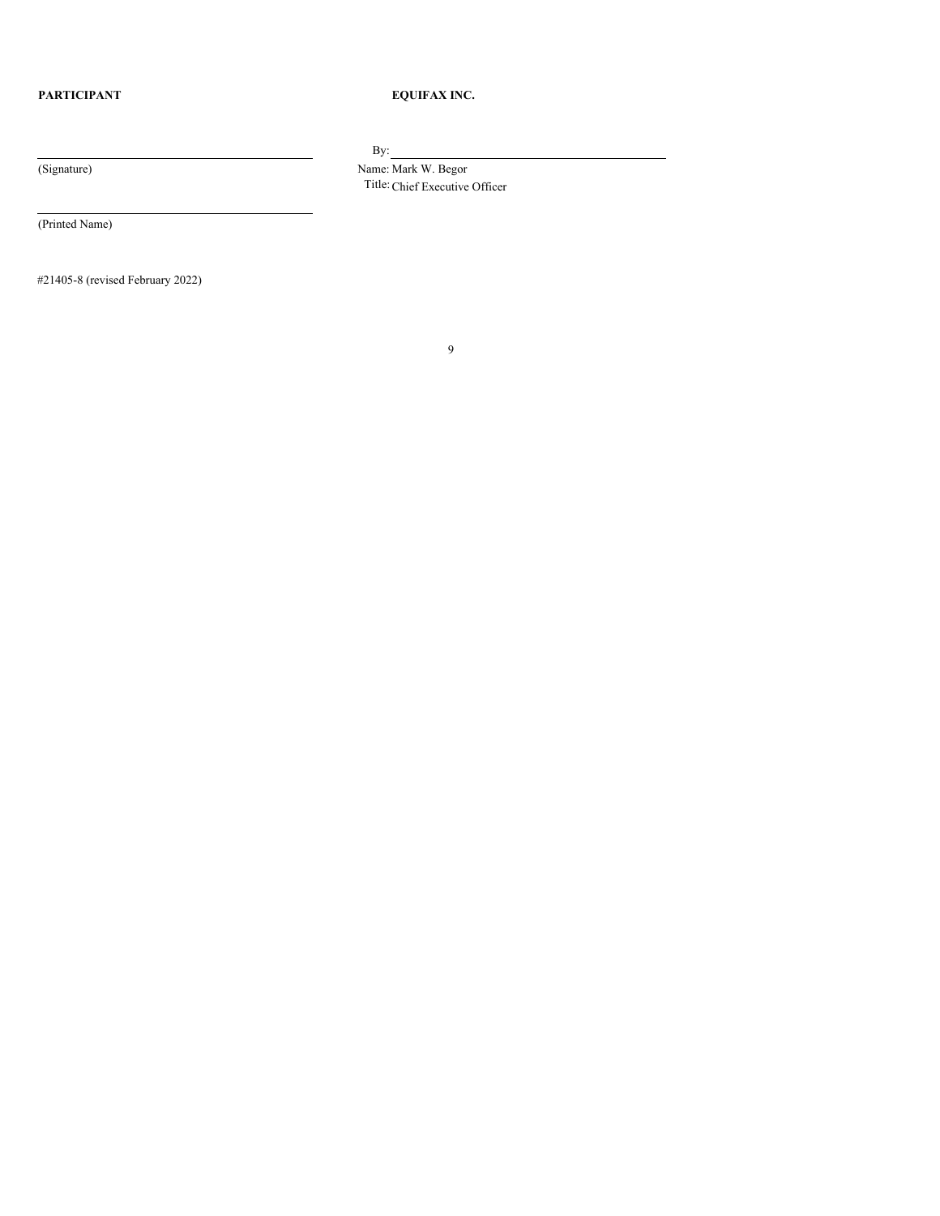| **PARTICIPANT** | **EQUIFAX INC.** |
| --- | --- |
| ______________________________ | By: ______________________________ |
| (Signature) | Name: Mark W. Begor |
| | Title: Chief Executive Officer |
| ______________________________ | |
| (Printed Name) | |

#21405-8 (revised February 2022)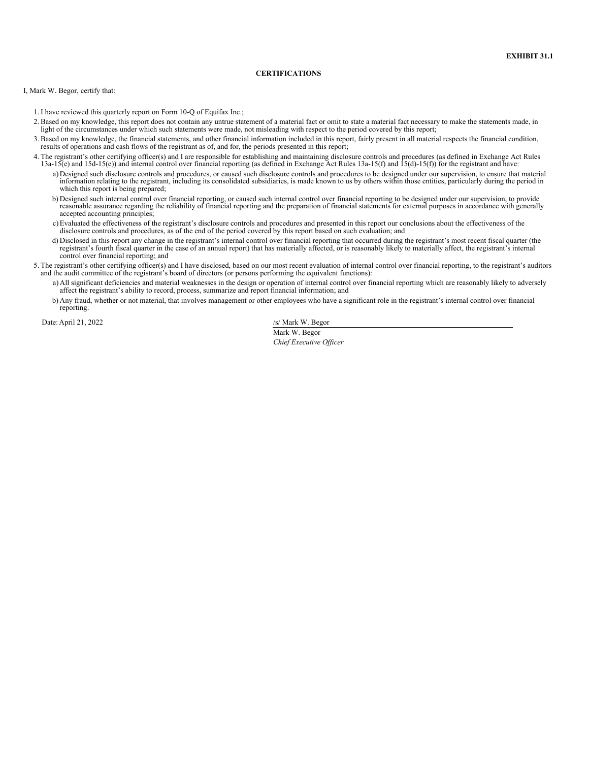**EXHIBIT 31.1**

**CERTIFICATIONS**

I, Mark W. Begor, certify that:

1. I have reviewed this quarterly report on Form 10-Q of Equifax Inc.;
2. Based on my knowledge, this report does not contain any untrue statement of a material fact or omit to state a material fact necessary to make the statements made, in light of the circumstances under which such statements were made, not misleading with respect to the period covered by this report;
3. Based on my knowledge, the financial statements, and other financial information included in this report, fairly present in all material respects the financial condition, results of operations and cash flows of the registrant as of, and for, the periods presented in this report;
4. The registrant's other certifying officer(s) and I are responsible for establishing and maintaining disclosure controls and procedures (as defined in Exchange Act Rules 13a-15(e) and 15d-15(e)) and internal control over financial reporting (as defined in Exchange Act Rules 13a-15(f) and 15(d)-15(f)) for the registrant and have:
   a) Designed such disclosure controls and procedures, or caused such disclosure controls and procedures to be designed under our supervision, to ensure that material information relating to the registrant, including its consolidated subsidiaries, is made known to us by others within those entities, particularly during the period in which this report is being prepared;
   b) Designed such internal control over financial reporting, or caused such internal control over financial reporting to be designed under our supervision, to provide reasonable assurance regarding the reliability of financial reporting and the preparation of financial statements for external purposes in accordance with generally accepted accounting principles;
   c) Evaluated the effectiveness of the registrant's disclosure controls and procedures and presented in this report our conclusions about the effectiveness of the disclosure controls and procedures, as of the end of the period covered by this report based on such evaluation; and
   d) Disclosed in this report any change in the registrant's internal control over financial reporting that occurred during the registrant's most recent fiscal quarter (the registrant's fourth fiscal quarter in the case of an annual report) that has materially affected, or is reasonably likely to materially affect, the registrant's internal control over financial reporting; and
5. The registrant's other certifying officer(s) and I have disclosed, based on our most recent evaluation of internal control over financial reporting, to the registrant's auditors and the audit committee of the registrant's board of directors (or persons performing the equivalent functions):
   a) All significant deficiencies and material weaknesses in the design or operation of internal control over financial reporting which are reasonably likely to adversely affect the registrant's ability to record, process, summarize and report financial information; and
   b) Any fraud, whether or not material, that involves management or other employees who have a significant role in the registrant's internal control over financial reporting.

Date: April 21, 2022

/s/ Mark W. Begor

Mark W. Begor

*Chief Executive Officer*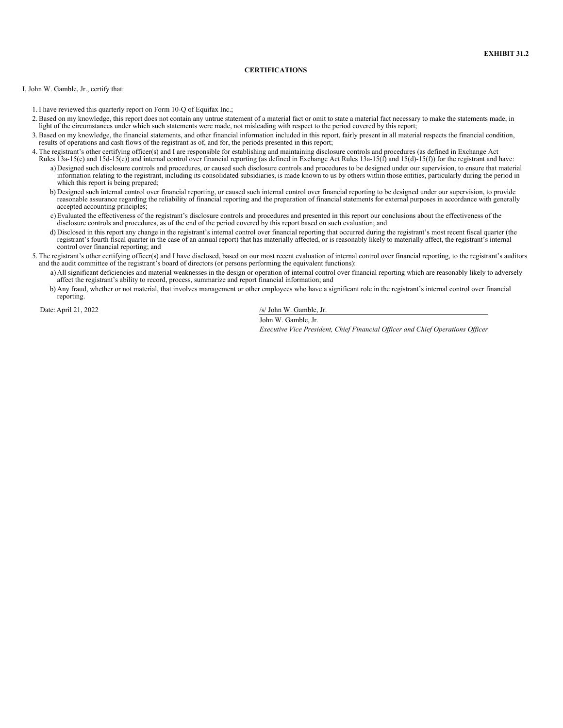**EXHIBIT 31.2**

**CERTIFICATIONS**

I, John W. Gamble, Jr., certify that:

1. I have reviewed this quarterly report on Form 10-Q of Equifax Inc.;
2. Based on my knowledge, this report does not contain any untrue statement of a material fact or omit to state a material fact necessary to make the statements made, in light of the circumstances under which such statements were made, not misleading with respect to the period covered by this report;
3. Based on my knowledge, the financial statements, and other financial information included in this report, fairly present in all material respects the financial condition, results of operations and cash flows of the registrant as of, and for, the periods presented in this report;
4. The registrant's other certifying officer(s) and I are responsible for establishing and maintaining disclosure controls and procedures (as defined in Exchange Act Rules 13a-15(e) and 15d-15(e)) and internal control over financial reporting (as defined in Exchange Act Rules 13a-15(f) and 15(d)-15(f)) for the registrant and have:
   a) Designed such disclosure controls and procedures, or caused such disclosure controls and procedures to be designed under our supervision, to ensure that material information relating to the registrant, including its consolidated subsidiaries, is made known to us by others within those entities, particularly during the period in which this report is being prepared;
   b) Designed such internal control over financial reporting, or caused such internal control over financial reporting to be designed under our supervision, to provide reasonable assurance regarding the reliability of financial reporting and the preparation of financial statements for external purposes in accordance with generally accepted accounting principles;
   c) Evaluated the effectiveness of the registrant's disclosure controls and procedures and presented in this report our conclusions about the effectiveness of the disclosure controls and procedures, as of the end of the period covered by this report based on such evaluation; and
   d) Disclosed in this report any change in the registrant's internal control over financial reporting that occurred during the registrant's most recent fiscal quarter (the registrant's fourth fiscal quarter in the case of an annual report) that has materially affected, or is reasonably likely to materially affect, the registrant's internal control over financial reporting; and
5. The registrant's other certifying officer(s) and I have disclosed, based on our most recent evaluation of internal control over financial reporting, to the registrant's auditors and the audit committee of the registrant's board of directors (or persons performing the equivalent functions):
   a) All significant deficiencies and material weaknesses in the design or operation of internal control over financial reporting which are reasonably likely to adversely affect the registrant's ability to record, process, summarize and report financial information; and
   b) Any fraud, whether or not material, that involves management or other employees who have a significant role in the registrant's internal control over financial reporting.

Date: April 21, 2022

/s/ John W. Gamble, Jr.

John W. Gamble, Jr.

*Executive Vice President, Chief Financial Officer and Chief Operations Officer*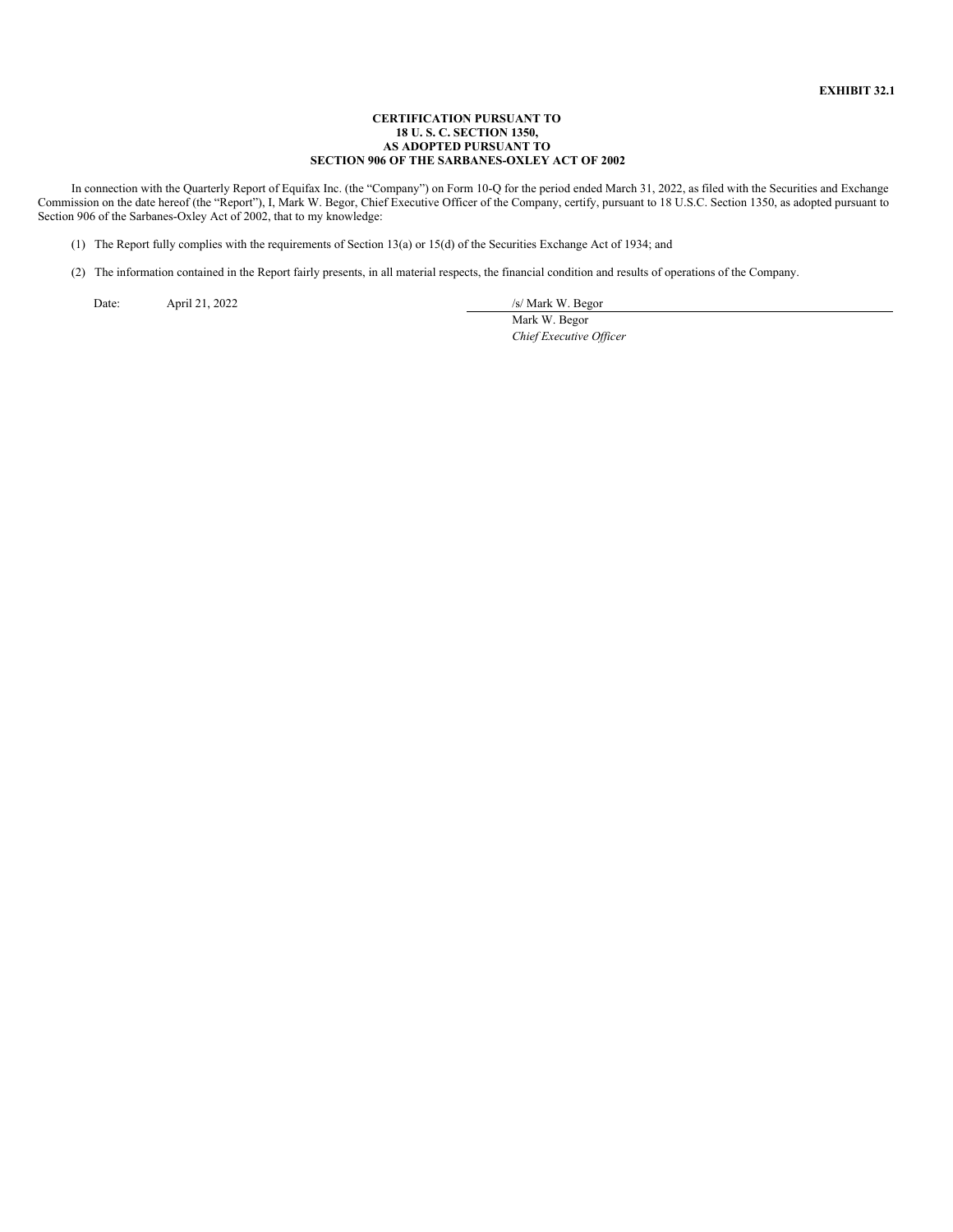**EXHIBIT 32.1**

**CERTIFICATION PURSUANT TO**
**18 U. S. C. SECTION 1350,**
**AS ADOPTED PURSUANT TO**
**SECTION 906 OF THE SARBANES-OXLEY ACT OF 2002**

In connection with the Quarterly Report of Equifax Inc. (the "Company") on Form 10-Q for the period ended March 31, 2022, as filed with the Securities and Exchange Commission on the date hereof (the "Report"), I, Mark W. Begor, Chief Executive Officer of the Company, certify, pursuant to 18 U.S.C. Section 1350, as adopted pursuant to Section 906 of the Sarbanes-Oxley Act of 2002, that to my knowledge:

(1) The Report fully complies with the requirements of Section 13(a) or 15(d) of the Securities Exchange Act of 1934; and

(2) The information contained in the Report fairly presents, in all material respects, the financial condition and results of operations of the Company.

Date: April 21, 2022

/s/ Mark W. Begor
Mark W. Begor
*Chief Executive Officer*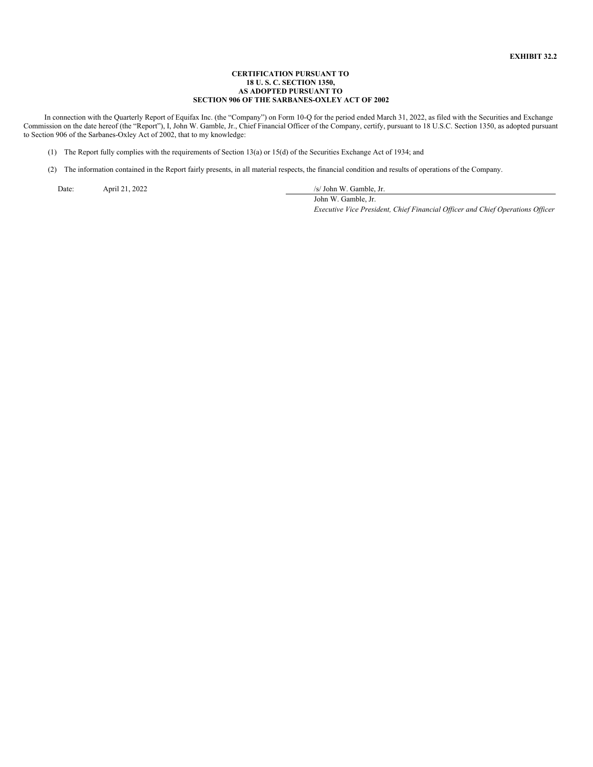**EXHIBIT 32.2**

**CERTIFICATION PURSUANT TO**
**18 U. S. C. SECTION 1350,**
**AS ADOPTED PURSUANT TO**
**SECTION 906 OF THE SARBANES-OXLEY ACT OF 2002**

In connection with the Quarterly Report of Equifax Inc. (the "Company") on Form 10-Q for the period ended March 31, 2022, as filed with the Securities and Exchange Commission on the date hereof (the "Report"), I, John W. Gamble, Jr., Chief Financial Officer of the Company, certify, pursuant to 18 U.S.C. Section 1350, as adopted pursuant to Section 906 of the Sarbanes-Oxley Act of 2002, that to my knowledge:

(1) The Report fully complies with the requirements of Section 13(a) or 15(d) of the Securities Exchange Act of 1934; and

(2) The information contained in the Report fairly presents, in all material respects, the financial condition and results of operations of the Company.

Date: April 21, 2022

/s/ John W. Gamble, Jr.
John W. Gamble, Jr.
*Executive Vice President, Chief Financial Officer and Chief Operations Officer*